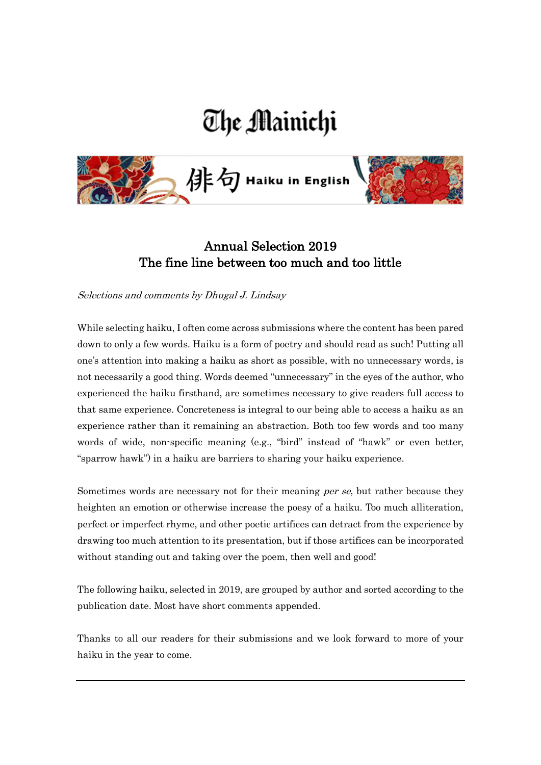# The Mainichi

## 俳句 Haiku in English

## Annual Selection 2019
## The fine line between too much and too little

*Selections and comments by Dhugal J. Lindsay*

While selecting haiku, I often come across submissions where the content has been pared down to only a few words. Haiku is a form of poetry and should read as such! Putting all one's attention into making a haiku as short as possible, with no unnecessary words, is not necessarily a good thing. Words deemed "unnecessary" in the eyes of the author, who experienced the haiku firsthand, are sometimes necessary to give readers full access to that same experience. Concreteness is integral to our being able to access a haiku as an experience rather than it remaining an abstraction. Both too few words and too many words of wide, non-specific meaning (e.g., "bird" instead of "hawk" or even better, "sparrow hawk") in a haiku are barriers to sharing your haiku experience.

Sometimes words are necessary not for their meaning *per se*, but rather because they heighten an emotion or otherwise increase the poesy of a haiku. Too much alliteration, perfect or imperfect rhyme, and other poetic artifices can detract from the experience by drawing too much attention to its presentation, but if those artifices can be incorporated without standing out and taking over the poem, then well and good!

The following haiku, selected in 2019, are grouped by author and sorted according to the publication date. Most have short comments appended.

Thanks to all our readers for their submissions and we look forward to more of your haiku in the year to come.

---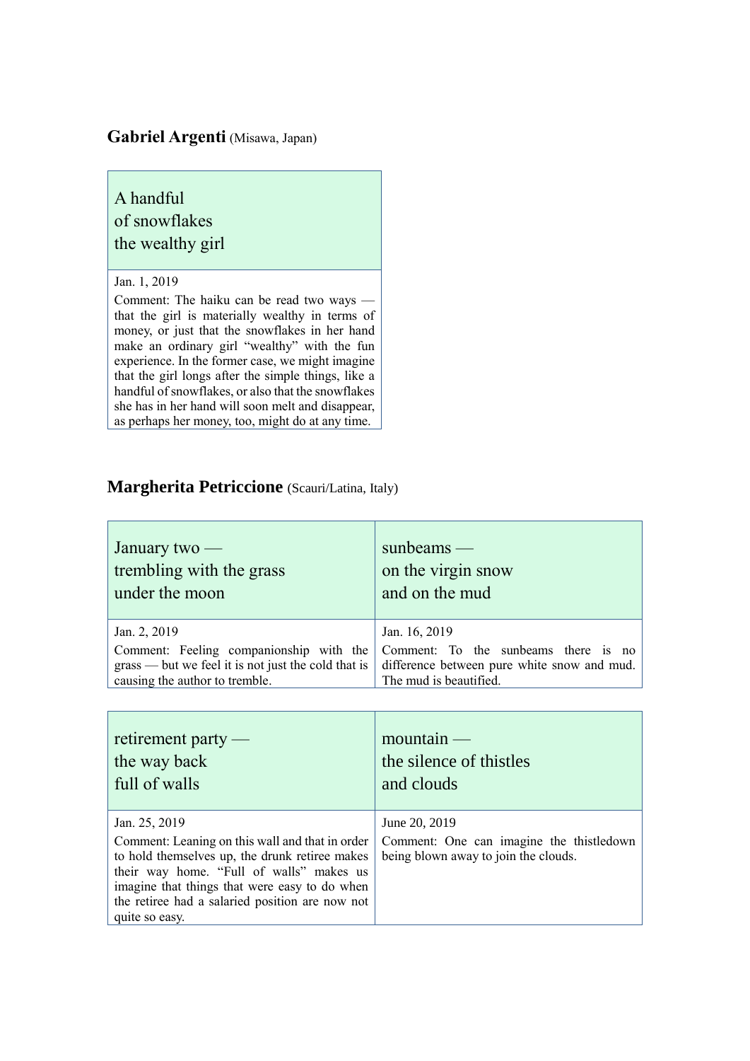**Gabriel Argenti** (Misawa, Japan)

A handful
of snowflakes
the wealthy girl

Jan. 1, 2019

Comment: The haiku can be read two ways — that the girl is materially wealthy in terms of money, or just that the snowflakes in her hand make an ordinary girl “wealthy” with the fun experience. In the former case, we might imagine that the girl longs after the simple things, like a handful of snowflakes, or also that the snowflakes she has in her hand will soon melt and disappear, as perhaps her money, too, might do at any time.

**Margherita Petriccione** (Scauri/Latina, Italy)

January two —
trembling with the grass
under the moon

Jan. 2, 2019

Comment: Feeling companionship with the grass — but we feel it is not just the cold that is causing the author to tremble.

sunbeams —
on the virgin snow
and on the mud

Jan. 16, 2019

Comment: To the sunbeams there is no difference between pure white snow and mud. The mud is beautified.

retirement party —
the way back
full of walls

Jan. 25, 2019

Comment: Leaning on this wall and that in order to hold themselves up, the drunk retiree makes their way home. “Full of walls” makes us imagine that things that were easy to do when the retiree had a salaried position are now not quite so easy.

mountain —
the silence of thistles
and clouds

June 20, 2019

Comment: One can imagine the thistledown being blown away to join the clouds.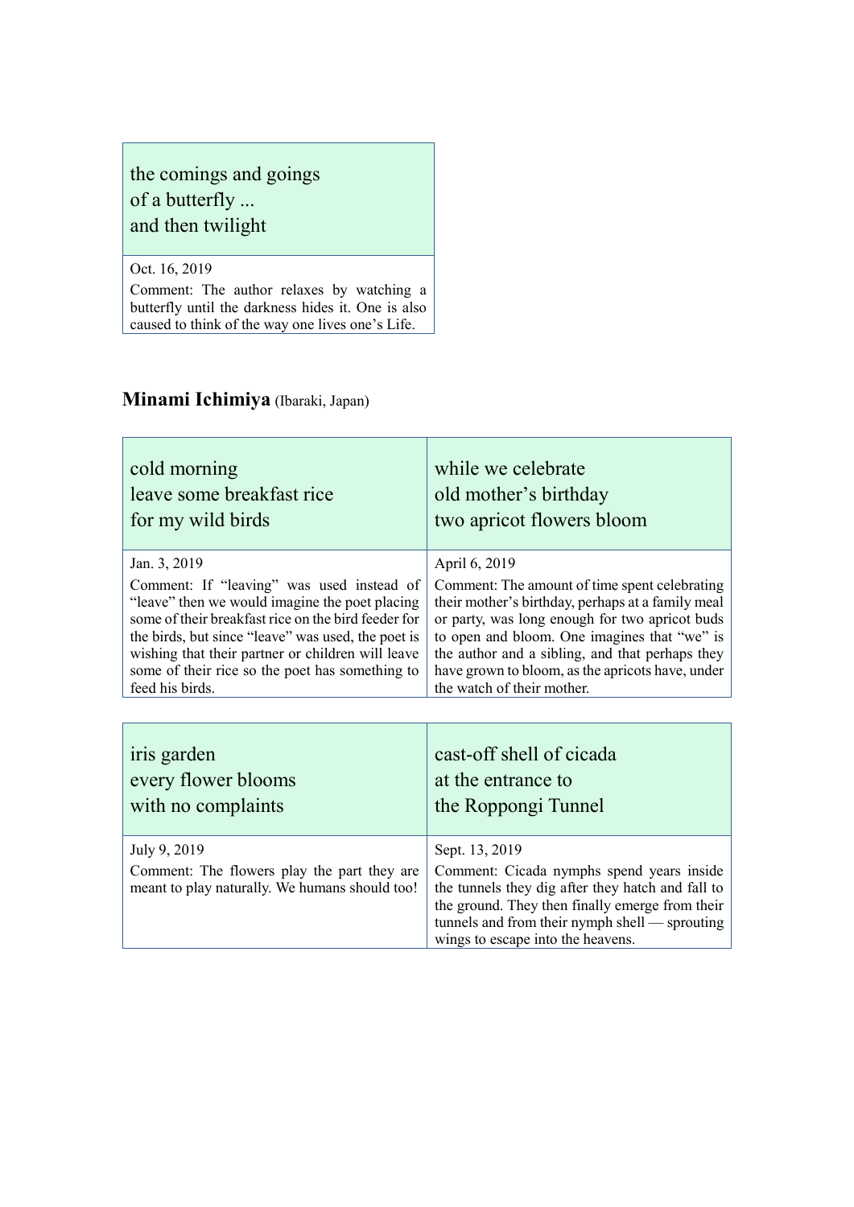the comings and goings
of a butterfly ...
and then twilight

Oct. 16, 2019

Comment: The author relaxes by watching a butterfly until the darkness hides it. One is also caused to think of the way one lives one's Life.

## **Minami Ichimiya** (Ibaraki, Japan)

cold morning
leave some breakfast rice
for my wild birds

Jan. 3, 2019

Comment: If "leaving" was used instead of "leave" then we would imagine the poet placing some of their breakfast rice on the bird feeder for the birds, but since "leave" was used, the poet is wishing that their partner or children will leave some of their rice so the poet has something to feed his birds.

while we celebrate
old mother's birthday
two apricot flowers bloom

April 6, 2019

Comment: The amount of time spent celebrating their mother's birthday, perhaps at a family meal or party, was long enough for two apricot buds to open and bloom. One imagines that "we" is the author and a sibling, and that perhaps they have grown to bloom, as the apricots have, under the watch of their mother.

iris garden
every flower blooms
with no complaints

July 9, 2019

Comment: The flowers play the part they are meant to play naturally. We humans should too!

cast-off shell of cicada
at the entrance to
the Roppongi Tunnel

Sept. 13, 2019

Comment: Cicada nymphs spend years inside the tunnels they dig after they hatch and fall to the ground. They then finally emerge from their tunnels and from their nymph shell — sprouting wings to escape into the heavens.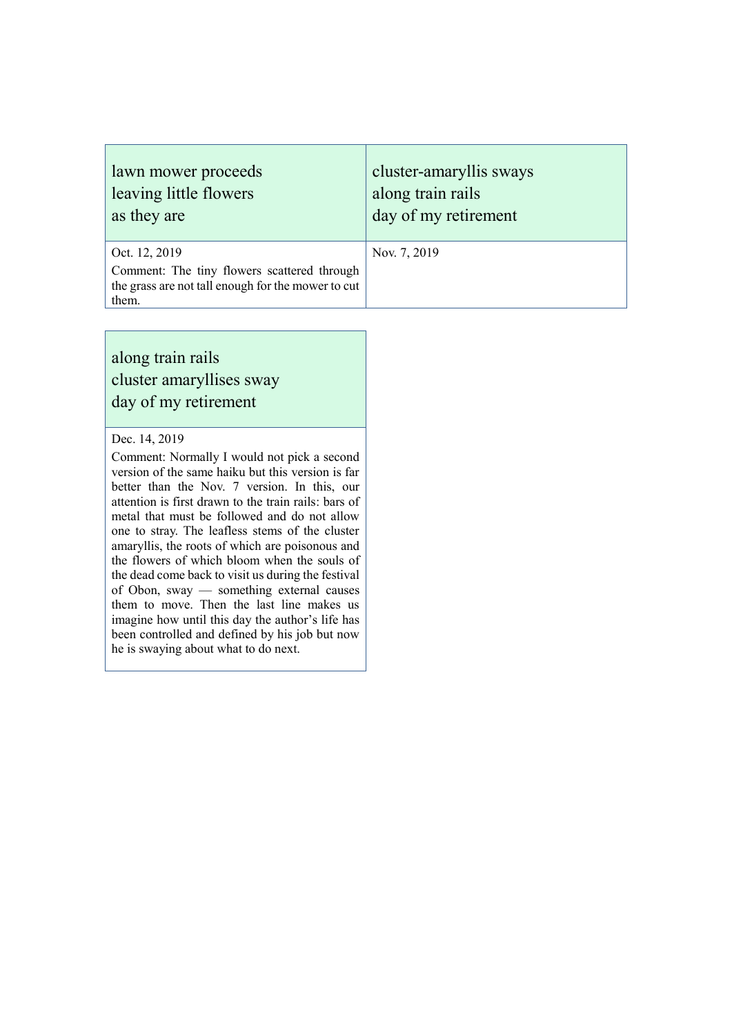lawn mower proceeds
leaving little flowers
as they are

Oct. 12, 2019

Comment: The tiny flowers scattered through the grass are not tall enough for the mower to cut them.

cluster-amaryllis sways
along train rails
day of my retirement

Nov. 7, 2019

along train rails
cluster amaryllises sway
day of my retirement

Dec. 14, 2019

Comment: Normally I would not pick a second version of the same haiku but this version is far better than the Nov. 7 version. In this, our attention is first drawn to the train rails: bars of metal that must be followed and do not allow one to stray. The leafless stems of the cluster amaryllis, the roots of which are poisonous and the flowers of which bloom when the souls of the dead come back to visit us during the festival of Obon, sway — something external causes them to move. Then the last line makes us imagine how until this day the author's life has been controlled and defined by his job but now he is swaying about what to do next.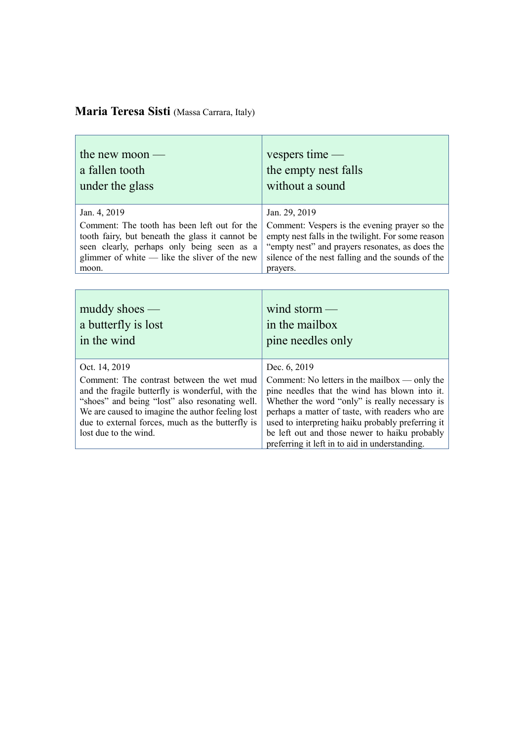**Maria Teresa Sisti** (Massa Carrara, Italy)

| the new moon —<br>a fallen tooth<br>under the glass | vespers time —<br>the empty nest falls<br>without a sound |
|---|---|
| Jan. 4, 2019<br>Comment: The tooth has been left out for the tooth fairy, but beneath the glass it cannot be seen clearly, perhaps only being seen as a glimmer of white — like the sliver of the new moon. | Jan. 29, 2019<br>Comment: Vespers is the evening prayer so the empty nest falls in the twilight. For some reason "empty nest" and prayers resonates, as does the silence of the nest falling and the sounds of the prayers. |

| muddy shoes —<br>a butterfly is lost<br>in the wind | wind storm —<br>in the mailbox<br>pine needles only |
|---|---|
| Oct. 14, 2019<br>Comment: The contrast between the wet mud and the fragile butterfly is wonderful, with the "shoes" and being "lost" also resonating well. We are caused to imagine the author feeling lost due to external forces, much as the butterfly is lost due to the wind. | Dec. 6, 2019<br>Comment: No letters in the mailbox — only the pine needles that the wind has blown into it. Whether the word "only" is really necessary is perhaps a matter of taste, with readers who are used to interpreting haiku probably preferring it be left out and those newer to haiku probably preferring it left in to aid in understanding. |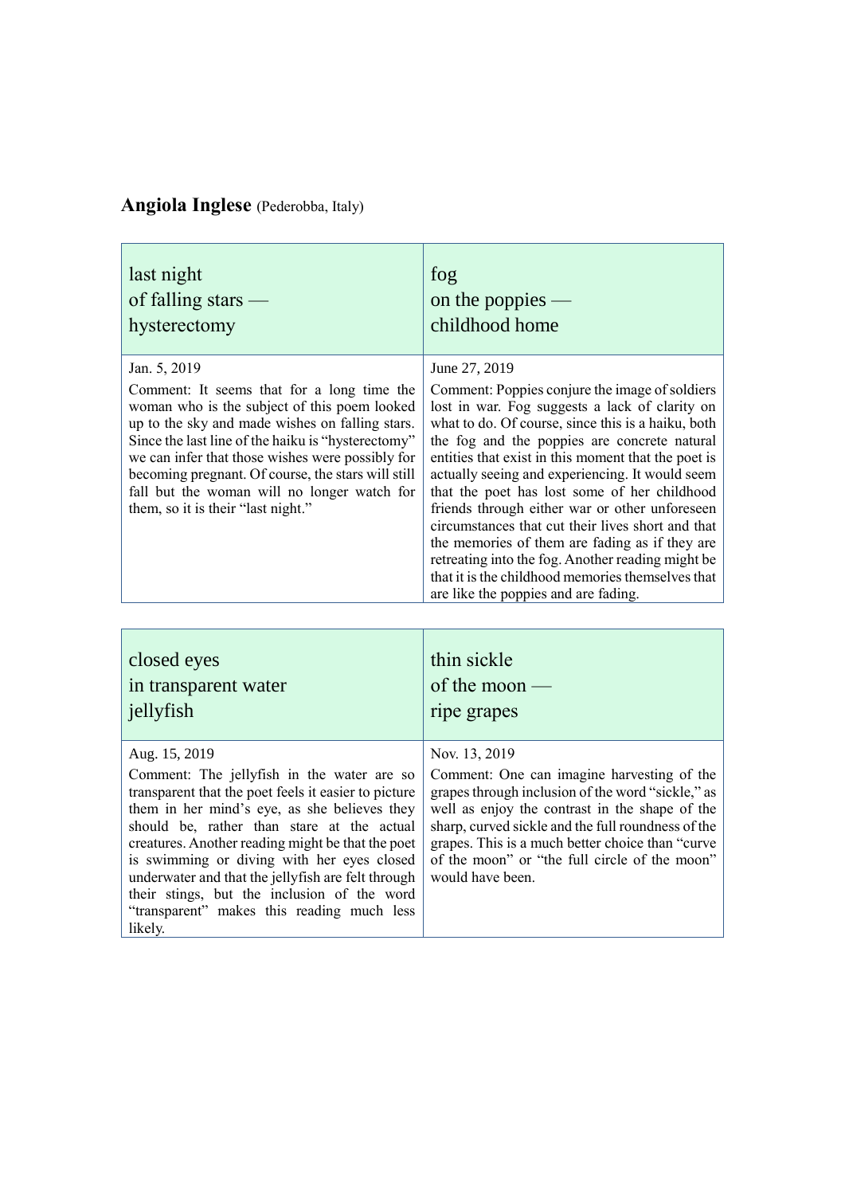**Angiola Inglese** (Pederobba, Italy)

| last night<br>of falling stars —<br>hysterectomy | fog<br>on the poppies —<br>childhood home |
|---|---|
| Jan. 5, 2019<br>Comment: It seems that for a long time the woman who is the subject of this poem looked up to the sky and made wishes on falling stars. Since the last line of the haiku is "hysterectomy" we can infer that those wishes were possibly for becoming pregnant. Of course, the stars will still fall but the woman will no longer watch for them, so it is their "last night." | June 27, 2019<br>Comment: Poppies conjure the image of soldiers lost in war. Fog suggests a lack of clarity on what to do. Of course, since this is a haiku, both the fog and the poppies are concrete natural entities that exist in this moment that the poet is actually seeing and experiencing. It would seem that the poet has lost some of her childhood friends through either war or other unforeseen circumstances that cut their lives short and that the memories of them are fading as if they are retreating into the fog. Another reading might be that it is the childhood memories themselves that are like the poppies and are fading. |

| closed eyes<br>in transparent water<br>jellyfish | thin sickle<br>of the moon —<br>ripe grapes |
|---|---|
| Aug. 15, 2019<br>Comment: The jellyfish in the water are so transparent that the poet feels it easier to picture them in her mind's eye, as she believes they should be, rather than stare at the actual creatures. Another reading might be that the poet is swimming or diving with her eyes closed underwater and that the jellyfish are felt through their stings, but the inclusion of the word "transparent" makes this reading much less likely. | Nov. 13, 2019<br>Comment: One can imagine harvesting of the grapes through inclusion of the word "sickle," as well as enjoy the contrast in the shape of the sharp, curved sickle and the full roundness of the grapes. This is a much better choice than "curve of the moon" or "the full circle of the moon" would have been. |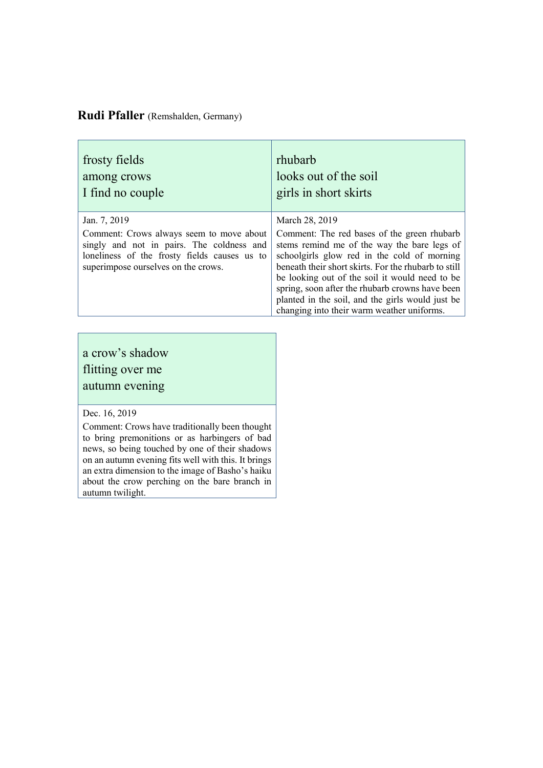**Rudi Pfaller** (Remshalden, Germany)

frosty fields
among crows
I find no couple

Jan. 7, 2019

Comment: Crows always seem to move about singly and not in pairs. The coldness and loneliness of the frosty fields causes us to superimpose ourselves on the crows.

rhubarb
looks out of the soil
girls in short skirts

March 28, 2019

Comment: The red bases of the green rhubarb stems remind me of the way the bare legs of schoolgirls glow red in the cold of morning beneath their short skirts. For the rhubarb to still be looking out of the soil it would need to be spring, soon after the rhubarb crowns have been planted in the soil, and the girls would just be changing into their warm weather uniforms.

a crow's shadow
flitting over me
autumn evening

Dec. 16, 2019

Comment: Crows have traditionally been thought to bring premonitions or as harbingers of bad news, so being touched by one of their shadows on an autumn evening fits well with this. It brings an extra dimension to the image of Basho's haiku about the crow perching on the bare branch in autumn twilight.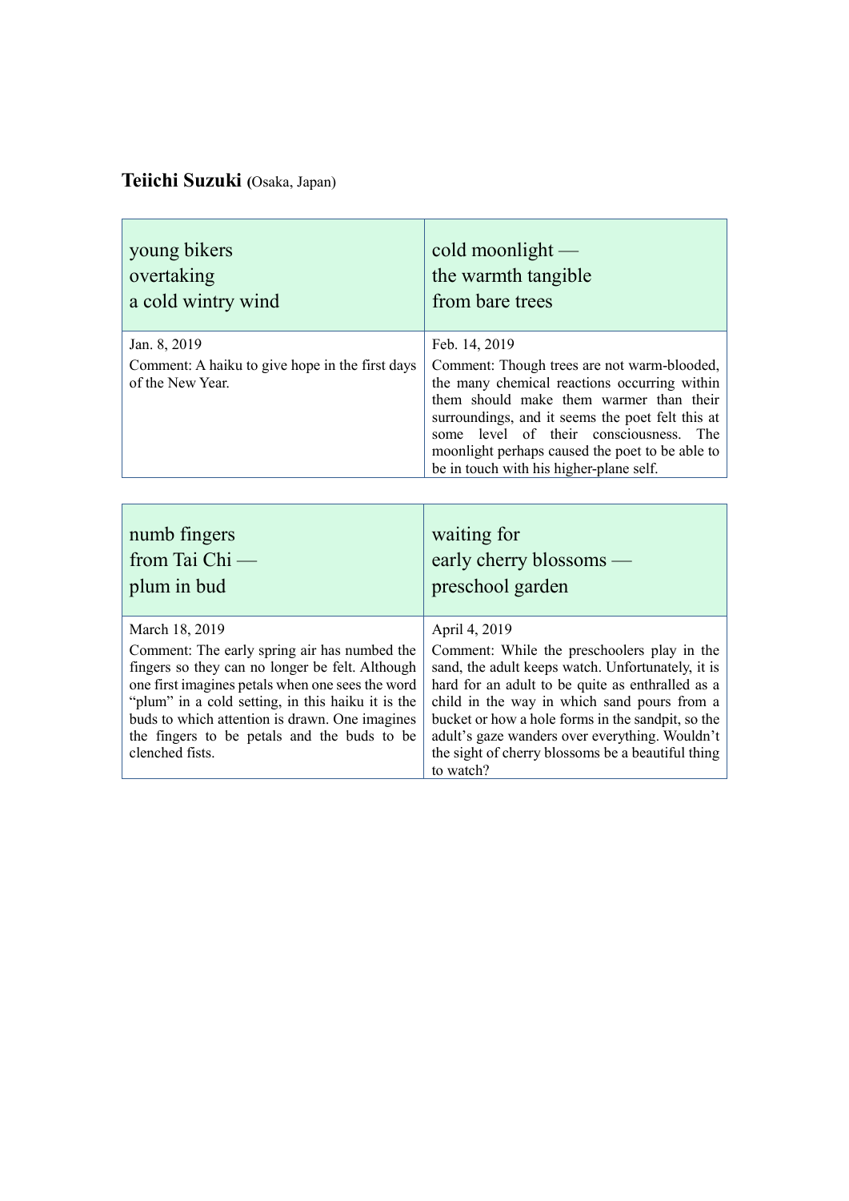**Teiichi Suzuki** (Osaka, Japan)

young bikers
overtaking
a cold wintry wind

Jan. 8, 2019

Comment: A haiku to give hope in the first days of the New Year.

cold moonlight —
the warmth tangible
from bare trees

Feb. 14, 2019

Comment: Though trees are not warm-blooded, the many chemical reactions occurring within them should make them warmer than their surroundings, and it seems the poet felt this at some level of their consciousness. The moonlight perhaps caused the poet to be able to be in touch with his higher-plane self.

numb fingers
from Tai Chi —
plum in bud

March 18, 2019

Comment: The early spring air has numbed the fingers so they can no longer be felt. Although one first imagines petals when one sees the word "plum" in a cold setting, in this haiku it is the buds to which attention is drawn. One imagines the fingers to be petals and the buds to be clenched fists.

waiting for
early cherry blossoms —
preschool garden

April 4, 2019

Comment: While the preschoolers play in the sand, the adult keeps watch. Unfortunately, it is hard for an adult to be quite as enthralled as a child in the way in which sand pours from a bucket or how a hole forms in the sandpit, so the adult's gaze wanders over everything. Wouldn't the sight of cherry blossoms be a beautiful thing to watch?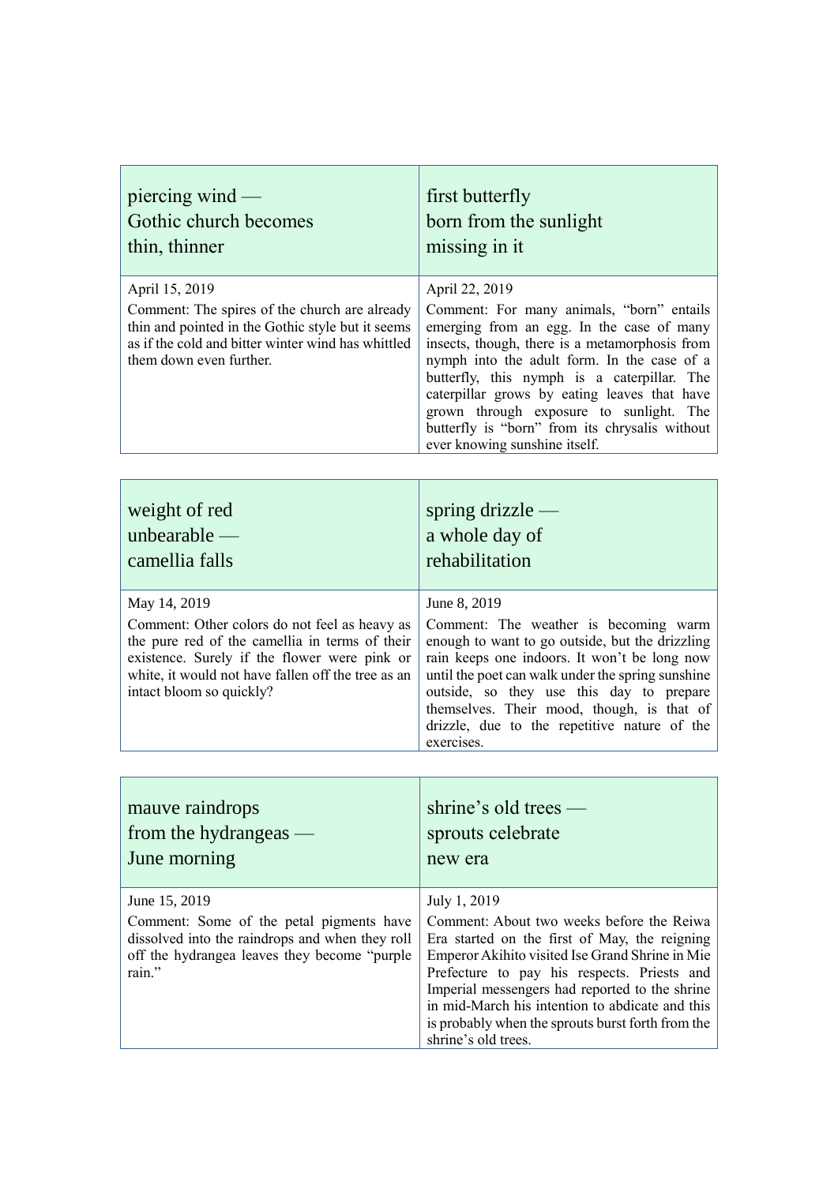piercing wind —
Gothic church becomes
thin, thinner

April 15, 2019

Comment: The spires of the church are already thin and pointed in the Gothic style but it seems as if the cold and bitter winter wind has whittled them down even further.

first butterfly
born from the sunlight
missing in it

April 22, 2019

Comment: For many animals, "born" entails emerging from an egg. In the case of many insects, though, there is a metamorphosis from nymph into the adult form. In the case of a butterfly, this nymph is a caterpillar. The caterpillar grows by eating leaves that have grown through exposure to sunlight. The butterfly is "born" from its chrysalis without ever knowing sunshine itself.

weight of red
unbearable —
camellia falls

May 14, 2019

Comment: Other colors do not feel as heavy as the pure red of the camellia in terms of their existence. Surely if the flower were pink or white, it would not have fallen off the tree as an intact bloom so quickly?

spring drizzle —
a whole day of
rehabilitation

June 8, 2019

Comment: The weather is becoming warm enough to want to go outside, but the drizzling rain keeps one indoors. It won't be long now until the poet can walk under the spring sunshine outside, so they use this day to prepare themselves. Their mood, though, is that of drizzle, due to the repetitive nature of the exercises.

mauve raindrops
from the hydrangeas —
June morning

June 15, 2019

Comment: Some of the petal pigments have dissolved into the raindrops and when they roll off the hydrangea leaves they become "purple rain."

shrine's old trees —
sprouts celebrate
new era

July 1, 2019

Comment: About two weeks before the Reiwa Era started on the first of May, the reigning Emperor Akihito visited Ise Grand Shrine in Mie Prefecture to pay his respects. Priests and Imperial messengers had reported to the shrine in mid-March his intention to abdicate and this is probably when the sprouts burst forth from the shrine's old trees.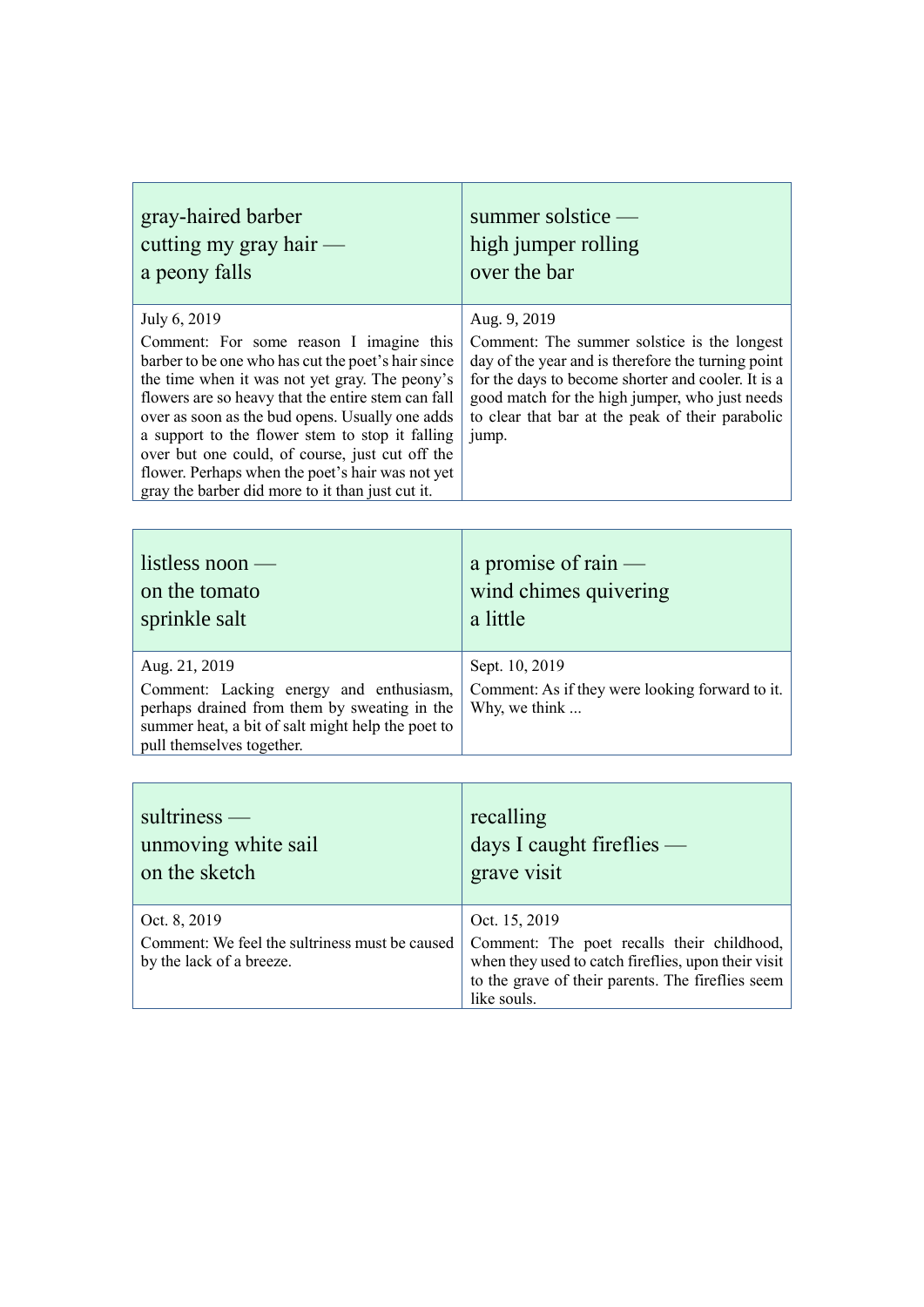gray-haired barber  
cutting my gray hair —  
a peony falls

July 6, 2019

Comment: For some reason I imagine this barber to be one who has cut the poet's hair since the time when it was not yet gray. The peony's flowers are so heavy that the entire stem can fall over as soon as the bud opens. Usually one adds a support to the flower stem to stop it falling over but one could, of course, just cut off the flower. Perhaps when the poet's hair was not yet gray the barber did more to it than just cut it.

summer solstice —  
high jumper rolling  
over the bar

Aug. 9, 2019

Comment: The summer solstice is the longest day of the year and is therefore the turning point for the days to become shorter and cooler. It is a good match for the high jumper, who just needs to clear that bar at the peak of their parabolic jump.

listless noon —  
on the tomato  
sprinkle salt

Aug. 21, 2019

Comment: Lacking energy and enthusiasm, perhaps drained from them by sweating in the summer heat, a bit of salt might help the poet to pull themselves together.

a promise of rain —  
wind chimes quivering  
a little

Sept. 10, 2019

Comment: As if they were looking forward to it. Why, we think ...

sultriness —  
unmoving white sail  
on the sketch

Oct. 8, 2019

Comment: We feel the sultriness must be caused by the lack of a breeze.

recalling  
days I caught fireflies —  
grave visit

Oct. 15, 2019

Comment: The poet recalls their childhood, when they used to catch fireflies, upon their visit to the grave of their parents. The fireflies seem like souls.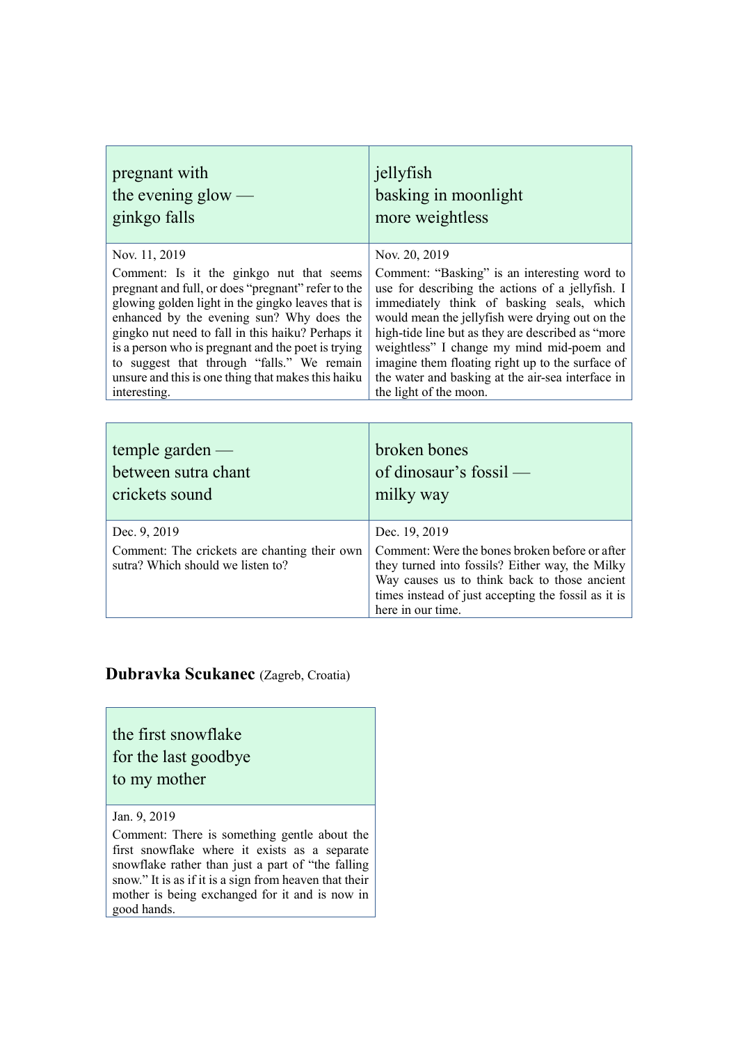| pregnant with<br>the evening glow —<br>ginkgo falls | jellyfish<br>basking in moonlight<br>more weightless |
|---|---|
| Nov. 11, 2019<br>Comment: Is it the ginkgo nut that seems pregnant and full, or does "pregnant" refer to the glowing golden light in the gingko leaves that is enhanced by the evening sun? Why does the gingko nut need to fall in this haiku? Perhaps it is a person who is pregnant and the poet is trying to suggest that through "falls." We remain unsure and this is one thing that makes this haiku interesting. | Nov. 20, 2019<br>Comment: "Basking" is an interesting word to use for describing the actions of a jellyfish. I immediately think of basking seals, which would mean the jellyfish were drying out on the high-tide line but as they are described as "more weightless" I change my mind mid-poem and imagine them floating right up to the surface of the water and basking at the air-sea interface in the light of the moon. |

| temple garden —<br>between sutra chant<br>crickets sound | broken bones<br>of dinosaur's fossil —<br>milky way |
|---|---|
| Dec. 9, 2019<br>Comment: The crickets are chanting their own sutra? Which should we listen to? | Dec. 19, 2019<br>Comment: Were the bones broken before or after they turned into fossils? Either way, the Milky Way causes us to think back to those ancient times instead of just accepting the fossil as it is here in our time. |

**Dubravka Scukanec** (Zagreb, Croatia)

| the first snowflake<br>for the last goodbye<br>to my mother |
|---|
| Jan. 9, 2019<br>Comment: There is something gentle about the first snowflake where it exists as a separate snowflake rather than just a part of "the falling snow." It is as if it is a sign from heaven that their mother is being exchanged for it and is now in good hands. |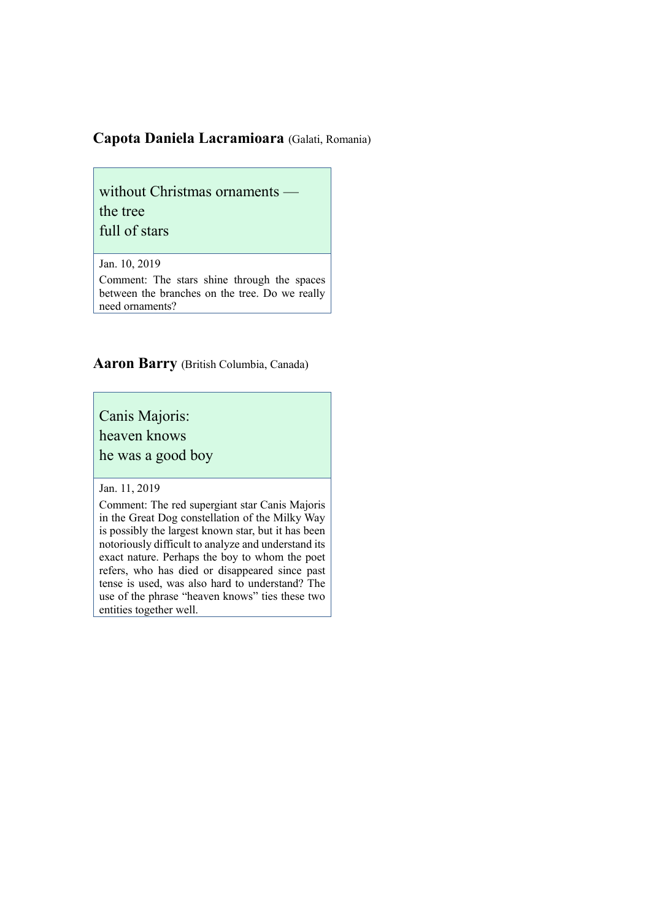**Capota Daniela Lacramioara** (Galati, Romania)

without Christmas ornaments —  
the tree  
full of stars

Jan. 10, 2019

Comment: The stars shine through the spaces between the branches on the tree. Do we really need ornaments?

**Aaron Barry** (British Columbia, Canada)

Canis Majoris:  
heaven knows  
he was a good boy

Jan. 11, 2019

Comment: The red supergiant star Canis Majoris in the Great Dog constellation of the Milky Way is possibly the largest known star, but it has been notoriously difficult to analyze and understand its exact nature. Perhaps the boy to whom the poet refers, who has died or disappeared since past tense is used, was also hard to understand? The use of the phrase "heaven knows" ties these two entities together well.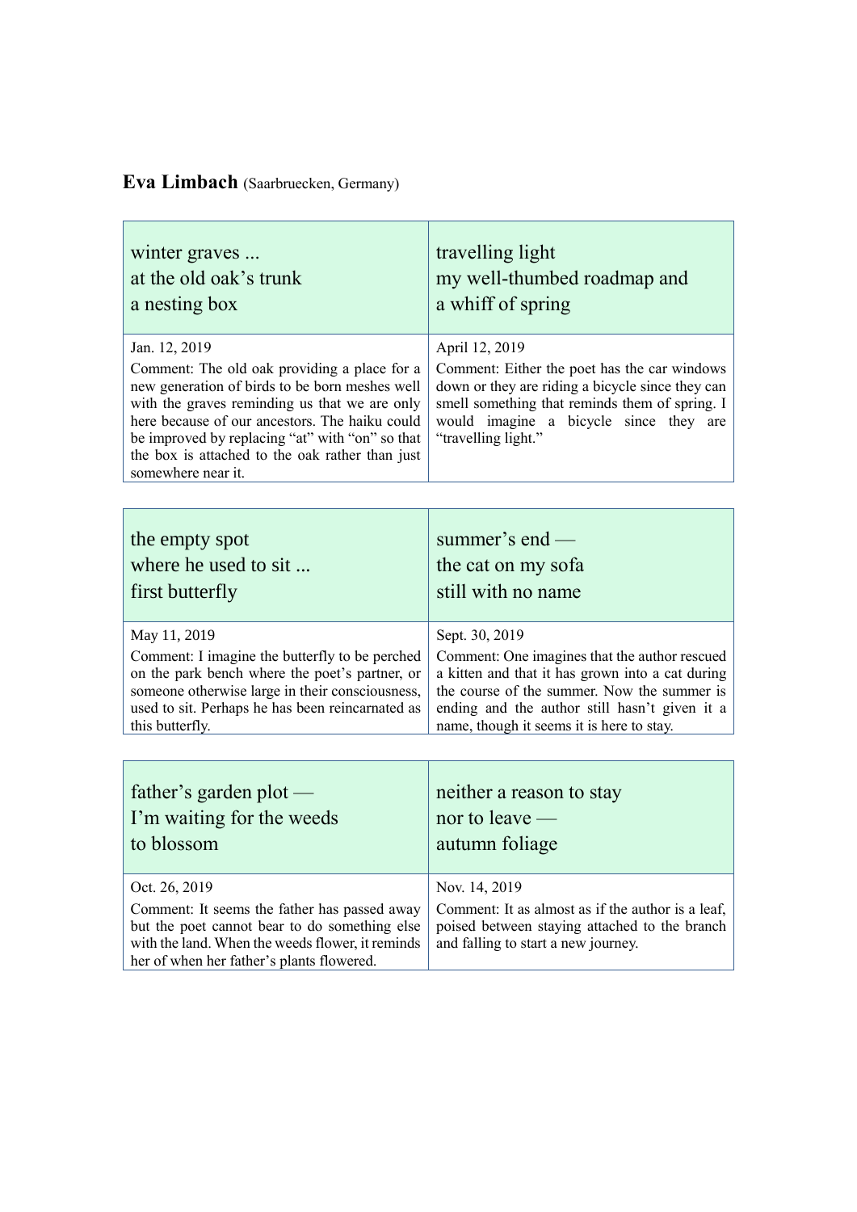**Eva Limbach** (Saarbruecken, Germany)

| winter graves ...<br>at the old oak's trunk<br>a nesting box | travelling light<br>my well-thumbed roadmap and<br>a whiff of spring |
|---|---|
| Jan. 12, 2019<br>Comment: The old oak providing a place for a new generation of birds to be born meshes well with the graves reminding us that we are only here because of our ancestors. The haiku could be improved by replacing "at" with "on" so that the box is attached to the oak rather than just somewhere near it. | April 12, 2019<br>Comment: Either the poet has the car windows down or they are riding a bicycle since they can smell something that reminds them of spring. I would imagine a bicycle since they are "travelling light." |

| the empty spot<br>where he used to sit ...<br>first butterfly | summer's end —<br>the cat on my sofa<br>still with no name |
|---|---|
| May 11, 2019<br>Comment: I imagine the butterfly to be perched on the park bench where the poet's partner, or someone otherwise large in their consciousness, used to sit. Perhaps he has been reincarnated as this butterfly. | Sept. 30, 2019<br>Comment: One imagines that the author rescued a kitten and that it has grown into a cat during the course of the summer. Now the summer is ending and the author still hasn't given it a name, though it seems it is here to stay. |

| father's garden plot —<br>I'm waiting for the weeds<br>to blossom | neither a reason to stay<br>nor to leave —<br>autumn foliage |
|---|---|
| Oct. 26, 2019<br>Comment: It seems the father has passed away but the poet cannot bear to do something else with the land. When the weeds flower, it reminds her of when her father's plants flowered. | Nov. 14, 2019<br>Comment: It as almost as if the author is a leaf, poised between staying attached to the branch and falling to start a new journey. |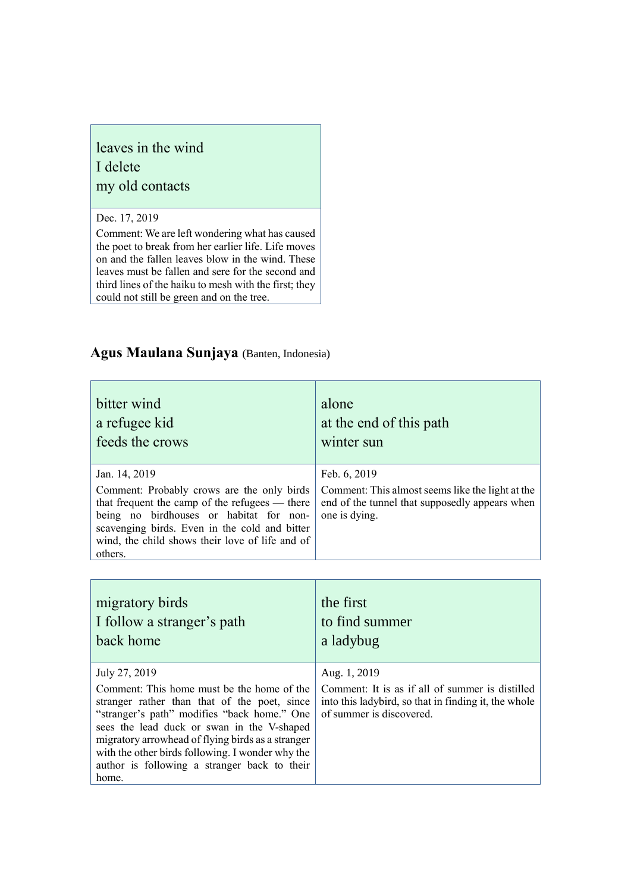leaves in the wind
I delete
my old contacts

Dec. 17, 2019

Comment: We are left wondering what has caused the poet to break from her earlier life. Life moves on and the fallen leaves blow in the wind. These leaves must be fallen and sere for the second and third lines of the haiku to mesh with the first; they could not still be green and on the tree.

## **Agus Maulana Sunjaya** (Banten, Indonesia)

bitter wind
a refugee kid
feeds the crows

Jan. 14, 2019

Comment: Probably crows are the only birds that frequent the camp of the refugees — there being no birdhouses or habitat for non-scavenging birds. Even in the cold and bitter wind, the child shows their love of life and of others.

alone
at the end of this path
winter sun

Feb. 6, 2019

Comment: This almost seems like the light at the end of the tunnel that supposedly appears when one is dying.

migratory birds
I follow a stranger's path
back home

July 27, 2019

Comment: This home must be the home of the stranger rather than that of the poet, since "stranger's path" modifies "back home." One sees the lead duck or swan in the V-shaped migratory arrowhead of flying birds as a stranger with the other birds following. I wonder why the author is following a stranger back to their home.

the first
to find summer
a ladybug

Aug. 1, 2019

Comment: It is as if all of summer is distilled into this ladybird, so that in finding it, the whole of summer is discovered.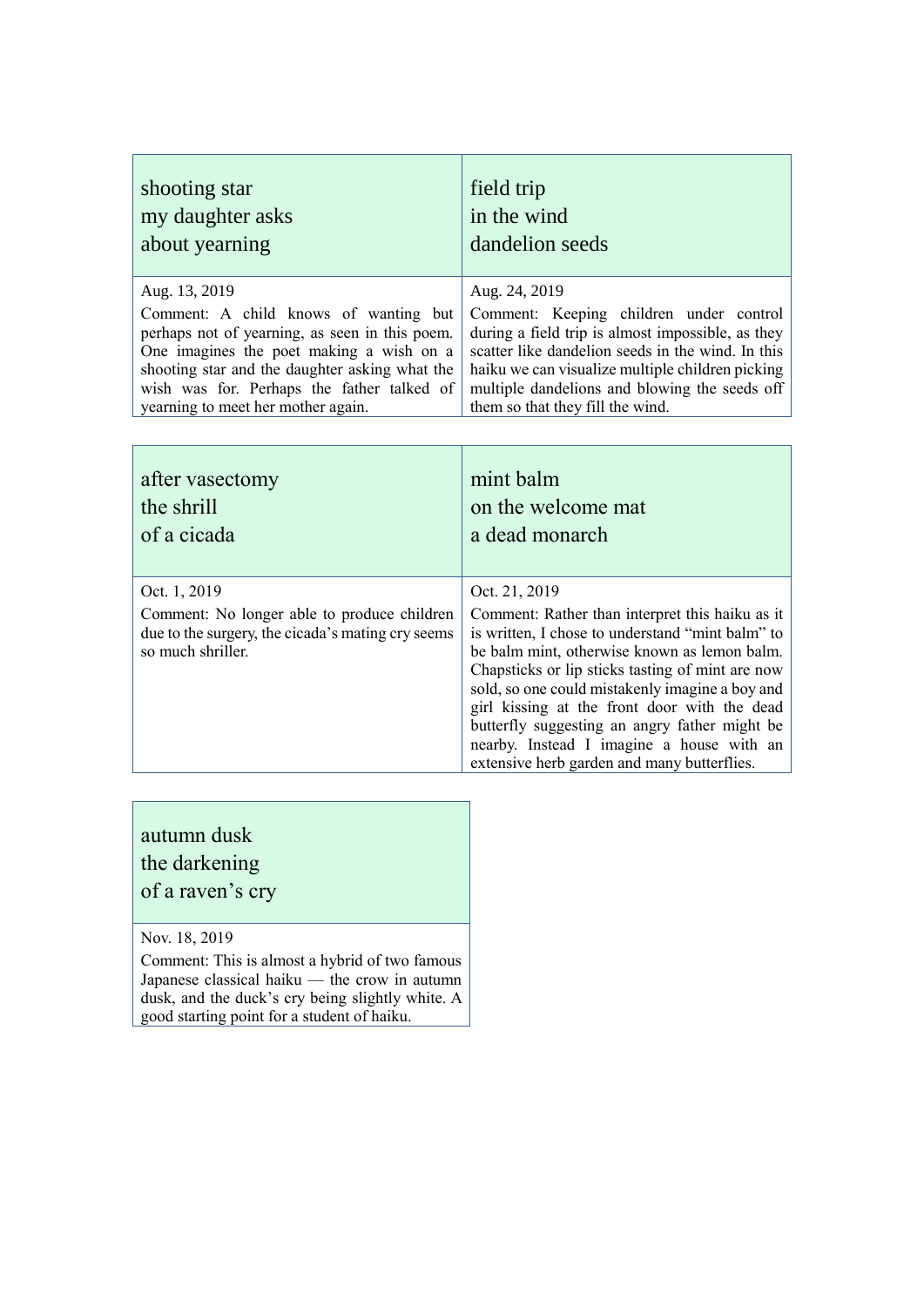shooting star
my daughter asks
about yearning

Aug. 13, 2019

Comment: A child knows of wanting but perhaps not of yearning, as seen in this poem. One imagines the poet making a wish on a shooting star and the daughter asking what the wish was for. Perhaps the father talked of yearning to meet her mother again.

field trip
in the wind
dandelion seeds

Aug. 24, 2019

Comment: Keeping children under control during a field trip is almost impossible, as they scatter like dandelion seeds in the wind. In this haiku we can visualize multiple children picking multiple dandelions and blowing the seeds off them so that they fill the wind.

after vasectomy
the shrill
of a cicada

Oct. 1, 2019

Comment: No longer able to produce children due to the surgery, the cicada's mating cry seems so much shriller.

mint balm
on the welcome mat
a dead monarch

Oct. 21, 2019

Comment: Rather than interpret this haiku as it is written, I chose to understand "mint balm" to be balm mint, otherwise known as lemon balm. Chapsticks or lip sticks tasting of mint are now sold, so one could mistakenly imagine a boy and girl kissing at the front door with the dead butterfly suggesting an angry father might be nearby. Instead I imagine a house with an extensive herb garden and many butterflies.

autumn dusk
the darkening
of a raven's cry

Nov. 18, 2019

Comment: This is almost a hybrid of two famous Japanese classical haiku — the crow in autumn dusk, and the duck's cry being slightly white. A good starting point for a student of haiku.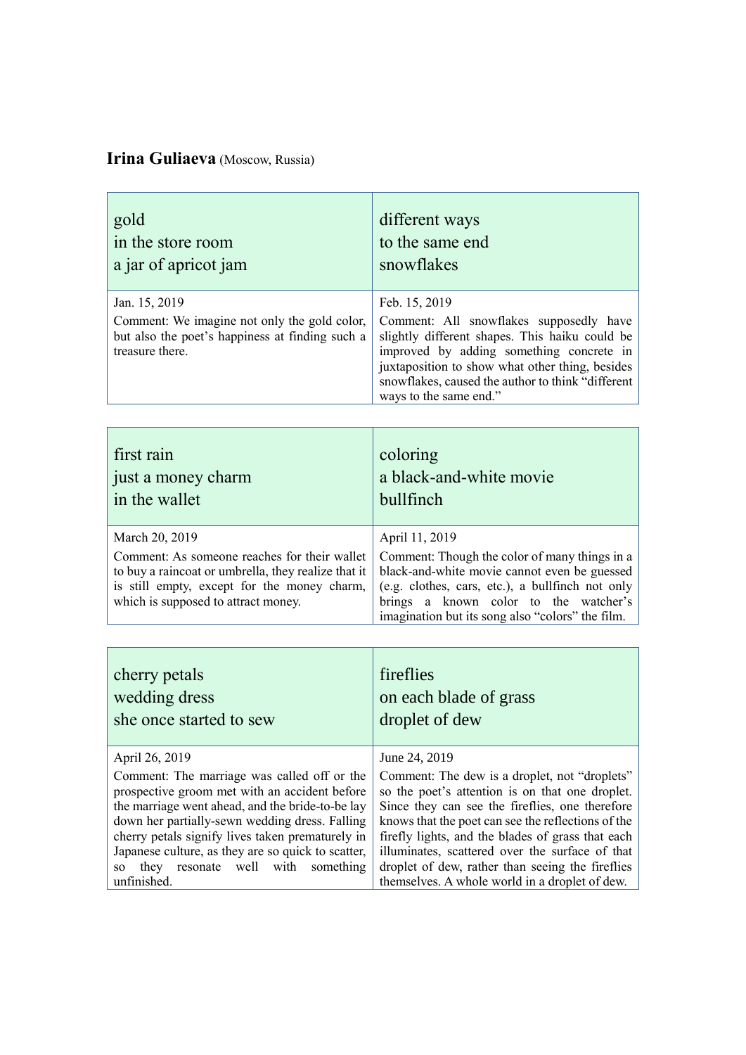**Irina Guliaeva** (Moscow, Russia)

| gold<br>in the store room<br>a jar of apricot jam | different ways<br>to the same end<br>snowflakes |
|---|---|
| Jan. 15, 2019<br>Comment: We imagine not only the gold color, but also the poet's happiness at finding such a treasure there. | Feb. 15, 2019<br>Comment: All snowflakes supposedly have slightly different shapes. This haiku could be improved by adding something concrete in juxtaposition to show what other thing, besides snowflakes, caused the author to think "different ways to the same end." |

| first rain<br>just a money charm<br>in the wallet | coloring<br>a black-and-white movie<br>bullfinch |
|---|---|
| March 20, 2019<br>Comment: As someone reaches for their wallet to buy a raincoat or umbrella, they realize that it is still empty, except for the money charm, which is supposed to attract money. | April 11, 2019<br>Comment: Though the color of many things in a black-and-white movie cannot even be guessed (e.g. clothes, cars, etc.), a bullfinch not only brings a known color to the watcher's imagination but its song also "colors" the film. |

| cherry petals<br>wedding dress<br>she once started to sew | fireflies<br>on each blade of grass<br>droplet of dew |
|---|---|
| April 26, 2019<br>Comment: The marriage was called off or the prospective groom met with an accident before the marriage went ahead, and the bride-to-be lay down her partially-sewn wedding dress. Falling cherry petals signify lives taken prematurely in Japanese culture, as they are so quick to scatter, so they resonate well with something unfinished. | June 24, 2019<br>Comment: The dew is a droplet, not "droplets" so the poet's attention is on that one droplet. Since they can see the fireflies, one therefore knows that the poet can see the reflections of the firefly lights, and the blades of grass that each illuminates, scattered over the surface of that droplet of dew, rather than seeing the fireflies themselves. A whole world in a droplet of dew. |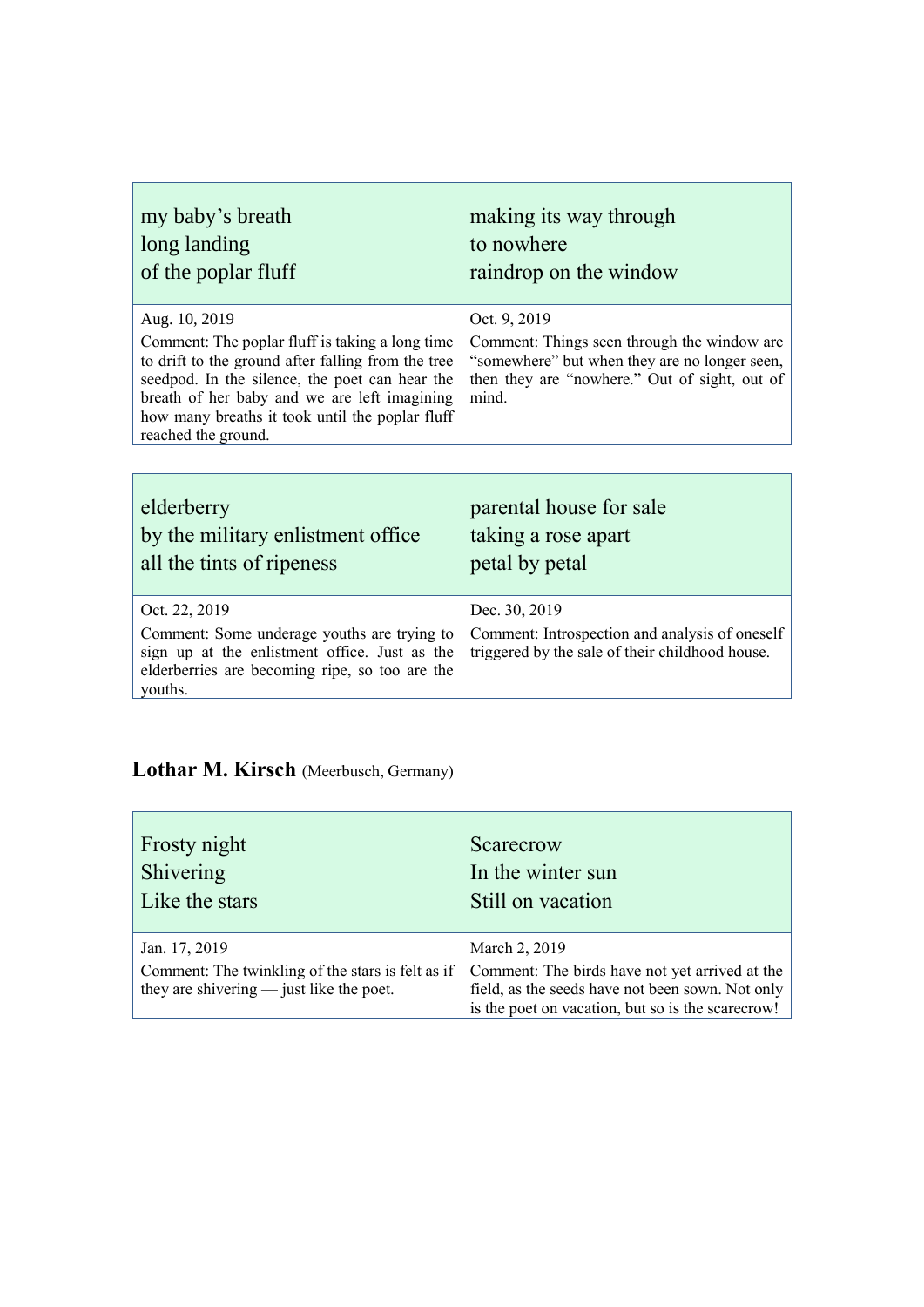| my baby's breath<br>long landing<br>of the poplar fluff | making its way through<br>to nowhere<br>raindrop on the window |
|---|---|
| Aug. 10, 2019<br>Comment: The poplar fluff is taking a long time to drift to the ground after falling from the tree seedpod. In the silence, the poet can hear the breath of her baby and we are left imagining how many breaths it took until the poplar fluff reached the ground. | Oct. 9, 2019<br>Comment: Things seen through the window are "somewhere" but when they are no longer seen, then they are "nowhere." Out of sight, out of mind. |

| elderberry<br>by the military enlistment office<br>all the tints of ripeness | parental house for sale<br>taking a rose apart<br>petal by petal |
|---|---|
| Oct. 22, 2019<br>Comment: Some underage youths are trying to sign up at the enlistment office. Just as the elderberries are becoming ripe, so too are the youths. | Dec. 30, 2019<br>Comment: Introspection and analysis of oneself triggered by the sale of their childhood house. |

### **Lothar M. Kirsch** (Meerbusch, Germany)

| Frosty night<br>Shivering<br>Like the stars | Scarecrow<br>In the winter sun<br>Still on vacation |
|---|---|
| Jan. 17, 2019<br>Comment: The twinkling of the stars is felt as if they are shivering — just like the poet. | March 2, 2019<br>Comment: The birds have not yet arrived at the field, as the seeds have not been sown. Not only is the poet on vacation, but so is the scarecrow! |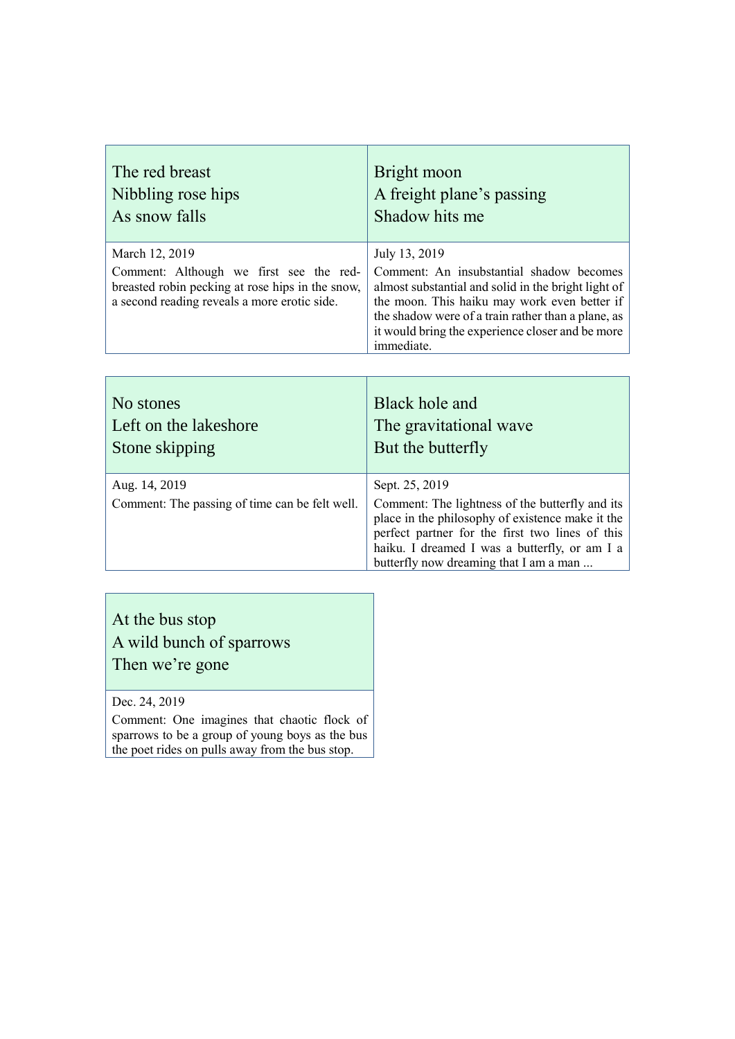The red breast
Nibbling rose hips
As snow falls

March 12, 2019

Comment: Although we first see the red-breasted robin pecking at rose hips in the snow, a second reading reveals a more erotic side.

Bright moon
A freight plane's passing
Shadow hits me

July 13, 2019

Comment: An insubstantial shadow becomes almost substantial and solid in the bright light of the moon. This haiku may work even better if the shadow were of a train rather than a plane, as it would bring the experience closer and be more immediate.

No stones
Left on the lakeshore
Stone skipping

Aug. 14, 2019

Comment: The passing of time can be felt well.

Black hole and
The gravitational wave
But the butterfly

Sept. 25, 2019

Comment: The lightness of the butterfly and its place in the philosophy of existence make it the perfect partner for the first two lines of this haiku. I dreamed I was a butterfly, or am I a butterfly now dreaming that I am a man ...

At the bus stop
A wild bunch of sparrows
Then we're gone

Dec. 24, 2019

Comment: One imagines that chaotic flock of sparrows to be a group of young boys as the bus the poet rides on pulls away from the bus stop.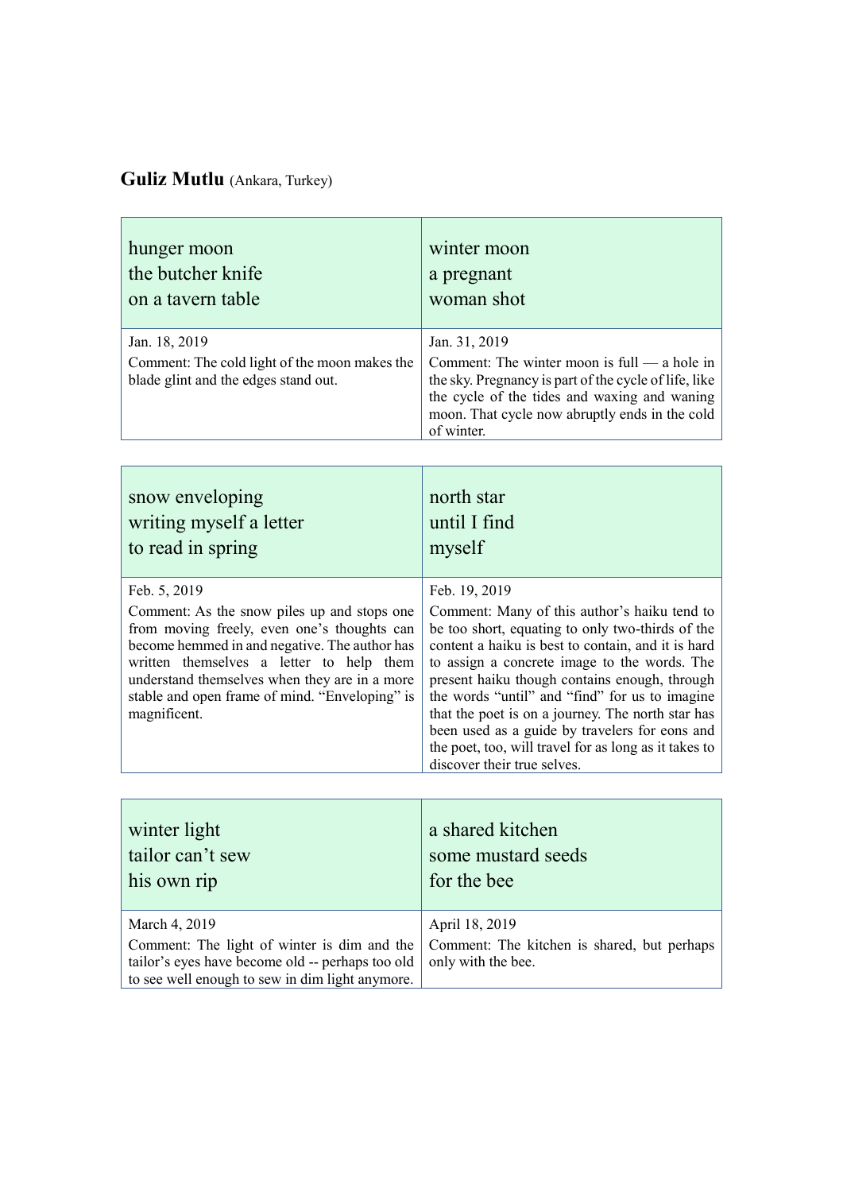**Guliz Mutlu** (Ankara, Turkey)

| hunger moon<br>the butcher knife<br>on a tavern table | winter moon<br>a pregnant<br>woman shot |
|---|---|
| Jan. 18, 2019<br>Comment: The cold light of the moon makes the blade glint and the edges stand out. | Jan. 31, 2019<br>Comment: The winter moon is full — a hole in the sky. Pregnancy is part of the cycle of life, like the cycle of the tides and waxing and waning moon. That cycle now abruptly ends in the cold of winter. |

| snow enveloping<br>writing myself a letter<br>to read in spring | north star<br>until I find<br>myself |
|---|---|
| Feb. 5, 2019<br>Comment: As the snow piles up and stops one from moving freely, even one's thoughts can become hemmed in and negative. The author has written themselves a letter to help them understand themselves when they are in a more stable and open frame of mind. "Enveloping" is magnificent. | Feb. 19, 2019<br>Comment: Many of this author's haiku tend to be too short, equating to only two-thirds of the content a haiku is best to contain, and it is hard to assign a concrete image to the words. The present haiku though contains enough, through the words "until" and "find" for us to imagine that the poet is on a journey. The north star has been used as a guide by travelers for eons and the poet, too, will travel for as long as it takes to discover their true selves. |

| winter light<br>tailor can't sew<br>his own rip | a shared kitchen<br>some mustard seeds<br>for the bee |
|---|---|
| March 4, 2019<br>Comment: The light of winter is dim and the tailor's eyes have become old -- perhaps too old to see well enough to sew in dim light anymore. | April 18, 2019<br>Comment: The kitchen is shared, but perhaps only with the bee. |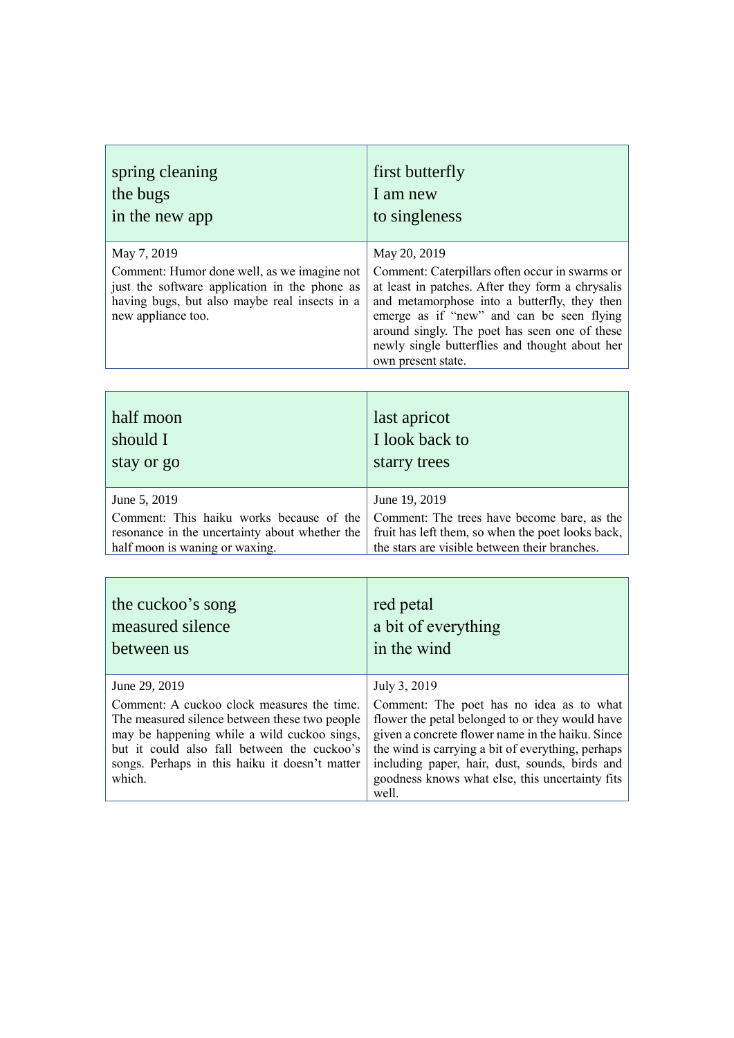| spring cleaning<br>the bugs<br>in the new app | first butterfly<br>I am new<br>to singleness |
|---|---|
| May 7, 2019<br>Comment: Humor done well, as we imagine not just the software application in the phone as having bugs, but also maybe real insects in a new appliance too. | May 20, 2019<br>Comment: Caterpillars often occur in swarms or at least in patches. After they form a chrysalis and metamorphose into a butterfly, they then emerge as if "new" and can be seen flying around singly. The poet has seen one of these newly single butterflies and thought about her own present state. |

| half moon<br>should I<br>stay or go | last apricot<br>I look back to<br>starry trees |
|---|---|
| June 5, 2019<br>Comment: This haiku works because of the resonance in the uncertainty about whether the half moon is waning or waxing. | June 19, 2019<br>Comment: The trees have become bare, as the fruit has left them, so when the poet looks back, the stars are visible between their branches. |

| the cuckoo's song<br>measured silence<br>between us | red petal<br>a bit of everything<br>in the wind |
|---|---|
| June 29, 2019<br>Comment: A cuckoo clock measures the time. The measured silence between these two people may be happening while a wild cuckoo sings, but it could also fall between the cuckoo's songs. Perhaps in this haiku it doesn't matter which. | July 3, 2019<br>Comment: The poet has no idea as to what flower the petal belonged to or they would have given a concrete flower name in the haiku. Since the wind is carrying a bit of everything, perhaps including paper, hair, dust, sounds, birds and goodness knows what else, this uncertainty fits well. |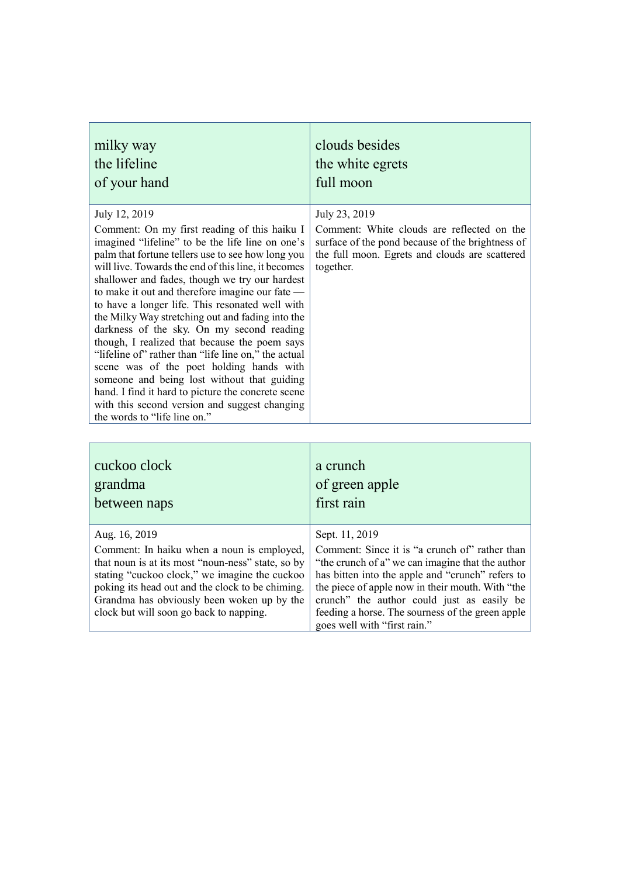| milky way<br>the lifeline<br>of your hand | clouds besides<br>the white egrets<br>full moon |
|---|---|
| July 12, 2019<br>Comment: On my first reading of this haiku I imagined “lifeline” to be the life line on one’s palm that fortune tellers use to see how long you will live. Towards the end of this line, it becomes shallower and fades, though we try our hardest to make it out and therefore imagine our fate — to have a longer life. This resonated well with the Milky Way stretching out and fading into the darkness of the sky. On my second reading though, I realized that because the poem says “lifeline of” rather than “life line on,” the actual scene was of the poet holding hands with someone and being lost without that guiding hand. I find it hard to picture the concrete scene with this second version and suggest changing the words to “life line on.” | July 23, 2019<br>Comment: White clouds are reflected on the surface of the pond because of the brightness of the full moon. Egrets and clouds are scattered together. |

| cuckoo clock<br>grandma<br>between naps | a crunch<br>of green apple<br>first rain |
|---|---|
| Aug. 16, 2019<br>Comment: In haiku when a noun is employed, that noun is at its most “noun-ness” state, so by stating “cuckoo clock,” we imagine the cuckoo poking its head out and the clock to be chiming. Grandma has obviously been woken up by the clock but will soon go back to napping. | Sept. 11, 2019<br>Comment: Since it is “a crunch of” rather than “the crunch of a” we can imagine that the author has bitten into the apple and “crunch” refers to the piece of apple now in their mouth. With “the crunch” the author could just as easily be feeding a horse. The sourness of the green apple goes well with “first rain.” |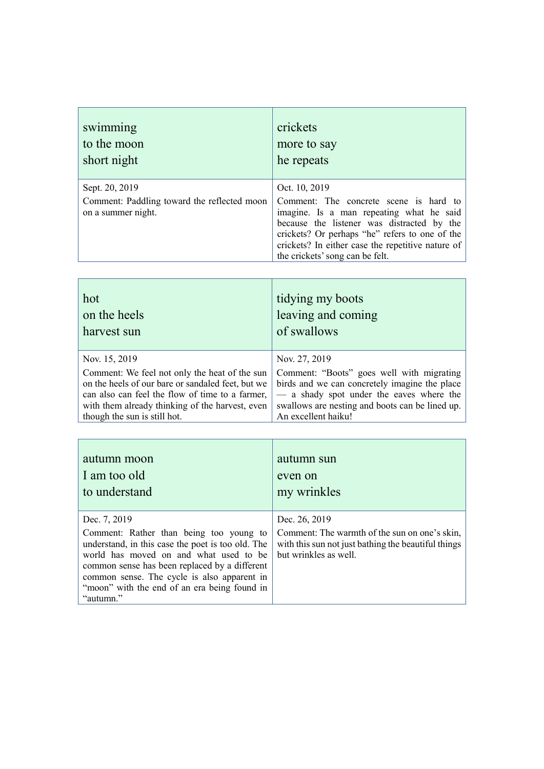| swimming<br>to the moon<br>short night | crickets<br>more to say<br>he repeats |
|---|---|
| Sept. 20, 2019<br>Comment: Paddling toward the reflected moon on a summer night. | Oct. 10, 2019<br>Comment: The concrete scene is hard to imagine. Is a man repeating what he said because the listener was distracted by the crickets? Or perhaps “he” refers to one of the crickets? In either case the repetitive nature of the crickets’ song can be felt. |

| hot<br>on the heels<br>harvest sun | tidying my boots<br>leaving and coming<br>of swallows |
|---|---|
| Nov. 15, 2019<br>Comment: We feel not only the heat of the sun on the heels of our bare or sandaled feet, but we can also can feel the flow of time to a farmer, with them already thinking of the harvest, even though the sun is still hot. | Nov. 27, 2019<br>Comment: “Boots” goes well with migrating birds and we can concretely imagine the place — a shady spot under the eaves where the swallows are nesting and boots can be lined up. An excellent haiku! |

| autumn moon<br>I am too old<br>to understand | autumn sun<br>even on<br>my wrinkles |
|---|---|
| Dec. 7, 2019<br>Comment: Rather than being too young to understand, in this case the poet is too old. The world has moved on and what used to be common sense has been replaced by a different common sense. The cycle is also apparent in “moon” with the end of an era being found in “autumn.” | Dec. 26, 2019<br>Comment: The warmth of the sun on one’s skin, with this sun not just bathing the beautiful things but wrinkles as well. |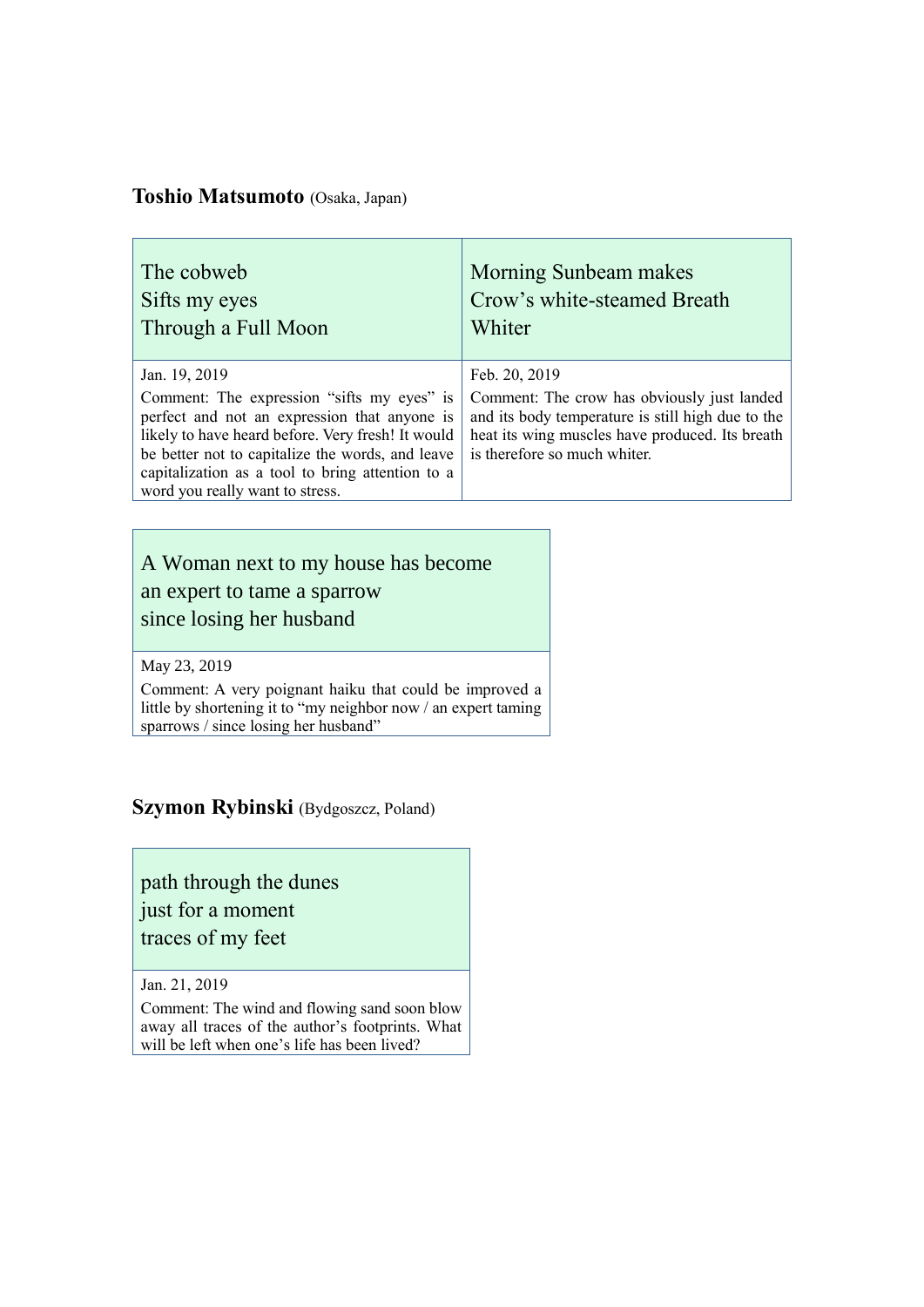**Toshio Matsumoto** (Osaka, Japan)

The cobweb
Sifts my eyes
Through a Full Moon

Jan. 19, 2019

Comment: The expression "sifts my eyes" is perfect and not an expression that anyone is likely to have heard before. Very fresh! It would be better not to capitalize the words, and leave capitalization as a tool to bring attention to a word you really want to stress.

Morning Sunbeam makes
Crow's white-steamed Breath
Whiter

Feb. 20, 2019

Comment: The crow has obviously just landed and its body temperature is still high due to the heat its wing muscles have produced. Its breath is therefore so much whiter.

A Woman next to my house has become
an expert to tame a sparrow
since losing her husband

May 23, 2019

Comment: A very poignant haiku that could be improved a little by shortening it to "my neighbor now / an expert taming sparrows / since losing her husband"

**Szymon Rybinski** (Bydgoszcz, Poland)

path through the dunes
just for a moment
traces of my feet

Jan. 21, 2019

Comment: The wind and flowing sand soon blow away all traces of the author's footprints. What will be left when one's life has been lived?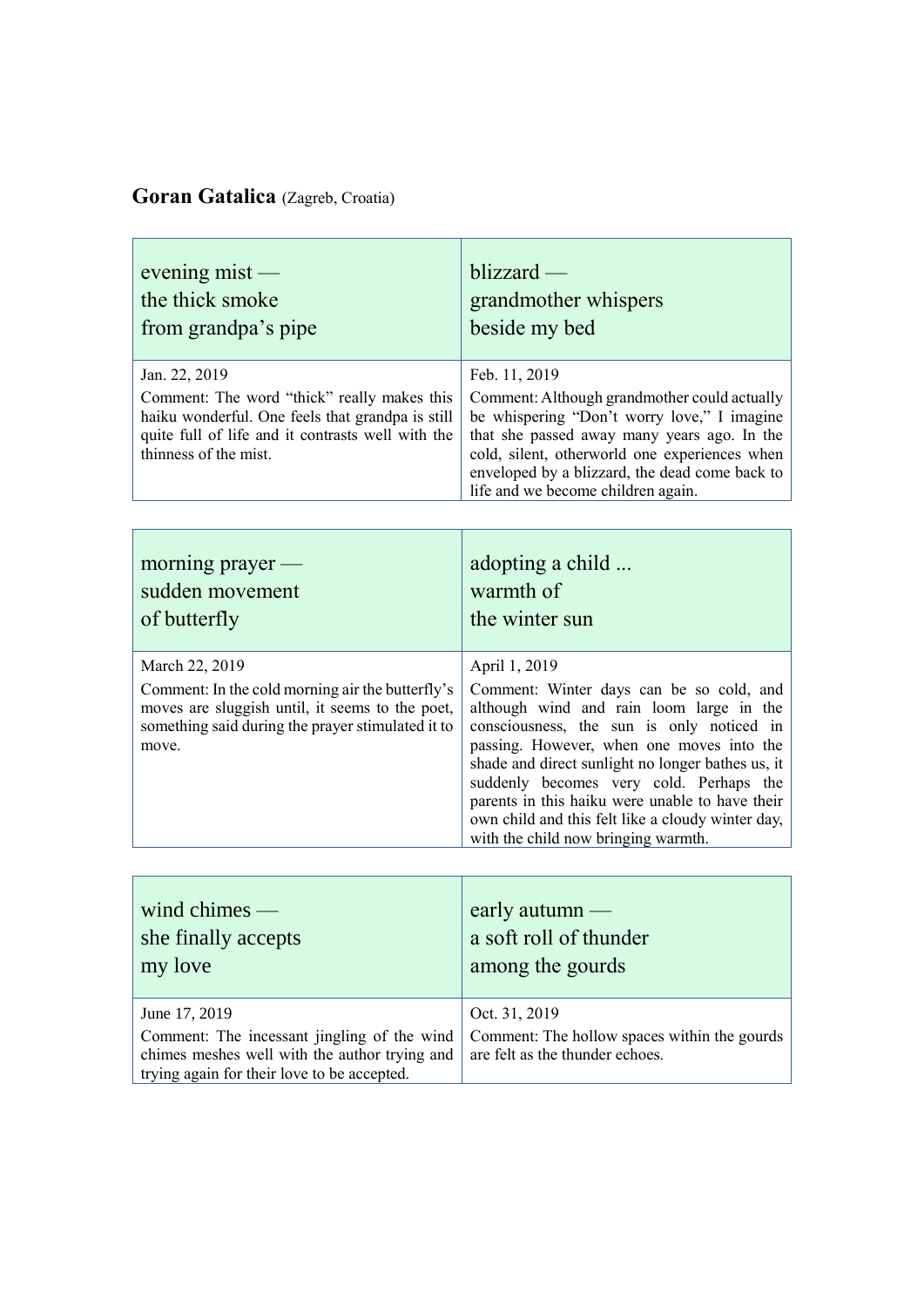**Goran Gatalica** (Zagreb, Croatia)

| evening mist —<br>the thick smoke<br>from grandpa's pipe | blizzard —<br>grandmother whispers<br>beside my bed |
|---|---|
| Jan. 22, 2019<br>Comment: The word "thick" really makes this haiku wonderful. One feels that grandpa is still quite full of life and it contrasts well with the thinness of the mist. | Feb. 11, 2019<br>Comment: Although grandmother could actually be whispering "Don't worry love," I imagine that she passed away many years ago. In the cold, silent, otherworld one experiences when enveloped by a blizzard, the dead come back to life and we become children again. |

| morning prayer —<br>sudden movement<br>of butterfly | adopting a child ...<br>warmth of<br>the winter sun |
|---|---|
| March 22, 2019<br>Comment: In the cold morning air the butterfly's moves are sluggish until, it seems to the poet, something said during the prayer stimulated it to move. | April 1, 2019<br>Comment: Winter days can be so cold, and although wind and rain loom large in the consciousness, the sun is only noticed in passing. However, when one moves into the shade and direct sunlight no longer bathes us, it suddenly becomes very cold. Perhaps the parents in this haiku were unable to have their own child and this felt like a cloudy winter day, with the child now bringing warmth. |

| wind chimes —<br>she finally accepts<br>my love | early autumn —<br>a soft roll of thunder<br>among the gourds |
|---|---|
| June 17, 2019<br>Comment: The incessant jingling of the wind chimes meshes well with the author trying and trying again for their love to be accepted. | Oct. 31, 2019<br>Comment: The hollow spaces within the gourds are felt as the thunder echoes. |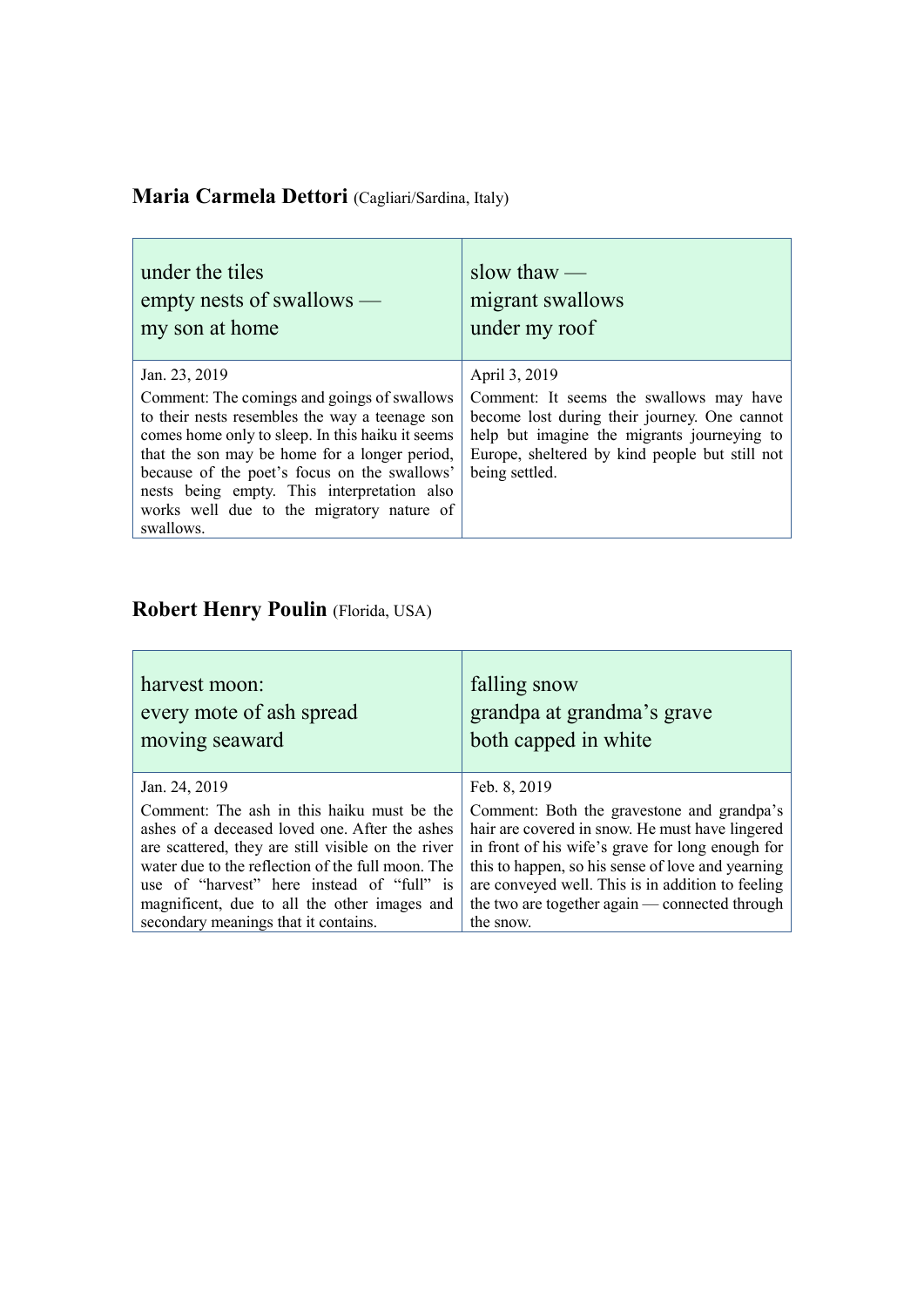**Maria Carmela Dettori** (Cagliari/Sardina, Italy)

| under the tiles<br>empty nests of swallows —<br>my son at home | slow thaw —<br>migrant swallows<br>under my roof |
| --- | --- |
| Jan. 23, 2019<br>Comment: The comings and goings of swallows to their nests resembles the way a teenage son comes home only to sleep. In this haiku it seems that the son may be home for a longer period, because of the poet's focus on the swallows' nests being empty. This interpretation also works well due to the migratory nature of swallows. | April 3, 2019<br>Comment: It seems the swallows may have become lost during their journey. One cannot help but imagine the migrants journeying to Europe, sheltered by kind people but still not being settled. |

**Robert Henry Poulin** (Florida, USA)

| harvest moon:<br>every mote of ash spread<br>moving seaward | falling snow<br>grandpa at grandma's grave<br>both capped in white |
| --- | --- |
| Jan. 24, 2019<br>Comment: The ash in this haiku must be the ashes of a deceased loved one. After the ashes are scattered, they are still visible on the river water due to the reflection of the full moon. The use of "harvest" here instead of "full" is magnificent, due to all the other images and secondary meanings that it contains. | Feb. 8, 2019<br>Comment: Both the gravestone and grandpa's hair are covered in snow. He must have lingered in front of his wife's grave for long enough for this to happen, so his sense of love and yearning are conveyed well. This is in addition to feeling the two are together again — connected through the snow. |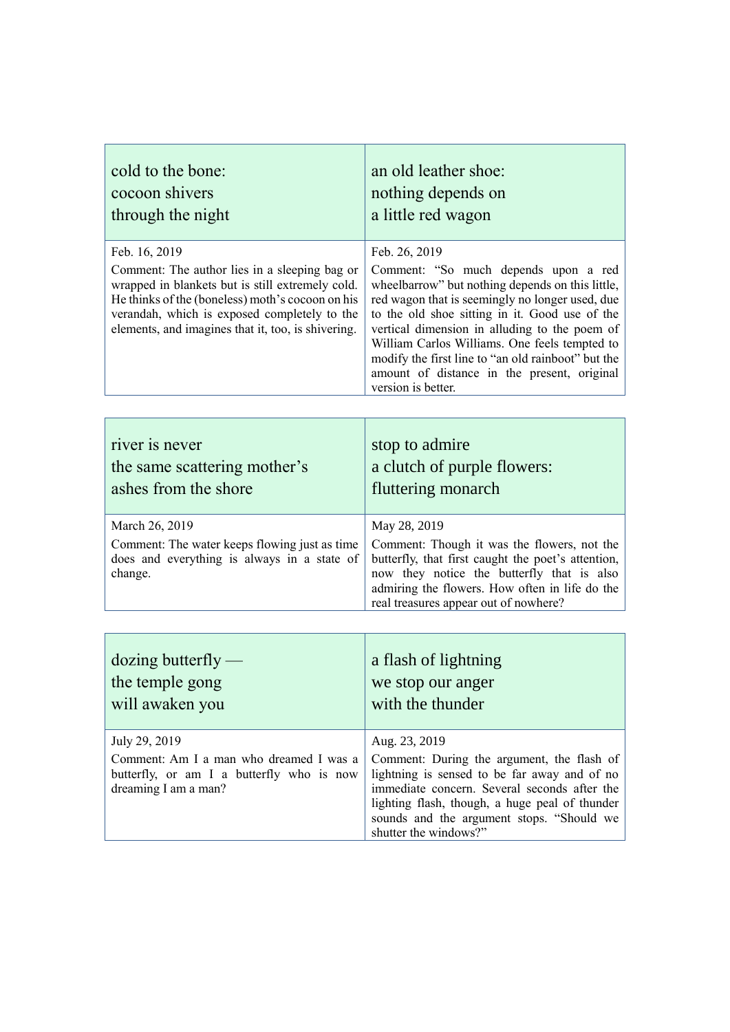| cold to the bone:<br>cocoon shivers<br>through the night | an old leather shoe:<br>nothing depends on<br>a little red wagon |
|---|---|
| Feb. 16, 2019<br>Comment: The author lies in a sleeping bag or wrapped in blankets but is still extremely cold. He thinks of the (boneless) moth's cocoon on his verandah, which is exposed completely to the elements, and imagines that it, too, is shivering. | Feb. 26, 2019<br>Comment: "So much depends upon a red wheelbarrow" but nothing depends on this little, red wagon that is seemingly no longer used, due to the old shoe sitting in it. Good use of the vertical dimension in alluding to the poem of William Carlos Williams. One feels tempted to modify the first line to "an old rainboot" but the amount of distance in the present, original version is better. |

| river is never<br>the same scattering mother's<br>ashes from the shore | stop to admire<br>a clutch of purple flowers:<br>fluttering monarch |
|---|---|
| March 26, 2019<br>Comment: The water keeps flowing just as time does and everything is always in a state of change. | May 28, 2019<br>Comment: Though it was the flowers, not the butterfly, that first caught the poet's attention, now they notice the butterfly that is also admiring the flowers. How often in life do the real treasures appear out of nowhere? |

| dozing butterfly —<br>the temple gong<br>will awaken you | a flash of lightning<br>we stop our anger<br>with the thunder |
|---|---|
| July 29, 2019<br>Comment: Am I a man who dreamed I was a butterfly, or am I a butterfly who is now dreaming I am a man? | Aug. 23, 2019<br>Comment: During the argument, the flash of lightning is sensed to be far away and of no immediate concern. Several seconds after the lighting flash, though, a huge peal of thunder sounds and the argument stops. "Should we shutter the windows?" |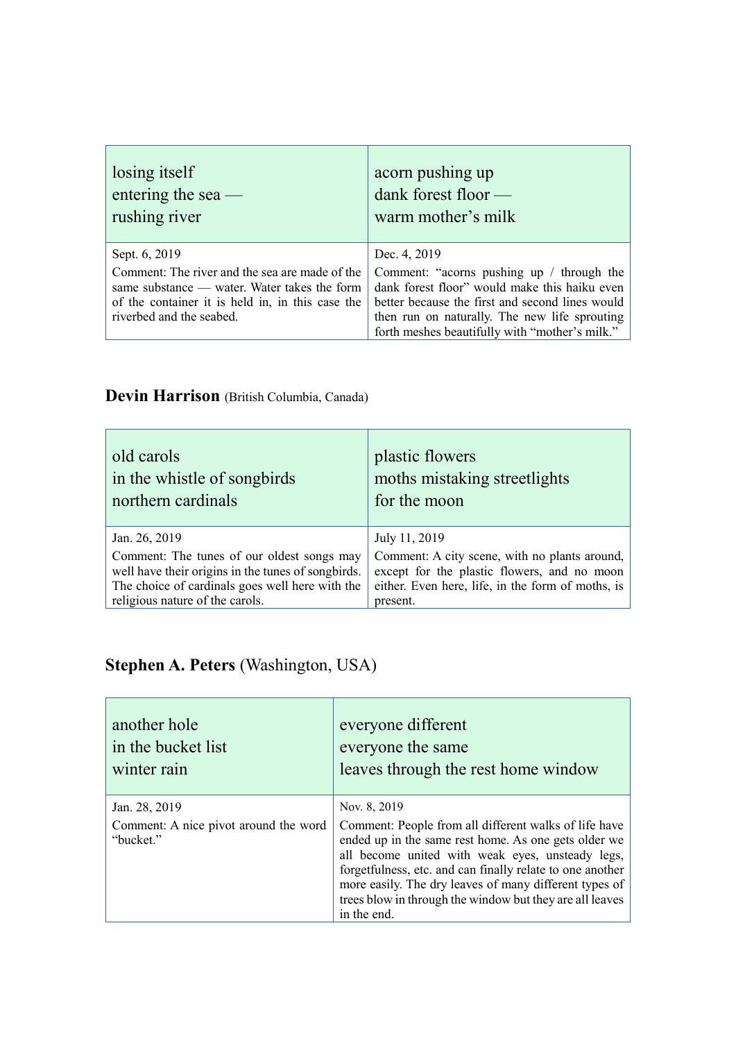| losing itself<br>entering the sea —<br>rushing river | acorn pushing up<br>dank forest floor —<br>warm mother’s milk |
|---|---|
| Sept. 6, 2019<br>Comment: The river and the sea are made of the same substance — water. Water takes the form of the container it is held in, in this case the riverbed and the seabed. | Dec. 4, 2019<br>Comment: “acorns pushing up / through the dank forest floor” would make this haiku even better because the first and second lines would then run on naturally. The new life sprouting forth meshes beautifully with “mother’s milk.” |

## **Devin Harrison** (British Columbia, Canada)

| old carols<br>in the whistle of songbirds<br>northern cardinals | plastic flowers<br>moths mistaking streetlights<br>for the moon |
|---|---|
| Jan. 26, 2019<br>Comment: The tunes of our oldest songs may well have their origins in the tunes of songbirds. The choice of cardinals goes well here with the religious nature of the carols. | July 11, 2019<br>Comment: A city scene, with no plants around, except for the plastic flowers, and no moon either. Even here, life, in the form of moths, is present. |

## **Stephen A. Peters** (Washington, USA)

| another hole<br>in the bucket list<br>winter rain | everyone different<br>everyone the same<br>leaves through the rest home window |
|---|---|
| Jan. 28, 2019<br>Comment: A nice pivot around the word “bucket.” | Nov. 8, 2019<br>Comment: People from all different walks of life have ended up in the same rest home. As one gets older we all become united with weak eyes, unsteady legs, forgetfulness, etc. and can finally relate to one another more easily. The dry leaves of many different types of trees blow in through the window but they are all leaves in the end. |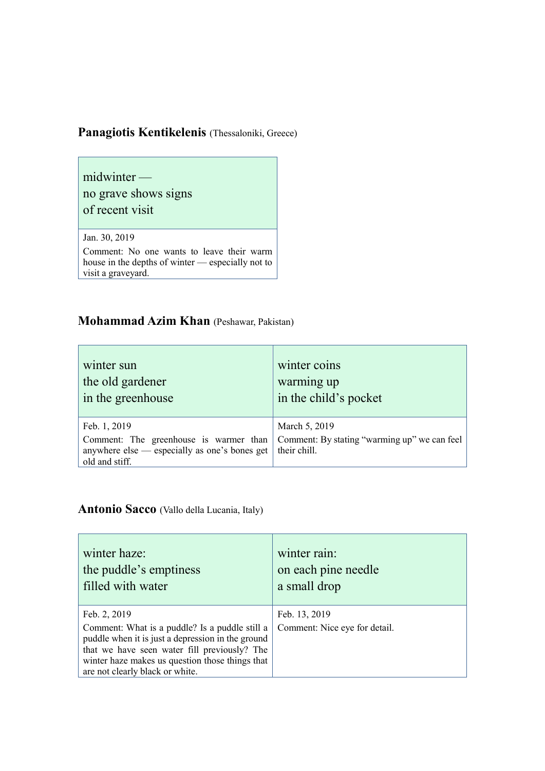**Panagiotis Kentikelenis** (Thessaloniki, Greece)

midwinter —  
no grave shows signs  
of recent visit

Jan. 30, 2019

Comment: No one wants to leave their warm house in the depths of winter — especially not to visit a graveyard.

**Mohammad Azim Khan** (Peshawar, Pakistan)

winter sun  
the old gardener  
in the greenhouse

Feb. 1, 2019

Comment: The greenhouse is warmer than anywhere else — especially as one's bones get old and stiff.

winter coins  
warming up  
in the child's pocket

March 5, 2019

Comment: By stating "warming up" we can feel their chill.

**Antonio Sacco** (Vallo della Lucania, Italy)

winter haze:  
the puddle's emptiness  
filled with water

Feb. 2, 2019

Comment: What is a puddle? Is a puddle still a puddle when it is just a depression in the ground that we have seen water fill previously? The winter haze makes us question those things that are not clearly black or white.

winter rain:  
on each pine needle  
a small drop

Feb. 13, 2019

Comment: Nice eye for detail.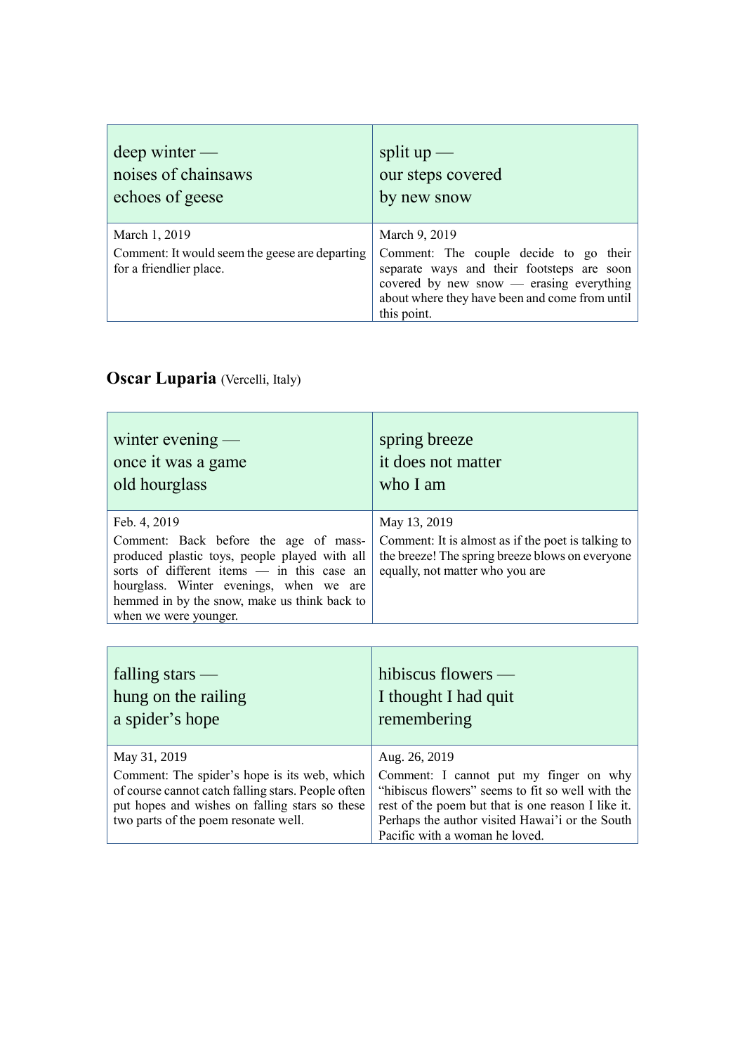| deep winter —<br>noises of chainsaws<br>echoes of geese | split up —<br>our steps covered<br>by new snow |
|---|---|
| March 1, 2019<br>Comment: It would seem the geese are departing for a friendlier place. | March 9, 2019<br>Comment: The couple decide to go their separate ways and their footsteps are soon covered by new snow — erasing everything about where they have been and come from until this point. |

**Oscar Luparia** (Vercelli, Italy)

| winter evening —<br>once it was a game<br>old hourglass | spring breeze<br>it does not matter<br>who I am |
|---|---|
| Feb. 4, 2019<br>Comment: Back before the age of mass-produced plastic toys, people played with all sorts of different items — in this case an hourglass. Winter evenings, when we are hemmed in by the snow, make us think back to when we were younger. | May 13, 2019<br>Comment: It is almost as if the poet is talking to the breeze! The spring breeze blows on everyone equally, not matter who you are |

| falling stars —<br>hung on the railing<br>a spider's hope | hibiscus flowers —<br>I thought I had quit<br>remembering |
|---|---|
| May 31, 2019<br>Comment: The spider's hope is its web, which of course cannot catch falling stars. People often put hopes and wishes on falling stars so these two parts of the poem resonate well. | Aug. 26, 2019<br>Comment: I cannot put my finger on why "hibiscus flowers" seems to fit so well with the rest of the poem but that is one reason I like it. Perhaps the author visited Hawai'i or the South Pacific with a woman he loved. |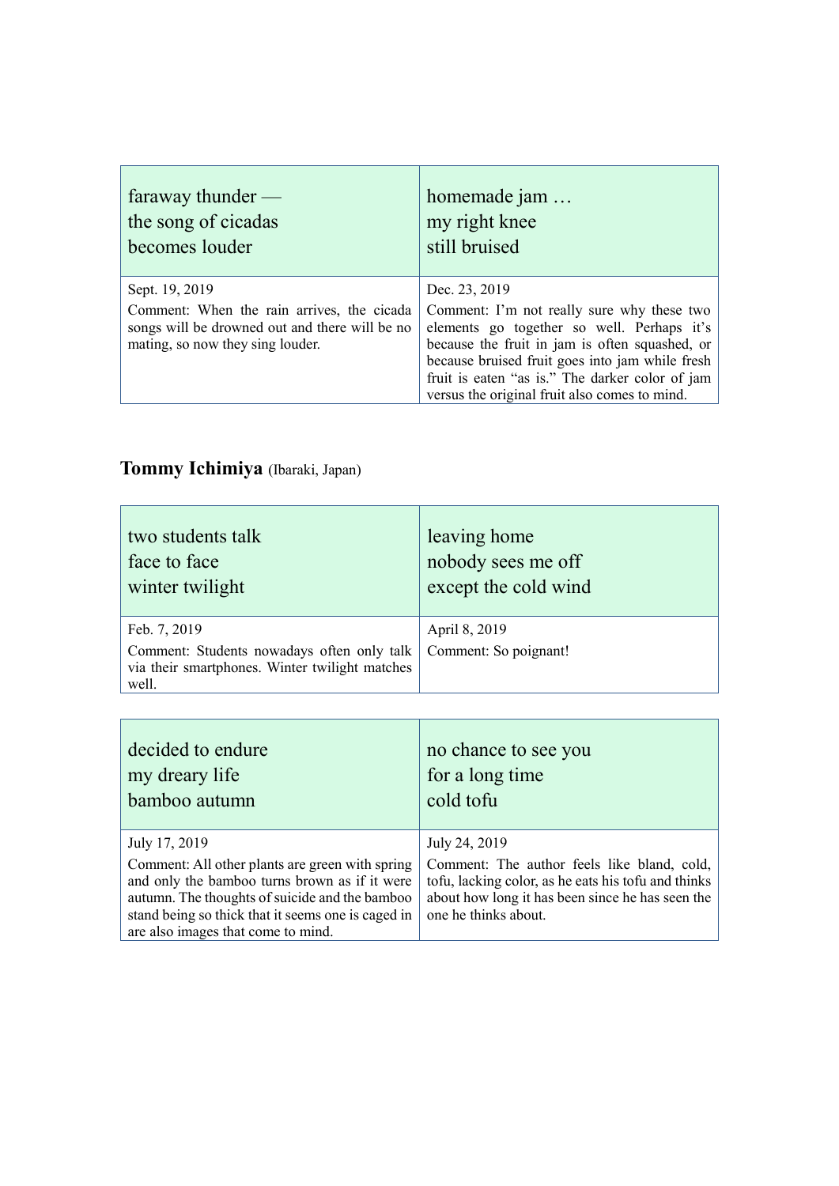| faraway thunder —<br>the song of cicadas<br>becomes louder | homemade jam …<br>my right knee<br>still bruised |
|---|---|
| Sept. 19, 2019<br>Comment: When the rain arrives, the cicada songs will be drowned out and there will be no mating, so now they sing louder. | Dec. 23, 2019<br>Comment: I'm not really sure why these two elements go together so well. Perhaps it's because the fruit in jam is often squashed, or because bruised fruit goes into jam while fresh fruit is eaten "as is." The darker color of jam versus the original fruit also comes to mind. |

**Tommy Ichimiya** (Ibaraki, Japan)

| two students talk<br>face to face<br>winter twilight | leaving home<br>nobody sees me off<br>except the cold wind |
|---|---|
| Feb. 7, 2019<br>Comment: Students nowadays often only talk via their smartphones. Winter twilight matches well. | April 8, 2019<br>Comment: So poignant! |

| decided to endure<br>my dreary life<br>bamboo autumn | no chance to see you<br>for a long time<br>cold tofu |
|---|---|
| July 17, 2019<br>Comment: All other plants are green with spring and only the bamboo turns brown as if it were autumn. The thoughts of suicide and the bamboo stand being so thick that it seems one is caged in are also images that come to mind. | July 24, 2019<br>Comment: The author feels like bland, cold, tofu, lacking color, as he eats his tofu and thinks about how long it has been since he has seen the one he thinks about. |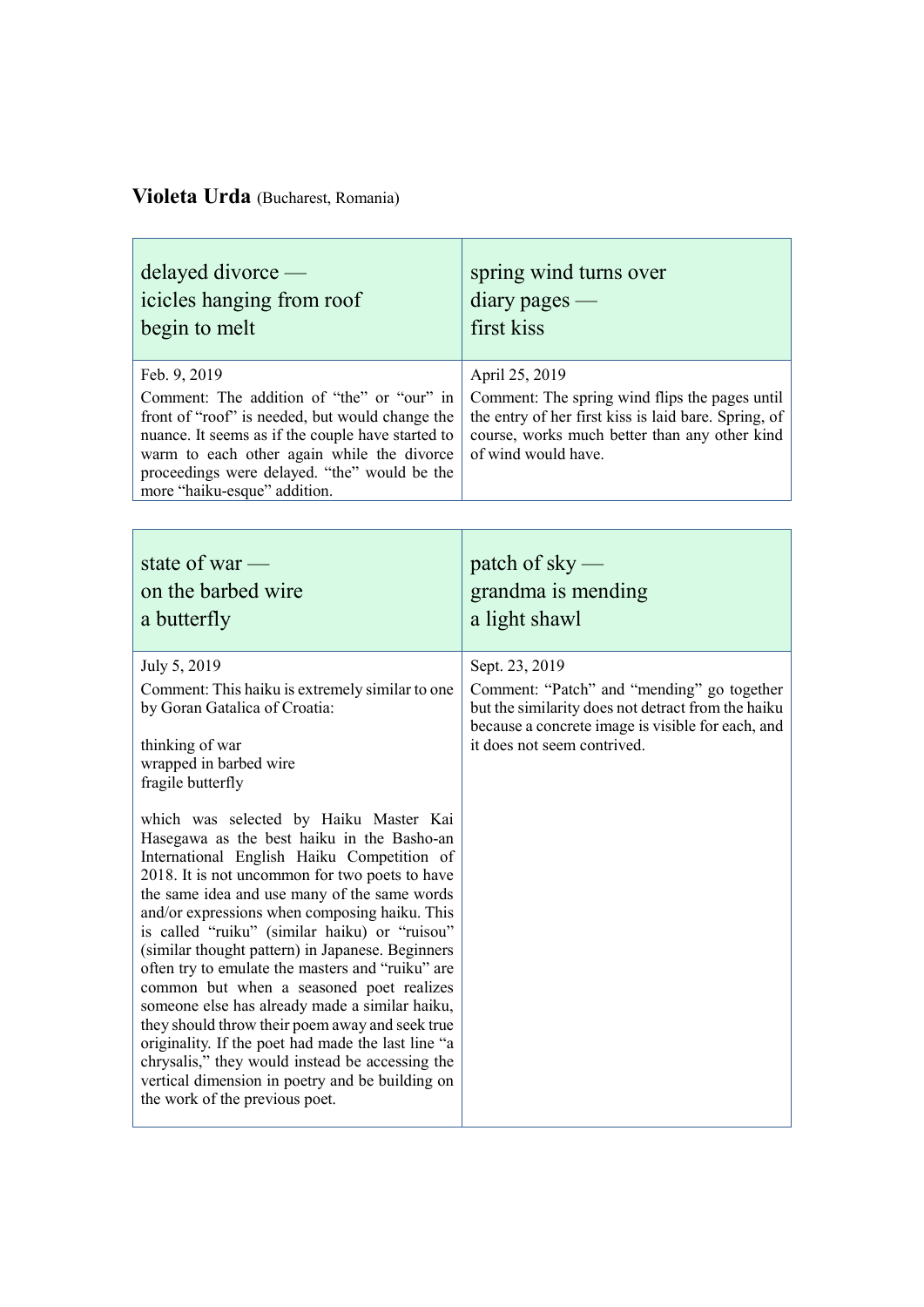**Violeta Urda** (Bucharest, Romania)

| delayed divorce —<br>icicles hanging from roof<br>begin to melt | spring wind turns over<br>diary pages —<br>first kiss |
|---|---|
| Feb. 9, 2019<br>Comment: The addition of “the” or “our” in front of “roof” is needed, but would change the nuance. It seems as if the couple have started to warm to each other again while the divorce proceedings were delayed. “the” would be the more “haiku-esque” addition. | April 25, 2019<br>Comment: The spring wind flips the pages until the entry of her first kiss is laid bare. Spring, of course, works much better than any other kind of wind would have. |

| state of war —<br>on the barbed wire<br>a butterfly | patch of sky —<br>grandma is mending<br>a light shawl |
|---|---|
| July 5, 2019<br>Comment: This haiku is extremely similar to one by Goran Gatalica of Croatia:<br><br>thinking of war<br>wrapped in barbed wire<br>fragile butterfly<br><br>which was selected by Haiku Master Kai Hasegawa as the best haiku in the Basho-an International English Haiku Competition of 2018. It is not uncommon for two poets to have the same idea and use many of the same words and/or expressions when composing haiku. This is called “ruiku” (similar haiku) or “ruisou” (similar thought pattern) in Japanese. Beginners often try to emulate the masters and “ruiku” are common but when a seasoned poet realizes someone else has already made a similar haiku, they should throw their poem away and seek true originality. If the poet had made the last line “a chrysalis,” they would instead be accessing the vertical dimension in poetry and be building on the work of the previous poet. | Sept. 23, 2019<br>Comment: “Patch” and “mending” go together but the similarity does not detract from the haiku because a concrete image is visible for each, and it does not seem contrived. |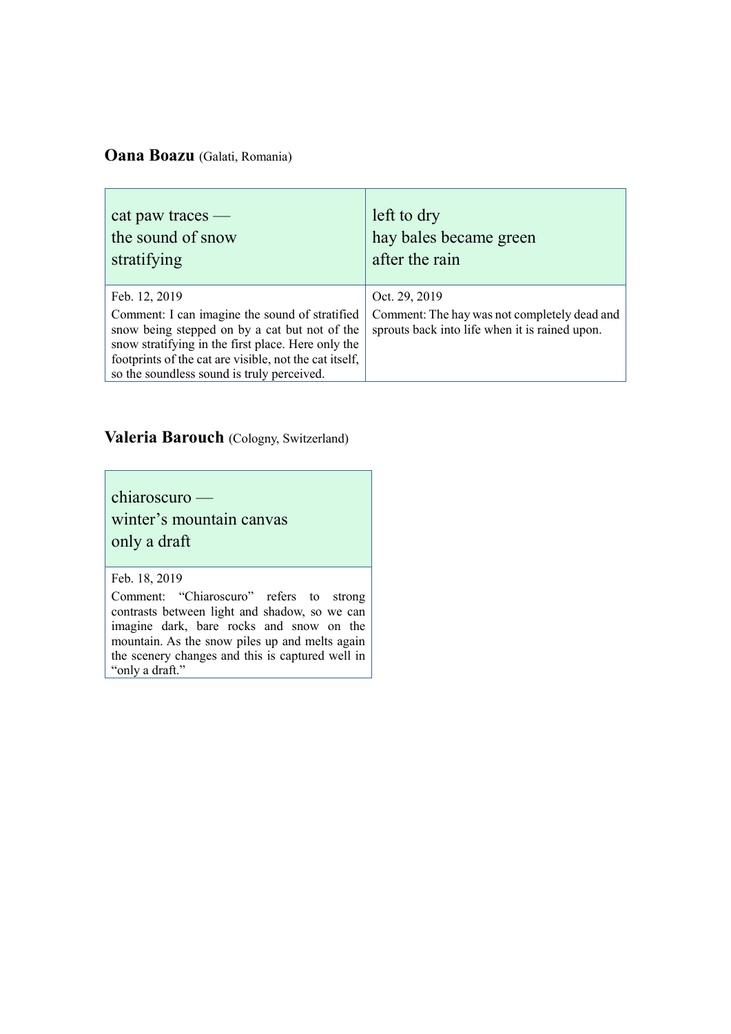**Oana Boazu** (Galati, Romania)

| cat paw traces —<br>the sound of snow<br>stratifying | left to dry<br>hay bales became green<br>after the rain |
|---|---|
| Feb. 12, 2019<br>Comment: I can imagine the sound of stratified snow being stepped on by a cat but not of the snow stratifying in the first place. Here only the footprints of the cat are visible, not the cat itself, so the soundless sound is truly perceived. | Oct. 29, 2019<br>Comment: The hay was not completely dead and sprouts back into life when it is rained upon. |

**Valeria Barouch** (Cologny, Switzerland)

| chiaroscuro —<br>winter's mountain canvas<br>only a draft |
|---|
| Feb. 18, 2019<br>Comment: "Chiaroscuro" refers to strong contrasts between light and shadow, so we can imagine dark, bare rocks and snow on the mountain. As the snow piles up and melts again the scenery changes and this is captured well in "only a draft." |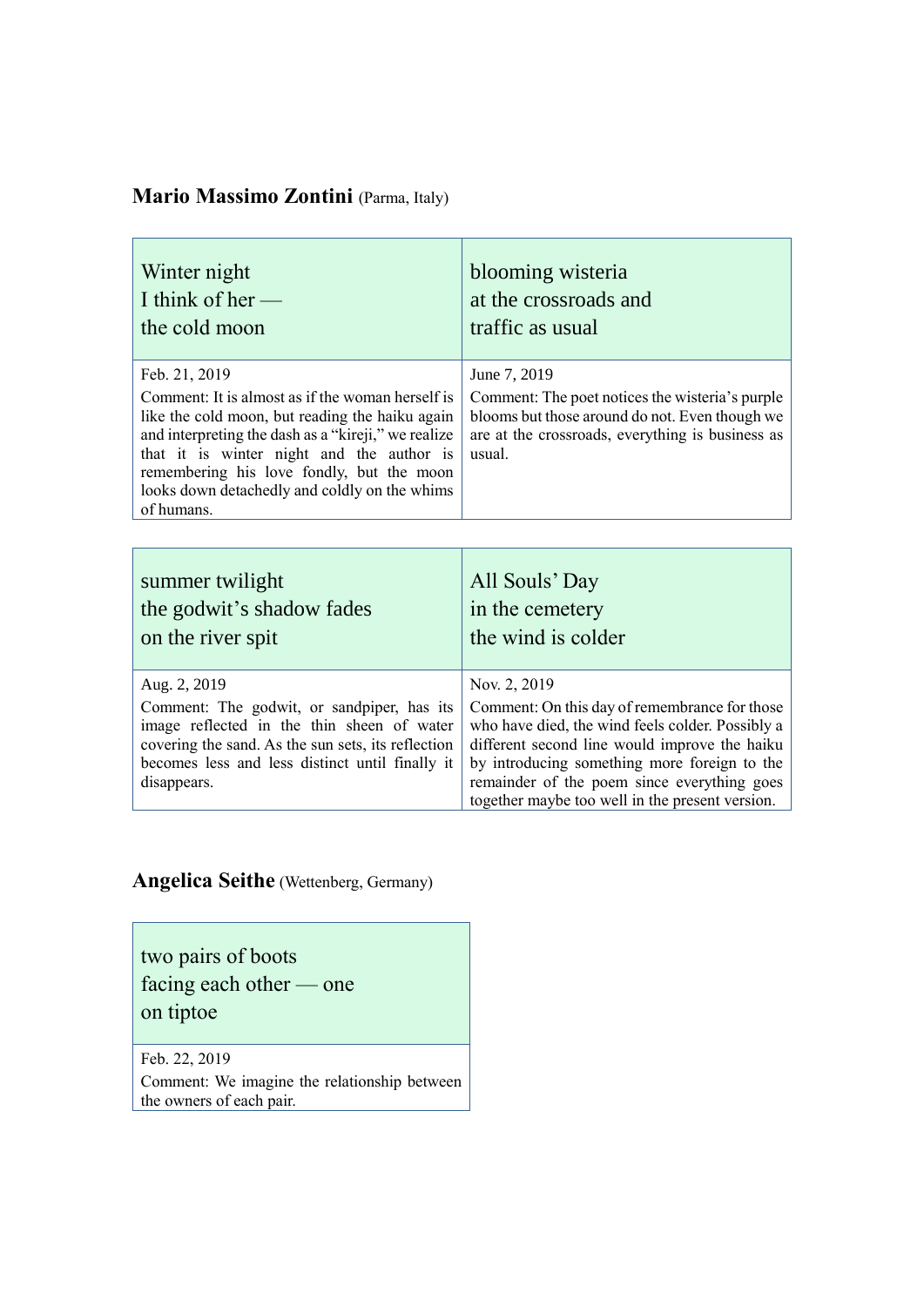**Mario Massimo Zontini** (Parma, Italy)

| Winter night<br>I think of her —<br>the cold moon | blooming wisteria<br>at the crossroads and<br>traffic as usual |
|---|---|
| Feb. 21, 2019<br>Comment: It is almost as if the woman herself is like the cold moon, but reading the haiku again and interpreting the dash as a "kireji," we realize that it is winter night and the author is remembering his love fondly, but the moon looks down detachedly and coldly on the whims of humans. | June 7, 2019<br>Comment: The poet notices the wisteria's purple blooms but those around do not. Even though we are at the crossroads, everything is business as usual. |

| summer twilight<br>the godwit's shadow fades<br>on the river spit | All Souls' Day<br>in the cemetery<br>the wind is colder |
|---|---|
| Aug. 2, 2019<br>Comment: The godwit, or sandpiper, has its image reflected in the thin sheen of water covering the sand. As the sun sets, its reflection becomes less and less distinct until finally it disappears. | Nov. 2, 2019<br>Comment: On this day of remembrance for those who have died, the wind feels colder. Possibly a different second line would improve the haiku by introducing something more foreign to the remainder of the poem since everything goes together maybe too well in the present version. |

**Angelica Seithe** (Wettenberg, Germany)

| two pairs of boots<br>facing each other — one<br>on tiptoe |
|---|
| Feb. 22, 2019<br>Comment: We imagine the relationship between the owners of each pair. |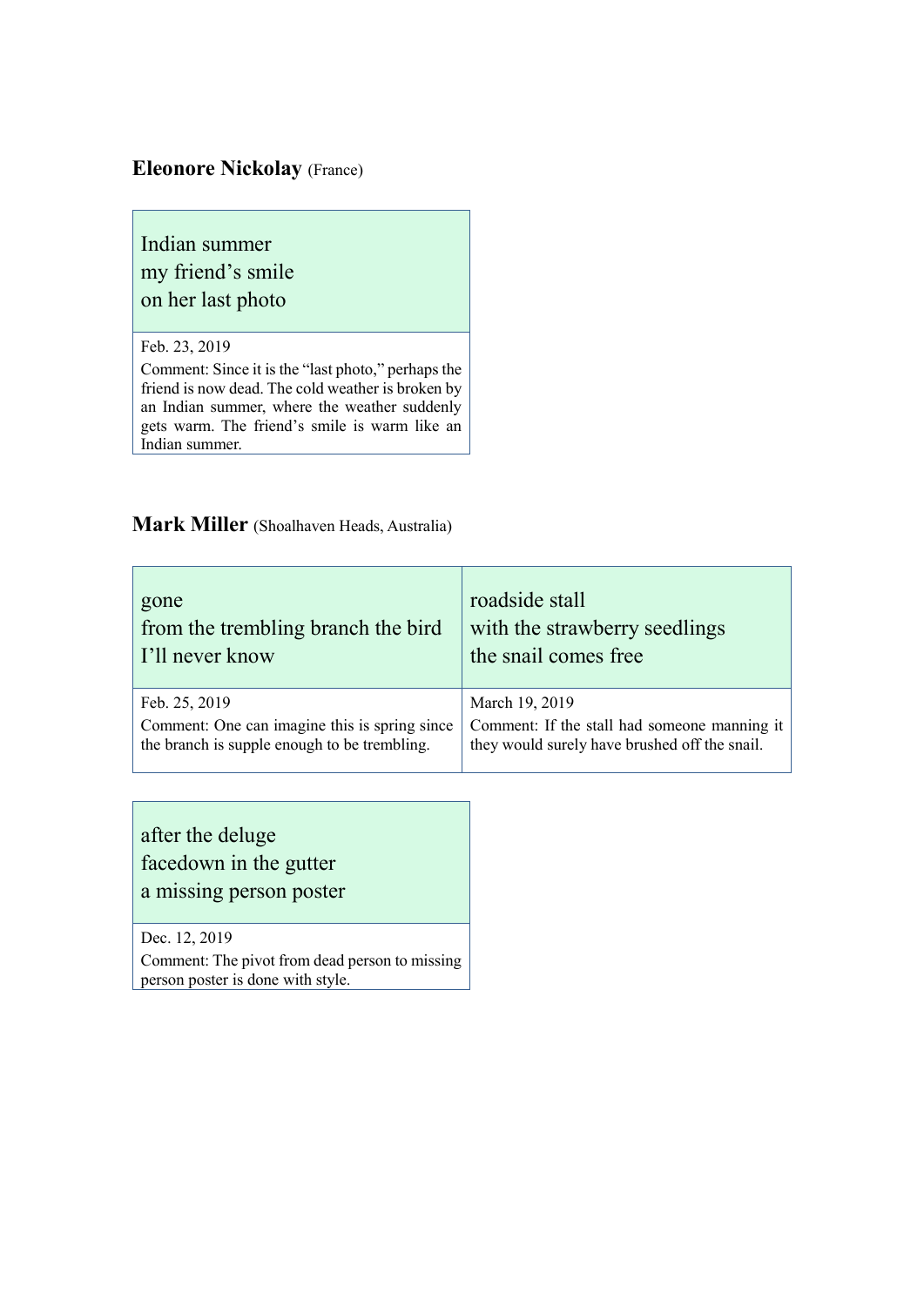**Eleonore Nickolay** (France)

Indian summer
my friend's smile
on her last photo

Feb. 23, 2019
Comment: Since it is the "last photo," perhaps the friend is now dead. The cold weather is broken by an Indian summer, where the weather suddenly gets warm. The friend's smile is warm like an Indian summer.

**Mark Miller** (Shoalhaven Heads, Australia)

gone
from the trembling branch the bird
I'll never know

Feb. 25, 2019
Comment: One can imagine this is spring since the branch is supple enough to be trembling.

roadside stall
with the strawberry seedlings
the snail comes free

March 19, 2019
Comment: If the stall had someone manning it they would surely have brushed off the snail.

after the deluge
facedown in the gutter
a missing person poster

Dec. 12, 2019
Comment: The pivot from dead person to missing person poster is done with style.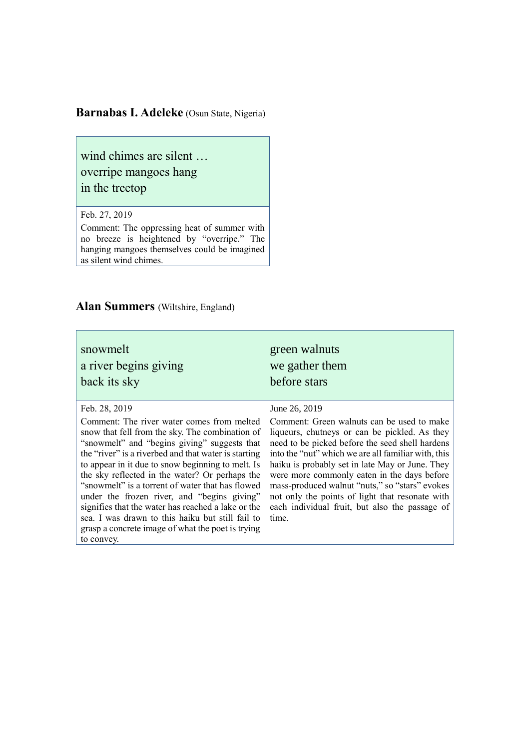**Barnabas I. Adeleke** (Osun State, Nigeria)

wind chimes are silent …
overripe mangoes hang
in the treetop

Feb. 27, 2019

Comment: The oppressing heat of summer with no breeze is heightened by "overripe." The hanging mangoes themselves could be imagined as silent wind chimes.

**Alan Summers** (Wiltshire, England)

snowmelt
a river begins giving
back its sky

Feb. 28, 2019

Comment: The river water comes from melted snow that fell from the sky. The combination of "snowmelt" and "begins giving" suggests that the "river" is a riverbed and that water is starting to appear in it due to snow beginning to melt. Is the sky reflected in the water? Or perhaps the "snowmelt" is a torrent of water that has flowed under the frozen river, and "begins giving" signifies that the water has reached a lake or the sea. I was drawn to this haiku but still fail to grasp a concrete image of what the poet is trying to convey.

green walnuts
we gather them
before stars

June 26, 2019

Comment: Green walnuts can be used to make liqueurs, chutneys or can be pickled. As they need to be picked before the seed shell hardens into the "nut" which we are all familiar with, this haiku is probably set in late May or June. They were more commonly eaten in the days before mass-produced walnut "nuts," so "stars" evokes not only the points of light that resonate with each individual fruit, but also the passage of time.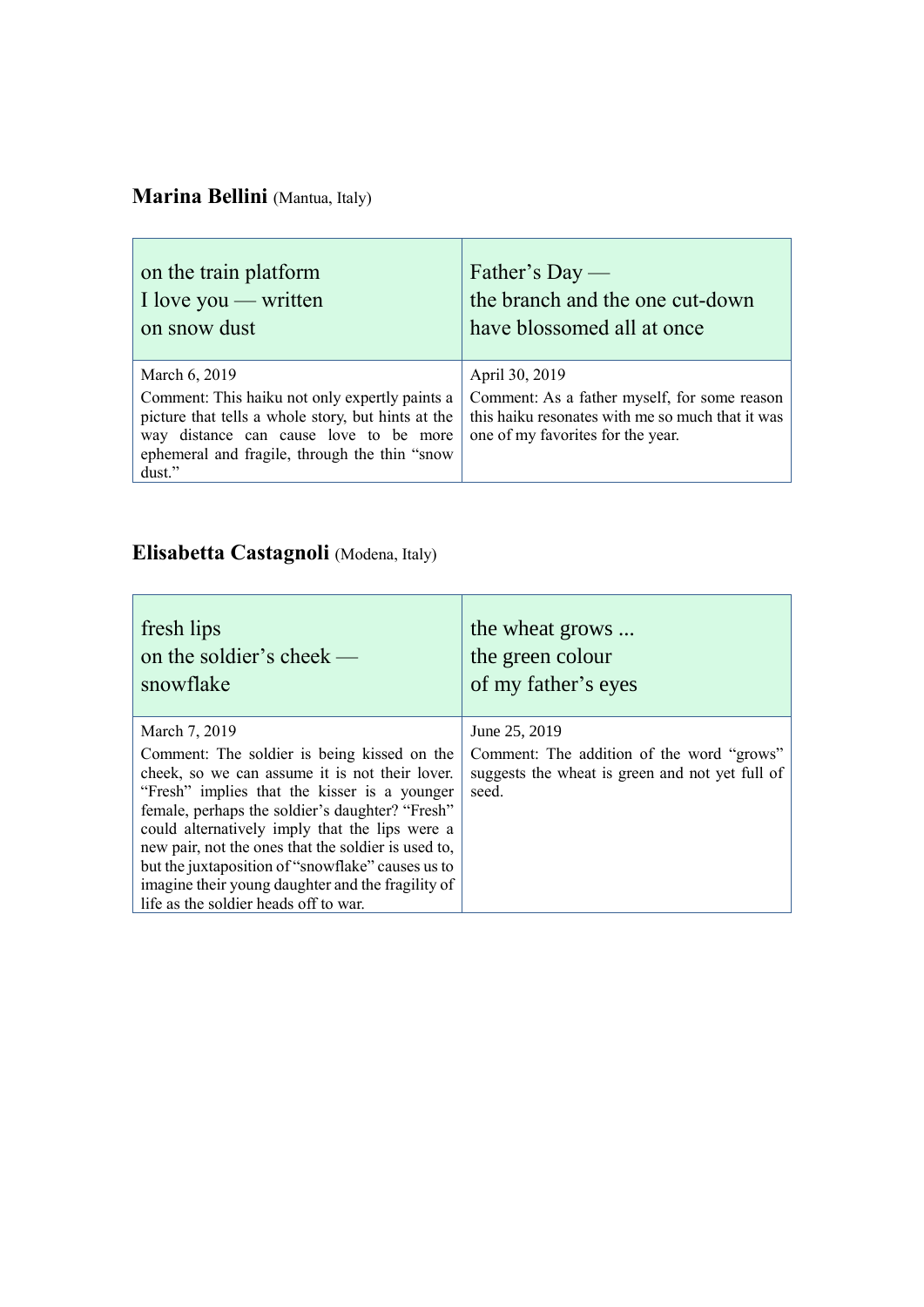**Marina Bellini** (Mantua, Italy)

| on the train platform<br>I love you — written<br>on snow dust | Father's Day —<br>the branch and the one cut-down<br>have blossomed all at once |
|---|---|
| March 6, 2019<br>Comment: This haiku not only expertly paints a picture that tells a whole story, but hints at the way distance can cause love to be more ephemeral and fragile, through the thin "snow dust." | April 30, 2019<br>Comment: As a father myself, for some reason this haiku resonates with me so much that it was one of my favorites for the year. |

**Elisabetta Castagnoli** (Modena, Italy)

| fresh lips<br>on the soldier's cheek —<br>snowflake | the wheat grows ...<br>the green colour<br>of my father's eyes |
|---|---|
| March 7, 2019<br>Comment: The soldier is being kissed on the cheek, so we can assume it is not their lover. "Fresh" implies that the kisser is a younger female, perhaps the soldier's daughter? "Fresh" could alternatively imply that the lips were a new pair, not the ones that the soldier is used to, but the juxtaposition of "snowflake" causes us to imagine their young daughter and the fragility of life as the soldier heads off to war. | June 25, 2019<br>Comment: The addition of the word "grows" suggests the wheat is green and not yet full of seed. |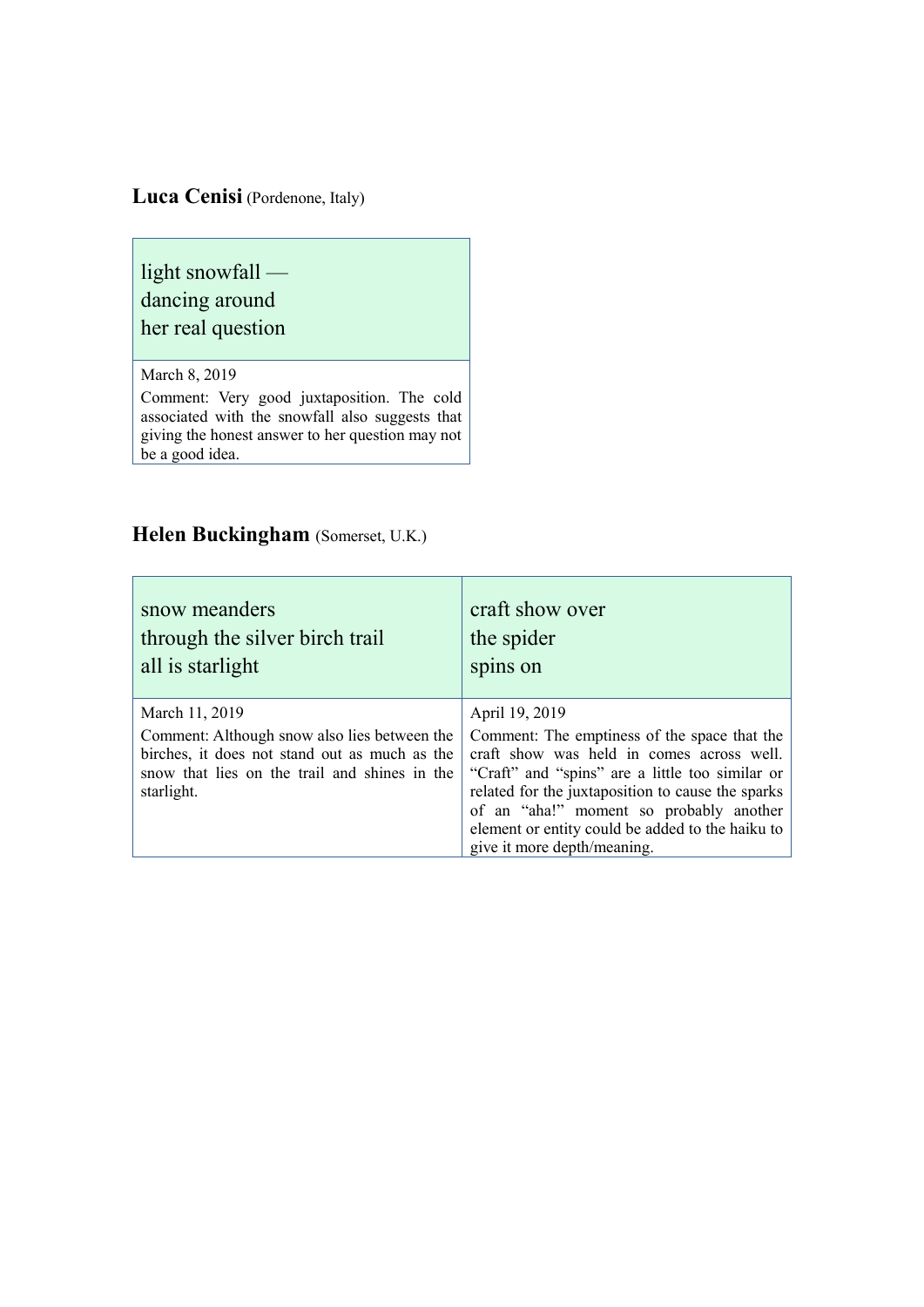**Luca Cenisi** (Pordenone, Italy)

| light snowfall —<br>dancing around<br>her real question |
|---|
| March 8, 2019<br>Comment: Very good juxtaposition. The cold associated with the snowfall also suggests that giving the honest answer to her question may not be a good idea. |

**Helen Buckingham** (Somerset, U.K.)

| snow meanders<br>through the silver birch trail<br>all is starlight | craft show over<br>the spider<br>spins on |
|---|---|
| March 11, 2019<br>Comment: Although snow also lies between the birches, it does not stand out as much as the snow that lies on the trail and shines in the starlight. | April 19, 2019<br>Comment: The emptiness of the space that the craft show was held in comes across well. "Craft" and "spins" are a little too similar or related for the juxtaposition to cause the sparks of an "aha!" moment so probably another element or entity could be added to the haiku to give it more depth/meaning. |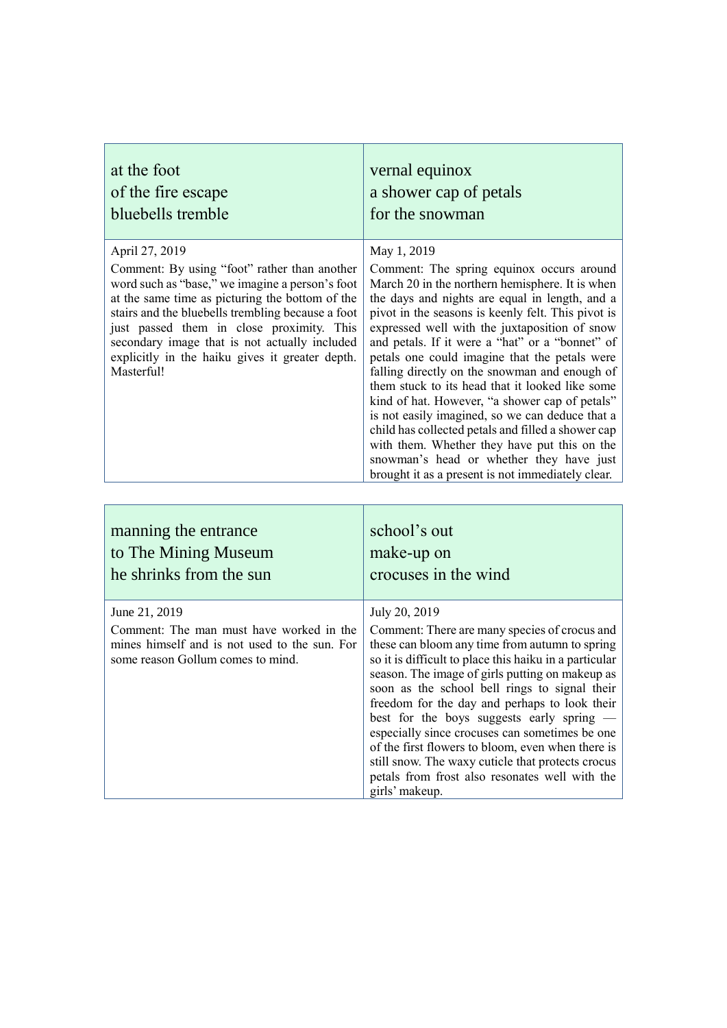at the foot
of the fire escape
bluebells tremble

April 27, 2019

Comment: By using "foot" rather than another word such as "base," we imagine a person's foot at the same time as picturing the bottom of the stairs and the bluebells trembling because a foot just passed them in close proximity. This secondary image that is not actually included explicitly in the haiku gives it greater depth. Masterful!

vernal equinox
a shower cap of petals
for the snowman

May 1, 2019

Comment: The spring equinox occurs around March 20 in the northern hemisphere. It is when the days and nights are equal in length, and a pivot in the seasons is keenly felt. This pivot is expressed well with the juxtaposition of snow and petals. If it were a "hat" or a "bonnet" of petals one could imagine that the petals were falling directly on the snowman and enough of them stuck to its head that it looked like some kind of hat. However, "a shower cap of petals" is not easily imagined, so we can deduce that a child has collected petals and filled a shower cap with them. Whether they have put this on the snowman's head or whether they have just brought it as a present is not immediately clear.

manning the entrance
to The Mining Museum
he shrinks from the sun

June 21, 2019

Comment: The man must have worked in the mines himself and is not used to the sun. For some reason Gollum comes to mind.

school's out
make-up on
crocuses in the wind

July 20, 2019

Comment: There are many species of crocus and these can bloom any time from autumn to spring so it is difficult to place this haiku in a particular season. The image of girls putting on makeup as soon as the school bell rings to signal their freedom for the day and perhaps to look their best for the boys suggests early spring — especially since crocuses can sometimes be one of the first flowers to bloom, even when there is still snow. The waxy cuticle that protects crocus petals from frost also resonates well with the girls' makeup.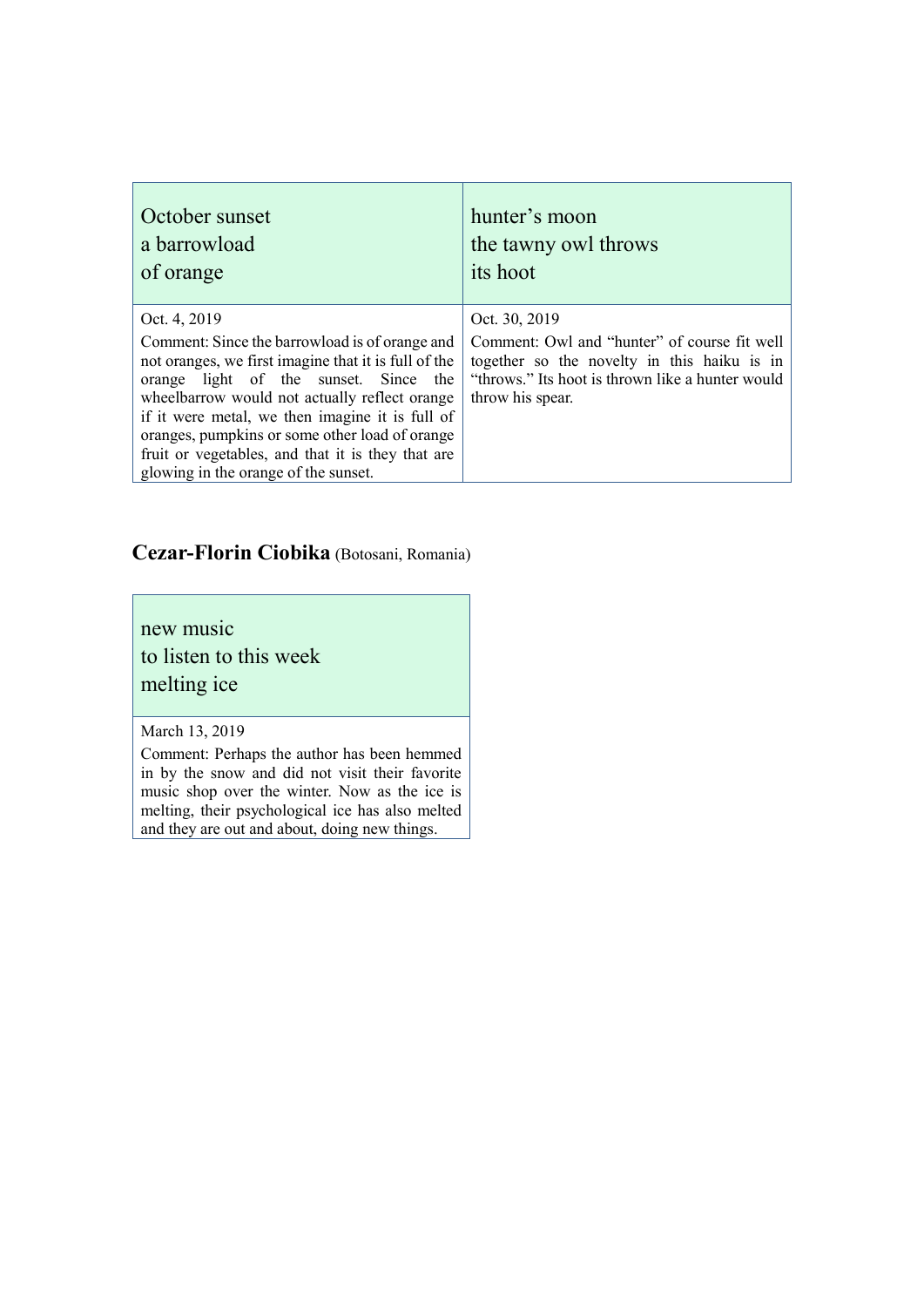| October sunset<br>a barrowload<br>of orange | hunter's moon<br>the tawny owl throws<br>its hoot |
| --- | --- |
| Oct. 4, 2019<br>Comment: Since the barrowload is of orange and not oranges, we first imagine that it is full of the orange light of the sunset. Since the wheelbarrow would not actually reflect orange if it were metal, we then imagine it is full of oranges, pumpkins or some other load of orange fruit or vegetables, and that it is they that are glowing in the orange of the sunset. | Oct. 30, 2019<br>Comment: Owl and "hunter" of course fit well together so the novelty in this haiku is in "throws." Its hoot is thrown like a hunter would throw his spear. |

**Cezar-Florin Ciobika** (Botosani, Romania)

| new music<br>to listen to this week<br>melting ice |
| --- |
| March 13, 2019<br>Comment: Perhaps the author has been hemmed in by the snow and did not visit their favorite music shop over the winter. Now as the ice is melting, their psychological ice has also melted and they are out and about, doing new things. |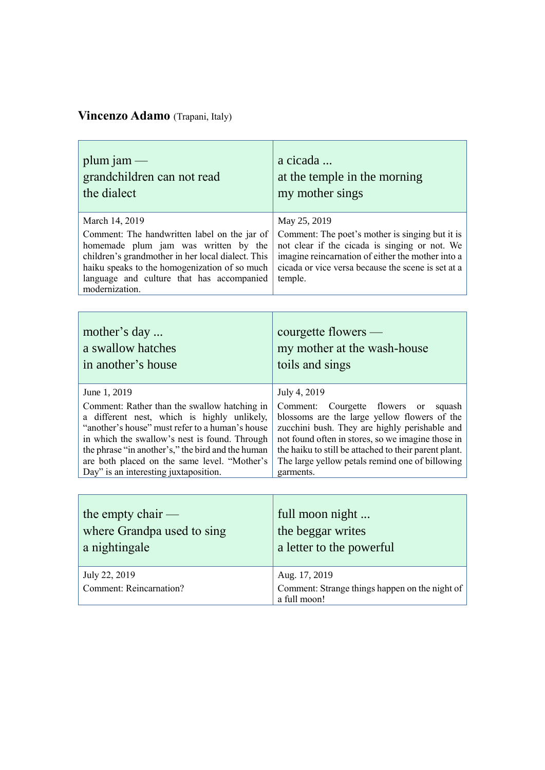**Vincenzo Adamo** (Trapani, Italy)

| plum jam —<br>grandchildren can not read<br>the dialect | a cicada ...<br>at the temple in the morning<br>my mother sings |
|---|---|
| March 14, 2019<br>Comment: The handwritten label on the jar of homemade plum jam was written by the children's grandmother in her local dialect. This haiku speaks to the homogenization of so much language and culture that has accompanied modernization. | May 25, 2019<br>Comment: The poet's mother is singing but it is not clear if the cicada is singing or not. We imagine reincarnation of either the mother into a cicada or vice versa because the scene is set at a temple. |

| mother's day ...<br>a swallow hatches<br>in another's house | courgette flowers —<br>my mother at the wash-house<br>toils and sings |
|---|---|
| June 1, 2019<br>Comment: Rather than the swallow hatching in a different nest, which is highly unlikely, "another's house" must refer to a human's house in which the swallow's nest is found. Through the phrase "in another's," the bird and the human are both placed on the same level. "Mother's Day" is an interesting juxtaposition. | July 4, 2019<br>Comment: Courgette flowers or squash blossoms are the large yellow flowers of the zucchini bush. They are highly perishable and not found often in stores, so we imagine those in the haiku to still be attached to their parent plant. The large yellow petals remind one of billowing garments. |

| the empty chair —<br>where Grandpa used to sing<br>a nightingale | full moon night ...<br>the beggar writes<br>a letter to the powerful |
|---|---|
| July 22, 2019<br>Comment: Reincarnation? | Aug. 17, 2019<br>Comment: Strange things happen on the night of a full moon! |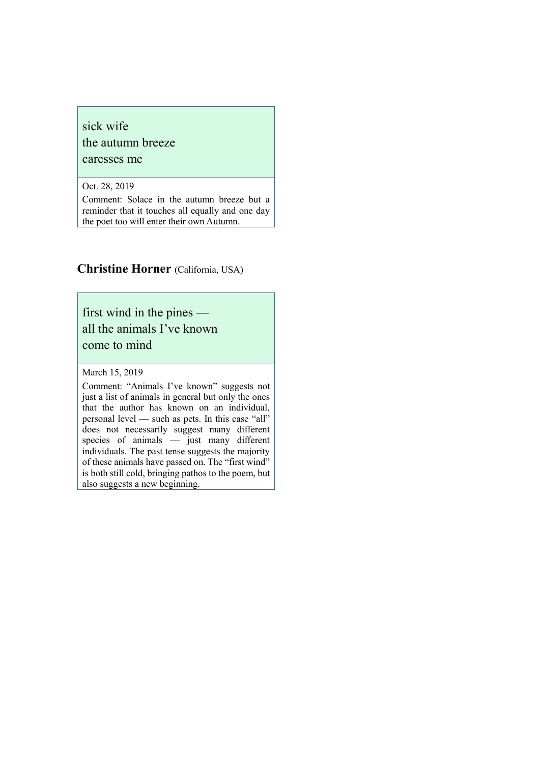sick wife
the autumn breeze
caresses me

Oct. 28, 2019

Comment: Solace in the autumn breeze but a reminder that it touches all equally and one day the poet too will enter their own Autumn.

**Christine Horner** (California, USA)

first wind in the pines —
all the animals I've known
come to mind

March 15, 2019

Comment: "Animals I've known" suggests not just a list of animals in general but only the ones that the author has known on an individual, personal level — such as pets. In this case "all" does not necessarily suggest many different species of animals — just many different individuals. The past tense suggests the majority of these animals have passed on. The "first wind" is both still cold, bringing pathos to the poem, but also suggests a new beginning.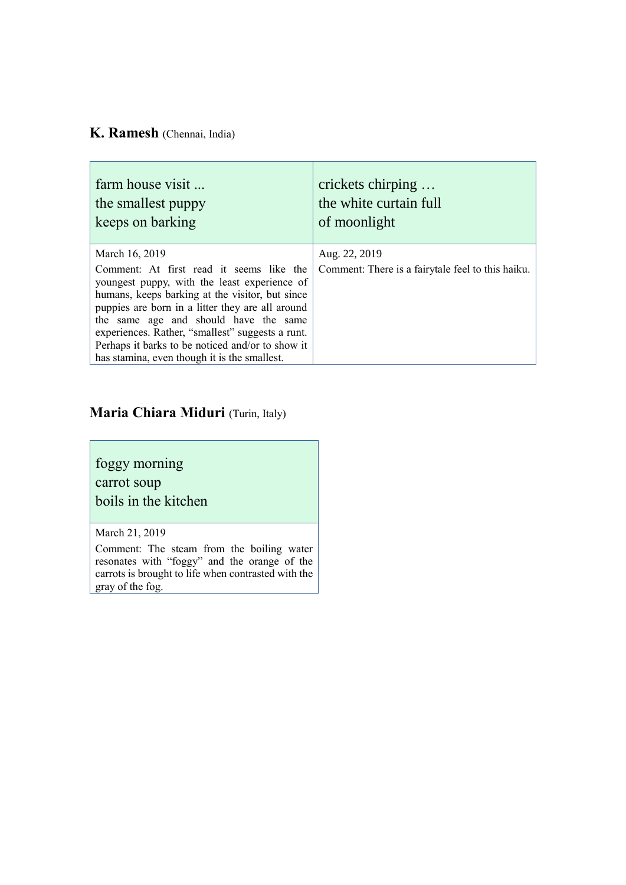**K. Ramesh** (Chennai, India)

| farm house visit ...<br>the smallest puppy<br>keeps on barking | crickets chirping …<br>the white curtain full<br>of moonlight |
|---|---|
| March 16, 2019<br>Comment: At first read it seems like the youngest puppy, with the least experience of humans, keeps barking at the visitor, but since puppies are born in a litter they are all around the same age and should have the same experiences. Rather, “smallest” suggests a runt. Perhaps it barks to be noticed and/or to show it has stamina, even though it is the smallest. | Aug. 22, 2019<br>Comment: There is a fairytale feel to this haiku. |

**Maria Chiara Miduri** (Turin, Italy)

| foggy morning<br>carrot soup<br>boils in the kitchen |
|---|
| March 21, 2019<br>Comment: The steam from the boiling water resonates with “foggy” and the orange of the carrots is brought to life when contrasted with the gray of the fog. |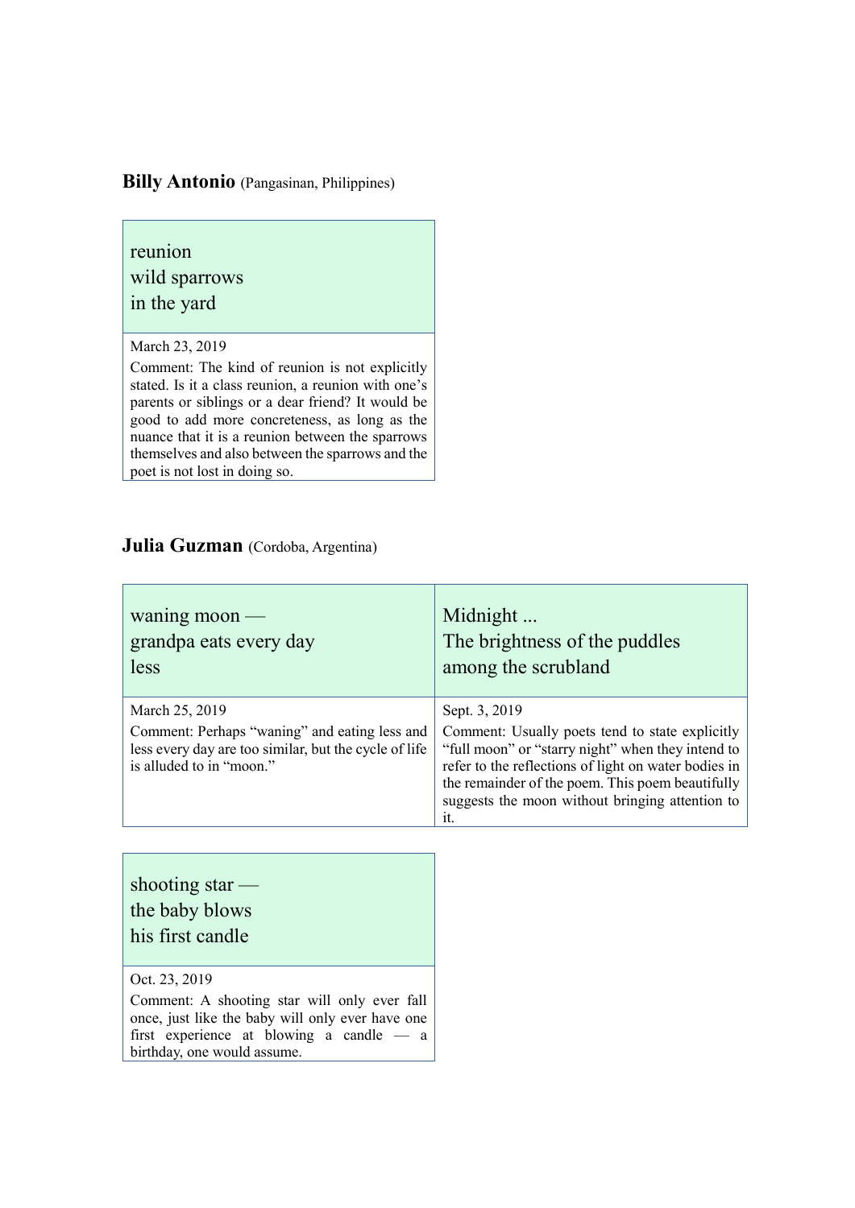**Billy Antonio** (Pangasinan, Philippines)

reunion
wild sparrows
in the yard

March 23, 2019

Comment: The kind of reunion is not explicitly stated. Is it a class reunion, a reunion with one's parents or siblings or a dear friend? It would be good to add more concreteness, as long as the nuance that it is a reunion between the sparrows themselves and also between the sparrows and the poet is not lost in doing so.

**Julia Guzman** (Cordoba, Argentina)

waning moon —
grandpa eats every day
less

March 25, 2019

Comment: Perhaps "waning" and eating less and less every day are too similar, but the cycle of life is alluded to in "moon."

Midnight ...
The brightness of the puddles
among the scrubland

Sept. 3, 2019

Comment: Usually poets tend to state explicitly "full moon" or "starry night" when they intend to refer to the reflections of light on water bodies in the remainder of the poem. This poem beautifully suggests the moon without bringing attention to it.

shooting star —
the baby blows
his first candle

Oct. 23, 2019

Comment: A shooting star will only ever fall once, just like the baby will only ever have one first experience at blowing a candle — a birthday, one would assume.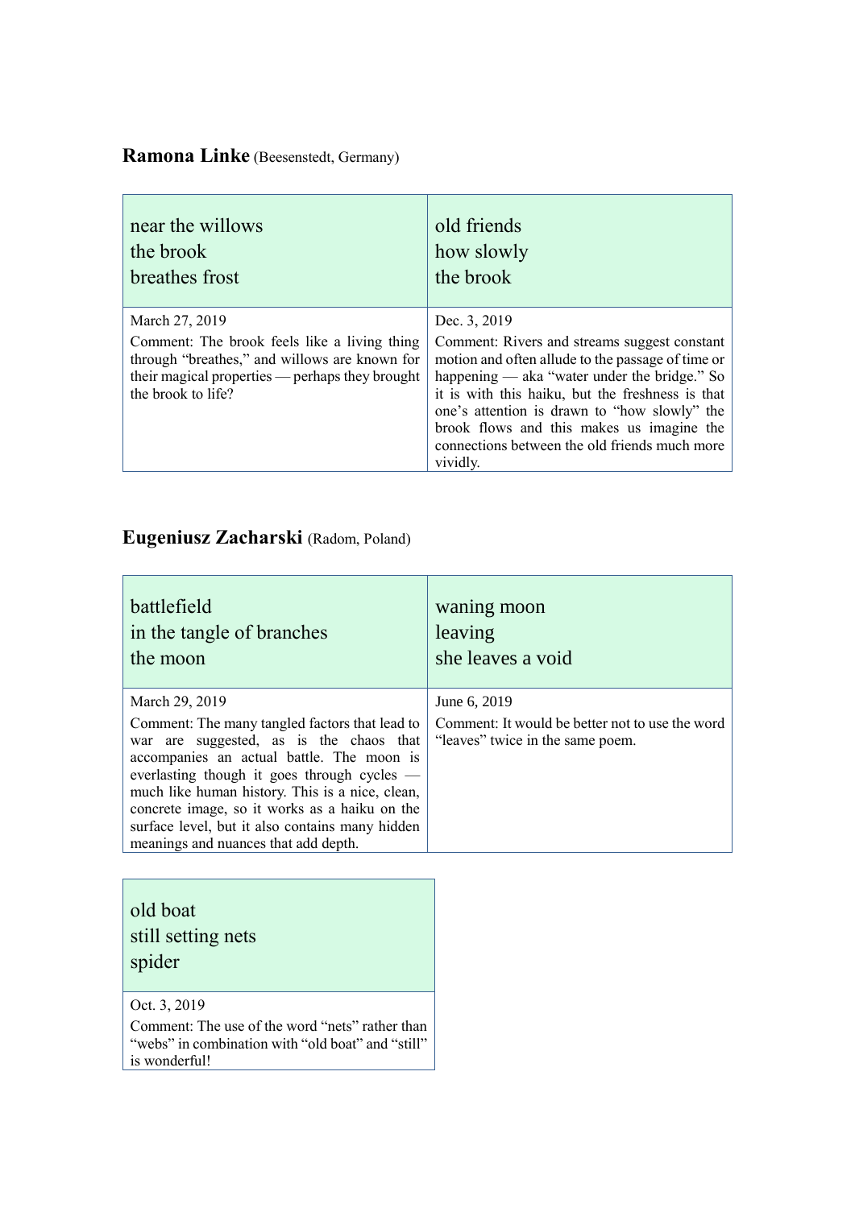**Ramona Linke** (Beesenstedt, Germany)

| near the willows<br>the brook<br>breathes frost | old friends<br>how slowly<br>the brook |
|---|---|
| March 27, 2019<br>Comment: The brook feels like a living thing through "breathes," and willows are known for their magical properties — perhaps they brought the brook to life? | Dec. 3, 2019<br>Comment: Rivers and streams suggest constant motion and often allude to the passage of time or happening — aka "water under the bridge." So it is with this haiku, but the freshness is that one's attention is drawn to "how slowly" the brook flows and this makes us imagine the connections between the old friends much more vividly. |

**Eugeniusz Zacharski** (Radom, Poland)

| battlefield<br>in the tangle of branches<br>the moon | waning moon<br>leaving<br>she leaves a void |
|---|---|
| March 29, 2019<br>Comment: The many tangled factors that lead to war are suggested, as is the chaos that accompanies an actual battle. The moon is everlasting though it goes through cycles — much like human history. This is a nice, clean, concrete image, so it works as a haiku on the surface level, but it also contains many hidden meanings and nuances that add depth. | June 6, 2019<br>Comment: It would be better not to use the word "leaves" twice in the same poem. |

| old boat<br>still setting nets<br>spider |
|---|
| Oct. 3, 2019<br>Comment: The use of the word "nets" rather than "webs" in combination with "old boat" and "still" is wonderful! |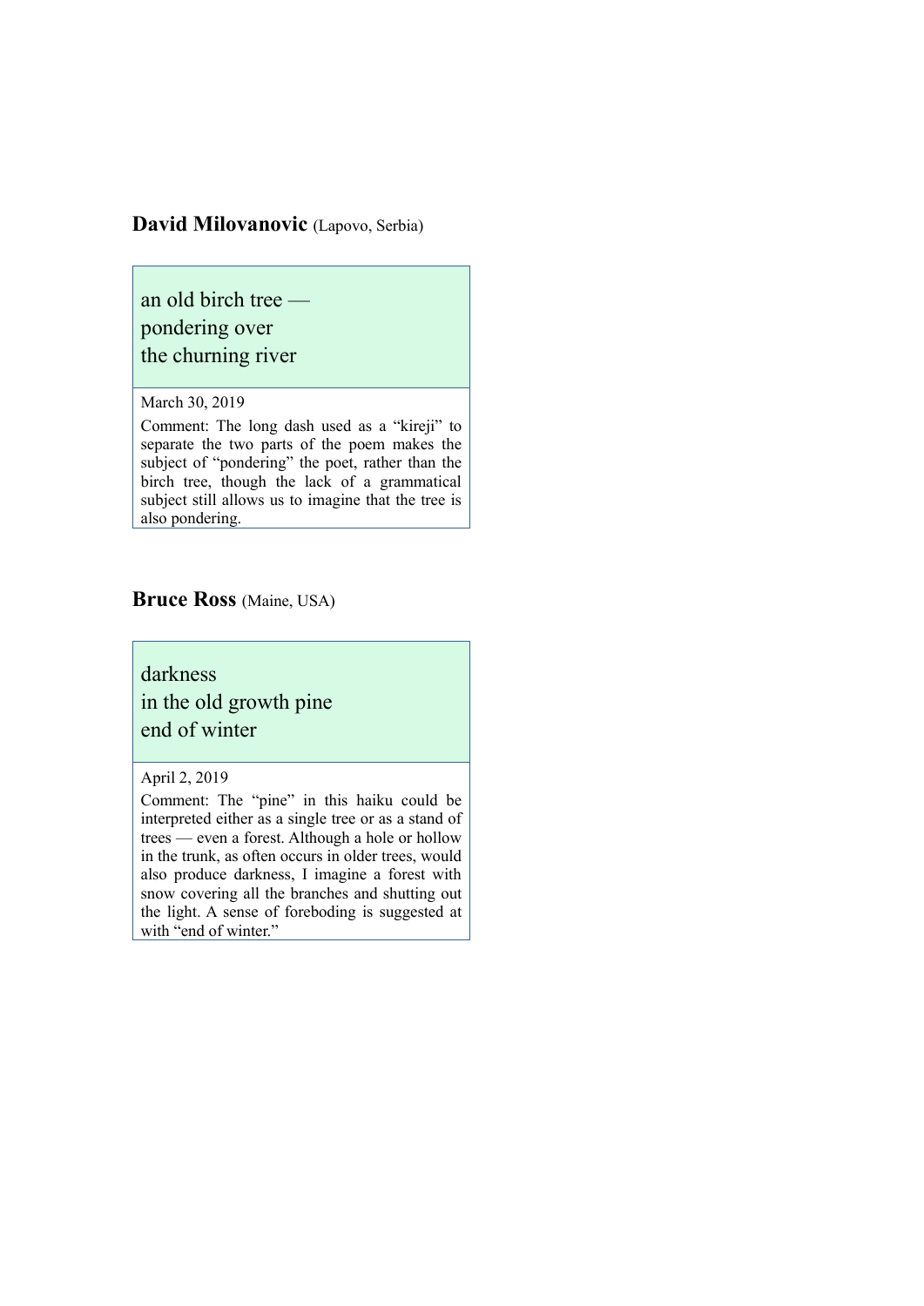**David Milovanovic** (Lapovo, Serbia)

an old birch tree —
pondering over
the churning river

March 30, 2019

Comment: The long dash used as a "kireji" to separate the two parts of the poem makes the subject of "pondering" the poet, rather than the birch tree, though the lack of a grammatical subject still allows us to imagine that the tree is also pondering.

**Bruce Ross** (Maine, USA)

darkness
in the old growth pine
end of winter

April 2, 2019

Comment: The "pine" in this haiku could be interpreted either as a single tree or as a stand of trees — even a forest. Although a hole or hollow in the trunk, as often occurs in older trees, would also produce darkness, I imagine a forest with snow covering all the branches and shutting out the light. A sense of foreboding is suggested at with "end of winter."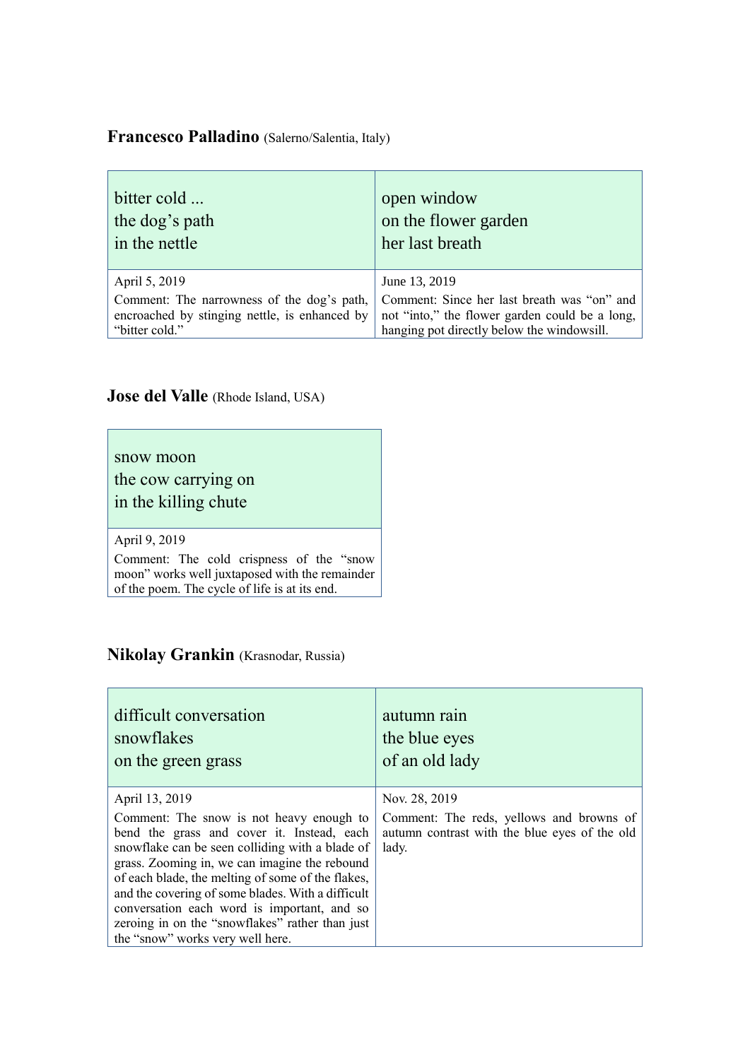**Francesco Palladino** (Salerno/Salentia, Italy)

| bitter cold ...<br>the dog's path<br>in the nettle | open window<br>on the flower garden<br>her last breath |
|---|---|
| April 5, 2019<br>Comment: The narrowness of the dog's path, encroached by stinging nettle, is enhanced by "bitter cold." | June 13, 2019<br>Comment: Since her last breath was "on" and not "into," the flower garden could be a long, hanging pot directly below the windowsill. |

**Jose del Valle** (Rhode Island, USA)

| snow moon<br>the cow carrying on<br>in the killing chute |
|---|
| April 9, 2019<br>Comment: The cold crispness of the "snow moon" works well juxtaposed with the remainder of the poem. The cycle of life is at its end. |

**Nikolay Grankin** (Krasnodar, Russia)

| difficult conversation<br>snowflakes<br>on the green grass | autumn rain<br>the blue eyes<br>of an old lady |
|---|---|
| April 13, 2019<br>Comment: The snow is not heavy enough to bend the grass and cover it. Instead, each snowflake can be seen colliding with a blade of grass. Zooming in, we can imagine the rebound of each blade, the melting of some of the flakes, and the covering of some blades. With a difficult conversation each word is important, and so zeroing in on the "snowflakes" rather than just the "snow" works very well here. | Nov. 28, 2019<br>Comment: The reds, yellows and browns of autumn contrast with the blue eyes of the old lady. |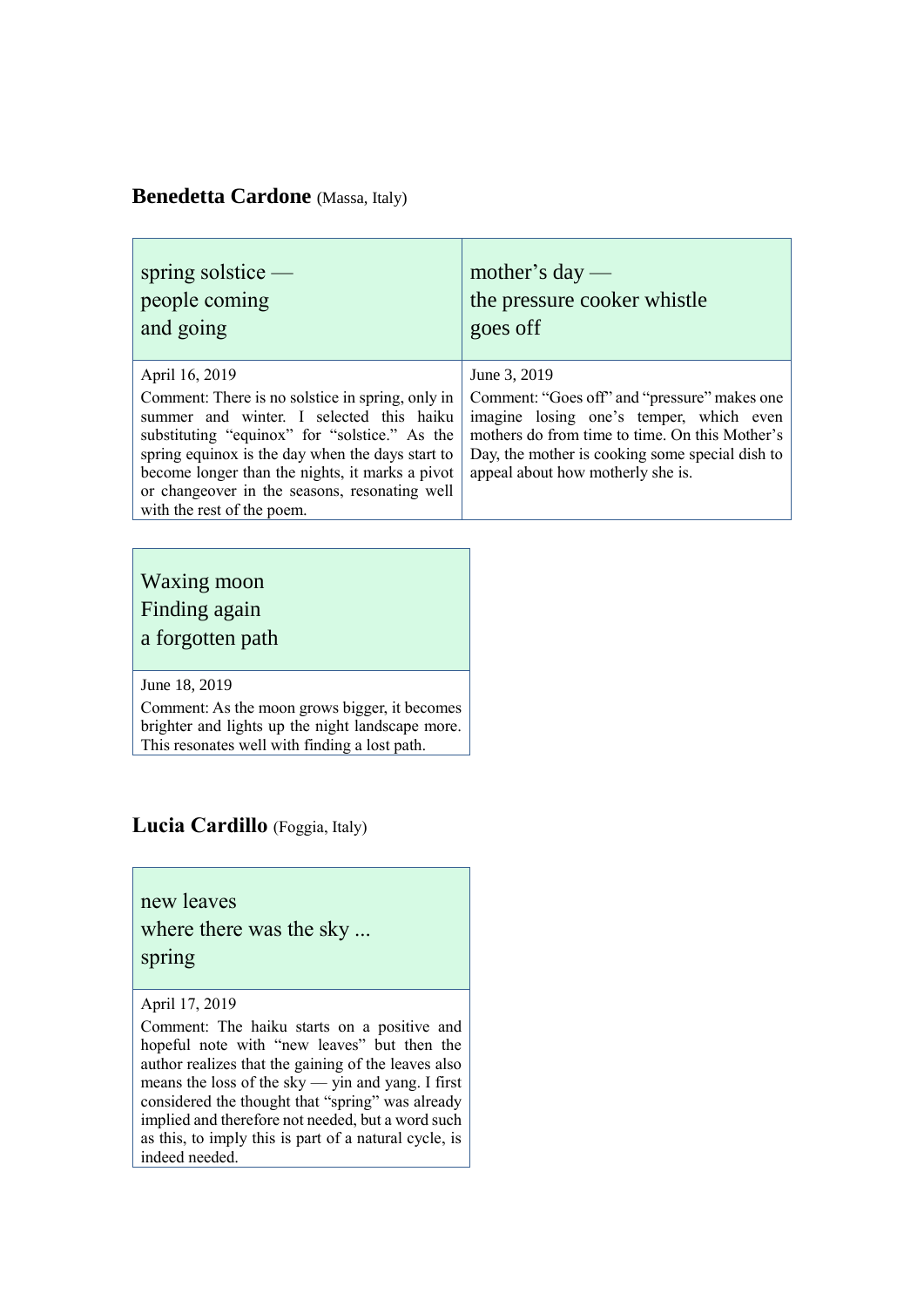**Benedetta Cardone** (Massa, Italy)

spring solstice —
people coming
and going

April 16, 2019

Comment: There is no solstice in spring, only in summer and winter. I selected this haiku substituting "equinox" for "solstice." As the spring equinox is the day when the days start to become longer than the nights, it marks a pivot or changeover in the seasons, resonating well with the rest of the poem.

mother's day —
the pressure cooker whistle
goes off

June 3, 2019

Comment: "Goes off" and "pressure" makes one imagine losing one's temper, which even mothers do from time to time. On this Mother's Day, the mother is cooking some special dish to appeal about how motherly she is.

Waxing moon
Finding again
a forgotten path

June 18, 2019

Comment: As the moon grows bigger, it becomes brighter and lights up the night landscape more. This resonates well with finding a lost path.

**Lucia Cardillo** (Foggia, Italy)

new leaves
where there was the sky ...
spring

April 17, 2019

Comment: The haiku starts on a positive and hopeful note with "new leaves" but then the author realizes that the gaining of the leaves also means the loss of the sky — yin and yang. I first considered the thought that "spring" was already implied and therefore not needed, but a word such as this, to imply this is part of a natural cycle, is indeed needed.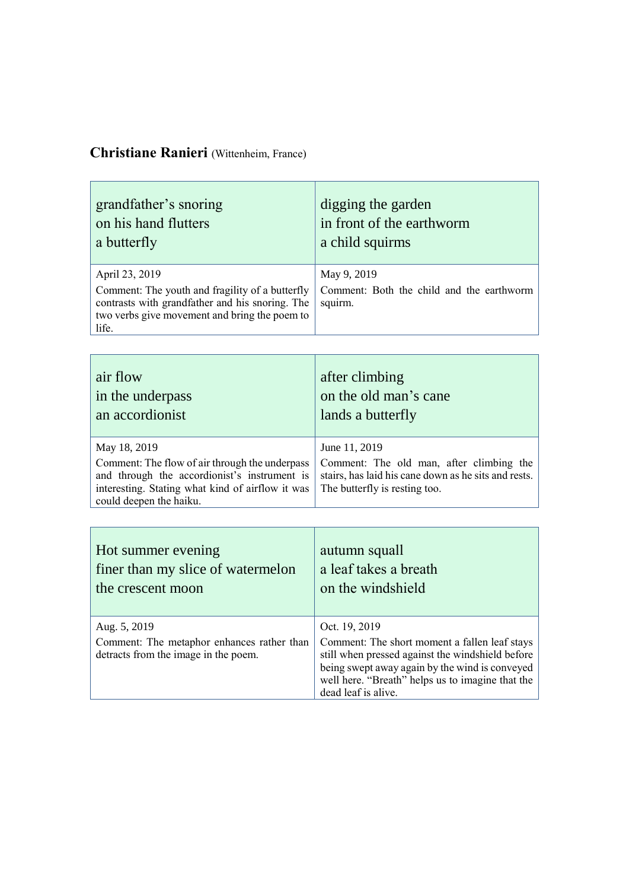**Christiane Ranieri** (Wittenheim, France)

| grandfather's snoring<br>on his hand flutters<br>a butterfly | digging the garden<br>in front of the earthworm<br>a child squirms |
|---|---|
| April 23, 2019<br>Comment: The youth and fragility of a butterfly contrasts with grandfather and his snoring. The two verbs give movement and bring the poem to life. | May 9, 2019<br>Comment: Both the child and the earthworm squirm. |

| air flow<br>in the underpass<br>an accordionist | after climbing<br>on the old man's cane<br>lands a butterfly |
|---|---|
| May 18, 2019<br>Comment: The flow of air through the underpass and through the accordionist's instrument is interesting. Stating what kind of airflow it was could deepen the haiku. | June 11, 2019<br>Comment: The old man, after climbing the stairs, has laid his cane down as he sits and rests. The butterfly is resting too. |

| Hot summer evening<br>finer than my slice of watermelon<br>the crescent moon | autumn squall<br>a leaf takes a breath<br>on the windshield |
|---|---|
| Aug. 5, 2019<br>Comment: The metaphor enhances rather than detracts from the image in the poem. | Oct. 19, 2019<br>Comment: The short moment a fallen leaf stays still when pressed against the windshield before being swept away again by the wind is conveyed well here. "Breath" helps us to imagine that the dead leaf is alive. |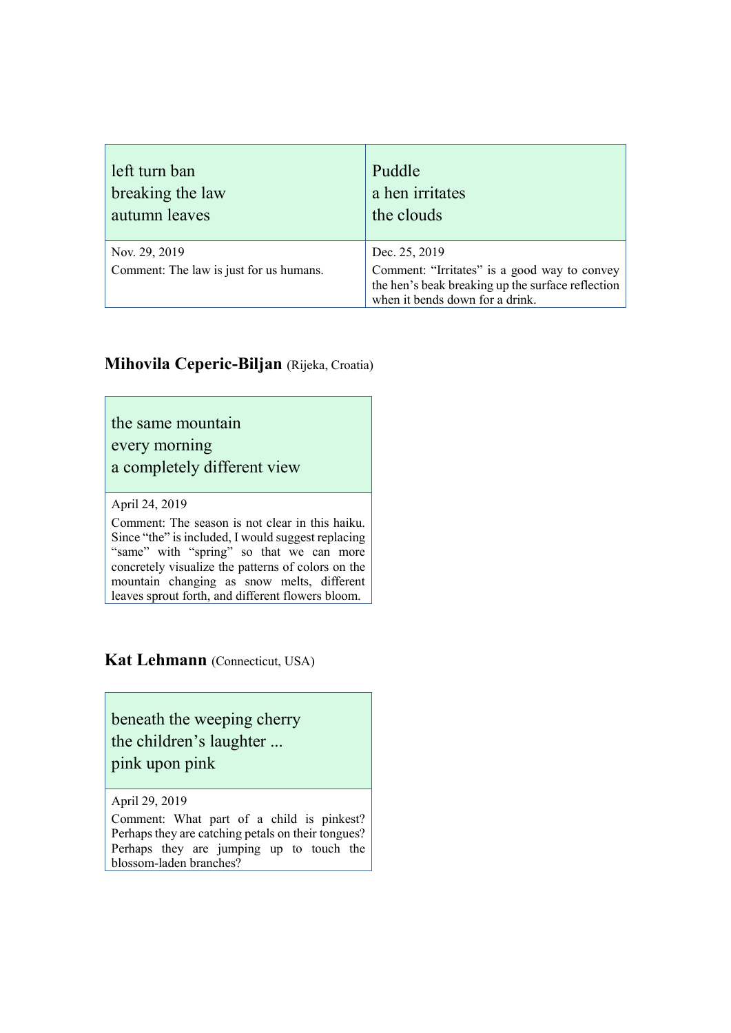| left turn ban<br>breaking the law<br>autumn leaves | Puddle<br>a hen irritates<br>the clouds |
| --- | --- |
| Nov. 29, 2019<br>Comment: The law is just for us humans. | Dec. 25, 2019<br>Comment: “Irritates” is a good way to convey the hen’s beak breaking up the surface reflection when it bends down for a drink. |

## **Mihovila Ceperic-Biljan** (Rijeka, Croatia)

| the same mountain<br>every morning<br>a completely different view |
| --- |
| April 24, 2019<br>Comment: The season is not clear in this haiku. Since “the” is included, I would suggest replacing “same” with “spring” so that we can more concretely visualize the patterns of colors on the mountain changing as snow melts, different leaves sprout forth, and different flowers bloom. |

## **Kat Lehmann** (Connecticut, USA)

| beneath the weeping cherry<br>the children’s laughter ...<br>pink upon pink |
| --- |
| April 29, 2019<br>Comment: What part of a child is pinkest? Perhaps they are catching petals on their tongues? Perhaps they are jumping up to touch the blossom-laden branches? |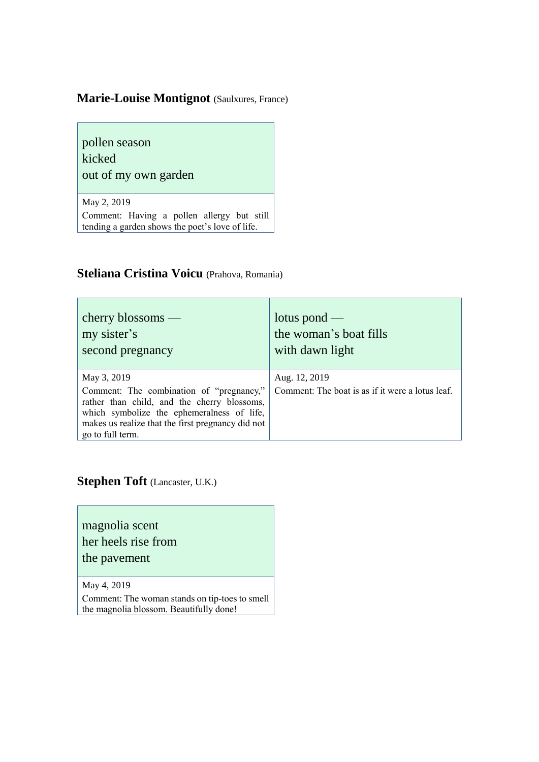**Marie-Louise Montignot** (Saulxures, France)

pollen season
kicked
out of my own garden

May 2, 2019
Comment: Having a pollen allergy but still tending a garden shows the poet's love of life.

**Steliana Cristina Voicu** (Prahova, Romania)

cherry blossoms —
my sister's
second pregnancy

May 3, 2019
Comment: The combination of "pregnancy," rather than child, and the cherry blossoms, which symbolize the ephemeralness of life, makes us realize that the first pregnancy did not go to full term.

lotus pond —
the woman's boat fills
with dawn light

Aug. 12, 2019
Comment: The boat is as if it were a lotus leaf.

**Stephen Toft** (Lancaster, U.K.)

magnolia scent
her heels rise from
the pavement

May 4, 2019
Comment: The woman stands on tip-toes to smell the magnolia blossom. Beautifully done!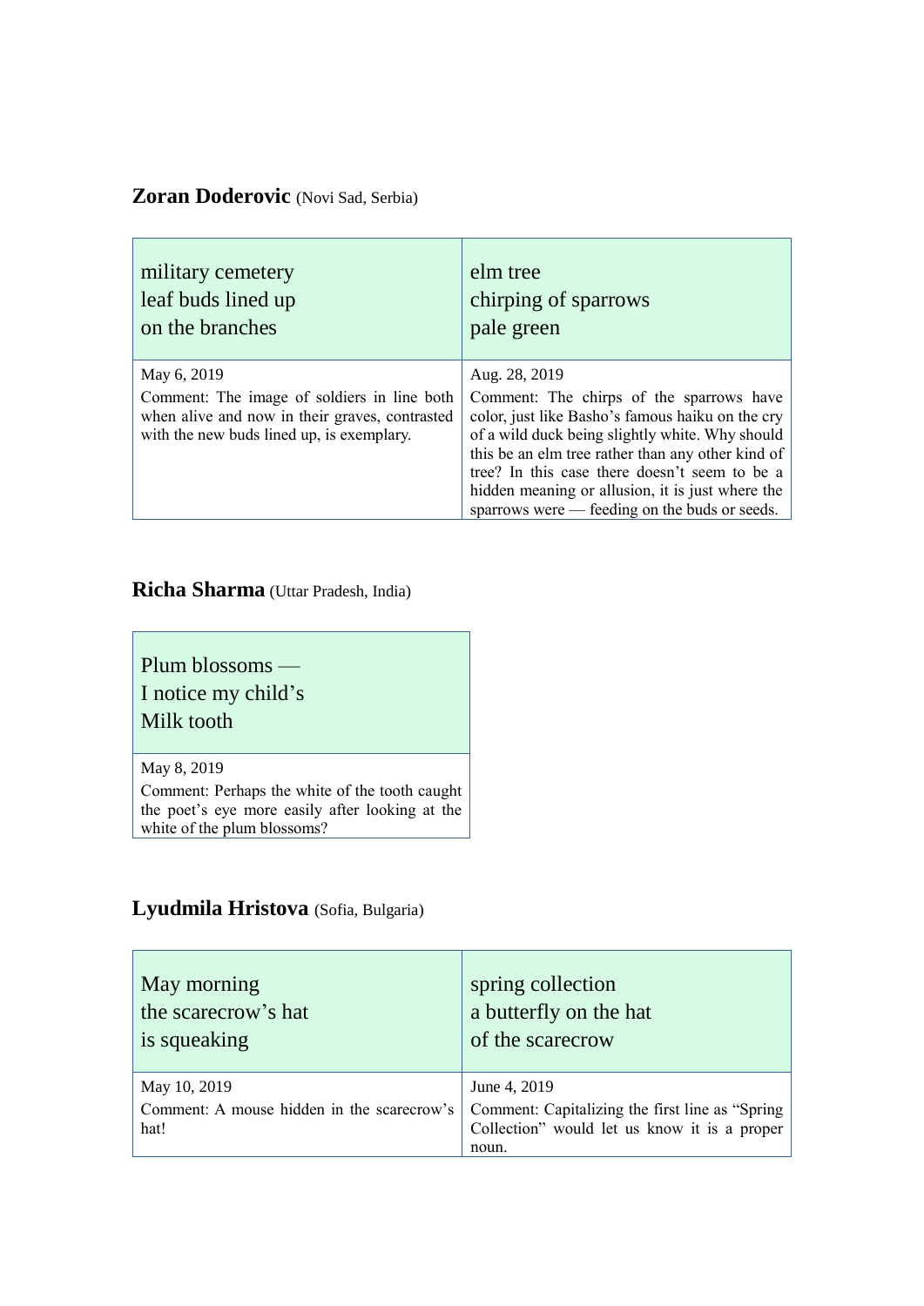**Zoran Doderovic** (Novi Sad, Serbia)

| military cemetery<br>leaf buds lined up<br>on the branches | elm tree<br>chirping of sparrows<br>pale green |
|---|---|
| May 6, 2019<br>Comment: The image of soldiers in line both when alive and now in their graves, contrasted with the new buds lined up, is exemplary. | Aug. 28, 2019<br>Comment: The chirps of the sparrows have color, just like Basho's famous haiku on the cry of a wild duck being slightly white. Why should this be an elm tree rather than any other kind of tree? In this case there doesn't seem to be a hidden meaning or allusion, it is just where the sparrows were — feeding on the buds or seeds. |

**Richa Sharma** (Uttar Pradesh, India)

| Plum blossoms —<br>I notice my child's<br>Milk tooth |
|---|
| May 8, 2019<br>Comment: Perhaps the white of the tooth caught the poet's eye more easily after looking at the white of the plum blossoms? |

**Lyudmila Hristova** (Sofia, Bulgaria)

| May morning<br>the scarecrow's hat<br>is squeaking | spring collection<br>a butterfly on the hat<br>of the scarecrow |
|---|---|
| May 10, 2019<br>Comment: A mouse hidden in the scarecrow's hat! | June 4, 2019<br>Comment: Capitalizing the first line as "Spring Collection" would let us know it is a proper noun. |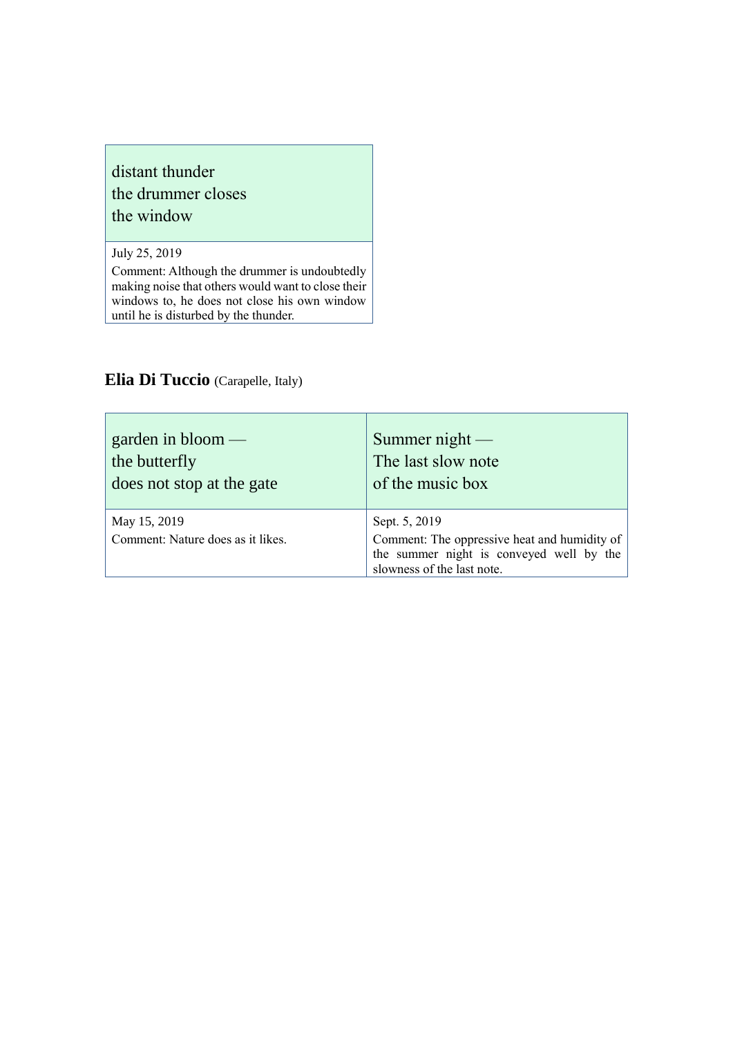| distant thunder<br>the drummer closes<br>the window |
|---|
| July 25, 2019<br>Comment: Although the drummer is undoubtedly making noise that others would want to close their windows to, he does not close his own window until he is disturbed by the thunder. |

**Elia Di Tuccio** (Carapelle, Italy)

| garden in bloom —<br>the butterfly<br>does not stop at the gate | Summer night —<br>The last slow note<br>of the music box |
|---|---|
| May 15, 2019<br>Comment: Nature does as it likes. | Sept. 5, 2019<br>Comment: The oppressive heat and humidity of the summer night is conveyed well by the slowness of the last note. |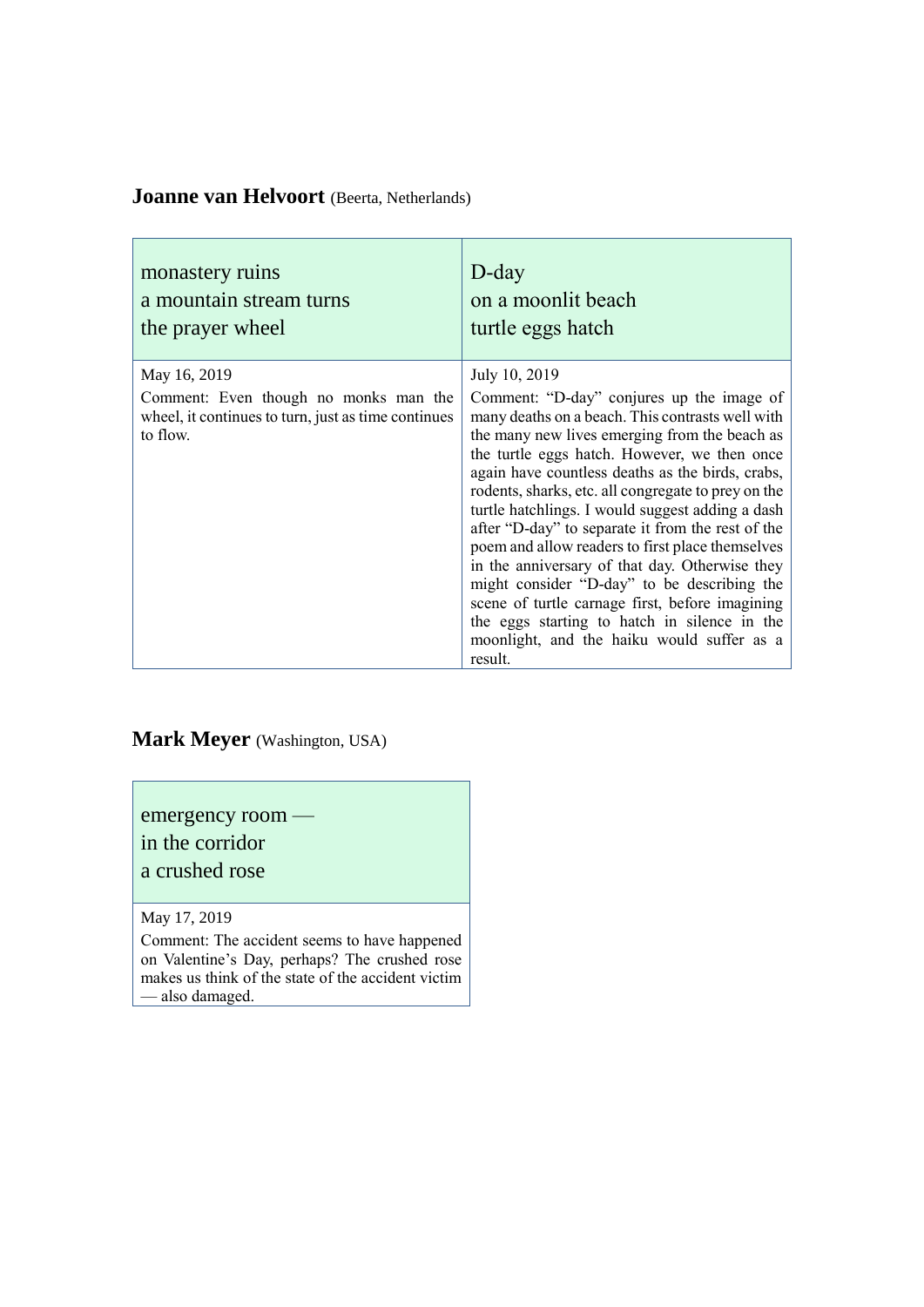**Joanne van Helvoort** (Beerta, Netherlands)

| monastery ruins<br>a mountain stream turns<br>the prayer wheel | D-day<br>on a moonlit beach<br>turtle eggs hatch |
|---|---|
| May 16, 2019<br>Comment: Even though no monks man the wheel, it continues to turn, just as time continues to flow. | July 10, 2019<br>Comment: "D-day" conjures up the image of many deaths on a beach. This contrasts well with the many new lives emerging from the beach as the turtle eggs hatch. However, we then once again have countless deaths as the birds, crabs, rodents, sharks, etc. all congregate to prey on the turtle hatchlings. I would suggest adding a dash after "D-day" to separate it from the rest of the poem and allow readers to first place themselves in the anniversary of that day. Otherwise they might consider "D-day" to be describing the scene of turtle carnage first, before imagining the eggs starting to hatch in silence in the moonlight, and the haiku would suffer as a result. |

**Mark Meyer** (Washington, USA)

| emergency room —<br>in the corridor<br>a crushed rose |
|---|
| May 17, 2019<br>Comment: The accident seems to have happened on Valentine's Day, perhaps? The crushed rose makes us think of the state of the accident victim — also damaged. |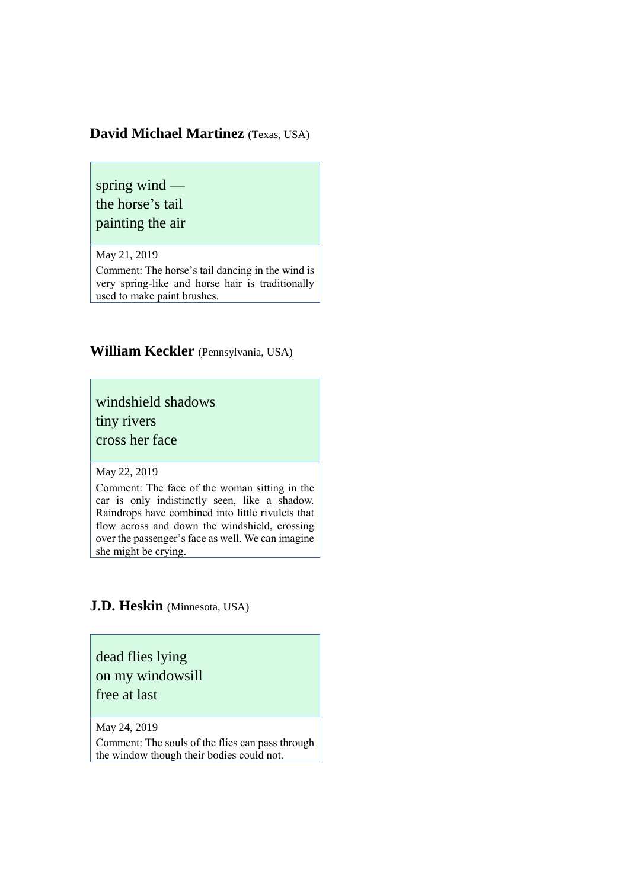**David Michael Martinez** (Texas, USA)

spring wind —  
the horse’s tail  
painting the air

May 21, 2019

Comment: The horse’s tail dancing in the wind is very spring-like and horse hair is traditionally used to make paint brushes.

**William Keckler** (Pennsylvania, USA)

windshield shadows  
tiny rivers  
cross her face

May 22, 2019

Comment: The face of the woman sitting in the car is only indistinctly seen, like a shadow. Raindrops have combined into little rivulets that flow across and down the windshield, crossing over the passenger’s face as well. We can imagine she might be crying.

**J.D. Heskin** (Minnesota, USA)

dead flies lying  
on my windowsill  
free at last

May 24, 2019

Comment: The souls of the flies can pass through the window though their bodies could not.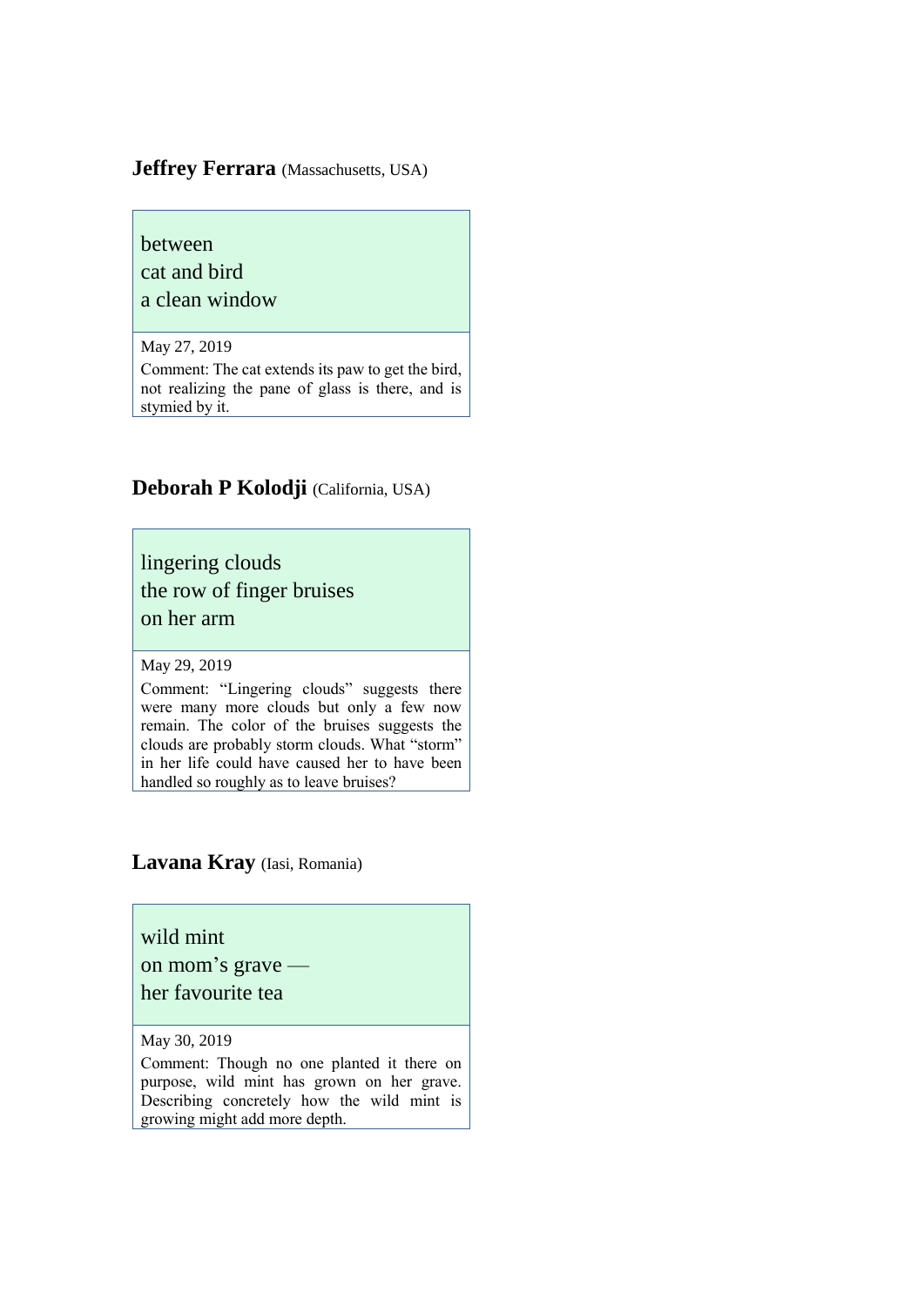**Jeffrey Ferrara** (Massachusetts, USA)

between
cat and bird
a clean window

May 27, 2019

Comment: The cat extends its paw to get the bird, not realizing the pane of glass is there, and is stymied by it.

**Deborah P Kolodji** (California, USA)

lingering clouds
the row of finger bruises
on her arm

May 29, 2019

Comment: "Lingering clouds" suggests there were many more clouds but only a few now remain. The color of the bruises suggests the clouds are probably storm clouds. What "storm" in her life could have caused her to have been handled so roughly as to leave bruises?

**Lavana Kray** (Iasi, Romania)

wild mint
on mom's grave —
her favourite tea

May 30, 2019

Comment: Though no one planted it there on purpose, wild mint has grown on her grave. Describing concretely how the wild mint is growing might add more depth.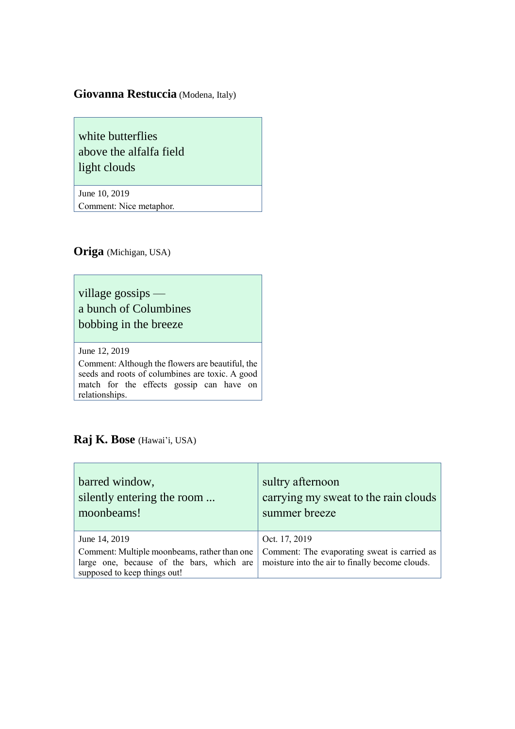**Giovanna Restuccia** (Modena, Italy)

white butterflies
above the alfalfa field
light clouds

June 10, 2019
Comment: Nice metaphor.

**Origa** (Michigan, USA)

village gossips —
a bunch of Columbines
bobbing in the breeze

June 12, 2019
Comment: Although the flowers are beautiful, the seeds and roots of columbines are toxic. A good match for the effects gossip can have on relationships.

**Raj K. Bose** (Hawai'i, USA)

barred window,
silently entering the room ...
moonbeams!

June 14, 2019
Comment: Multiple moonbeams, rather than one large one, because of the bars, which are supposed to keep things out!

sultry afternoon
carrying my sweat to the rain clouds
summer breeze

Oct. 17, 2019
Comment: The evaporating sweat is carried as moisture into the air to finally become clouds.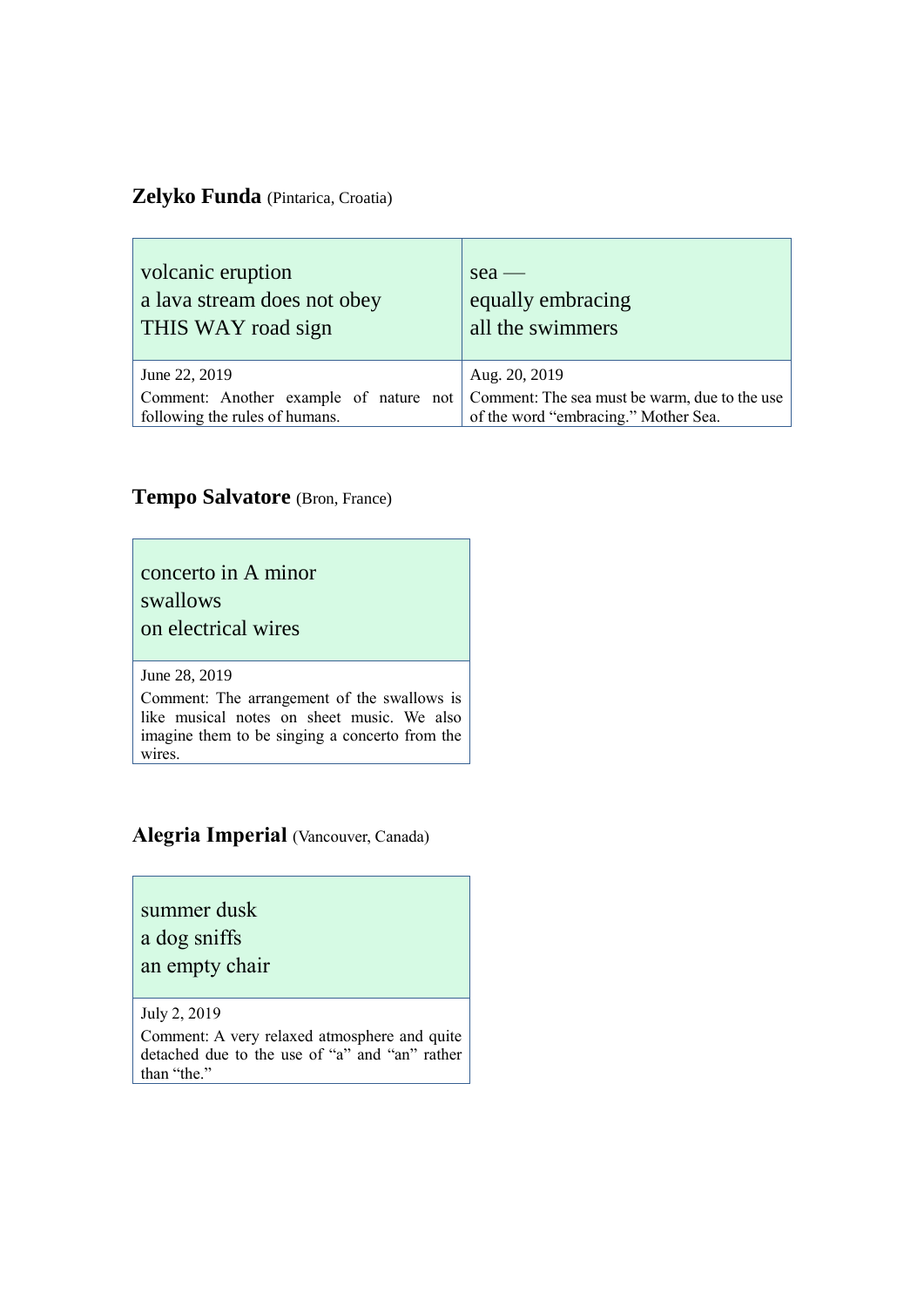**Zelyko Funda** (Pintarica, Croatia)

| volcanic eruption<br>a lava stream does not obey<br>THIS WAY road sign | sea —<br>equally embracing<br>all the swimmers |
|---|---|
| June 22, 2019<br>Comment: Another example of nature not following the rules of humans. | Aug. 20, 2019<br>Comment: The sea must be warm, due to the use of the word "embracing." Mother Sea. |

**Tempo Salvatore** (Bron, France)

| concerto in A minor<br>swallows<br>on electrical wires |
|---|
| June 28, 2019<br>Comment: The arrangement of the swallows is like musical notes on sheet music. We also imagine them to be singing a concerto from the wires. |

**Alegria Imperial** (Vancouver, Canada)

| summer dusk<br>a dog sniffs<br>an empty chair |
|---|
| July 2, 2019<br>Comment: A very relaxed atmosphere and quite detached due to the use of "a" and "an" rather than "the." |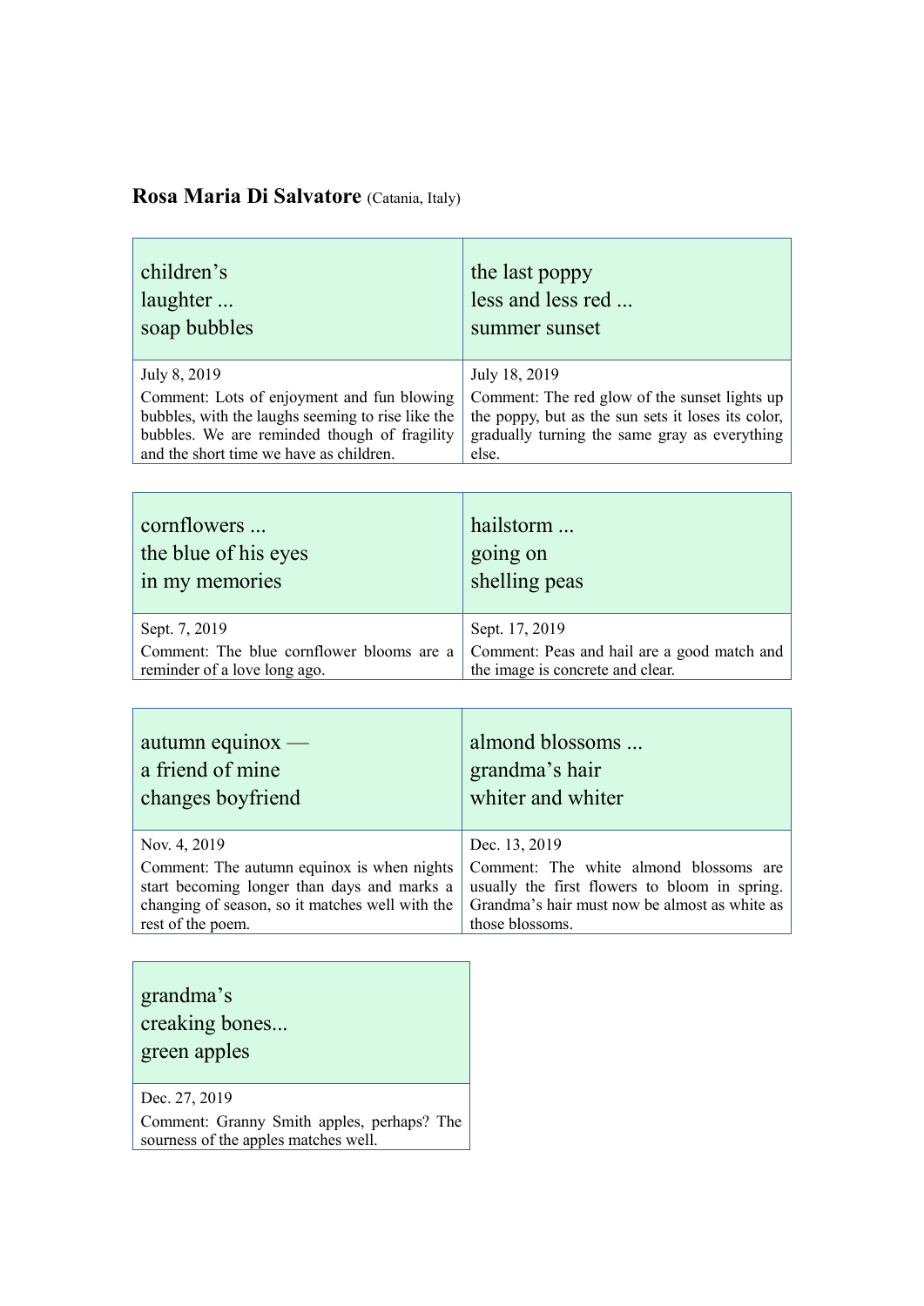**Rosa Maria Di Salvatore** (Catania, Italy)

children's
laughter ...
soap bubbles

July 8, 2019
Comment: Lots of enjoyment and fun blowing bubbles, with the laughs seeming to rise like the bubbles. We are reminded though of fragility and the short time we have as children.

the last poppy
less and less red ...
summer sunset

July 18, 2019
Comment: The red glow of the sunset lights up the poppy, but as the sun sets it loses its color, gradually turning the same gray as everything else.

cornflowers ...
the blue of his eyes
in my memories

Sept. 7, 2019
Comment: The blue cornflower blooms are a reminder of a love long ago.

hailstorm ...
going on
shelling peas

Sept. 17, 2019
Comment: Peas and hail are a good match and the image is concrete and clear.

autumn equinox —
a friend of mine
changes boyfriend

Nov. 4, 2019
Comment: The autumn equinox is when nights start becoming longer than days and marks a changing of season, so it matches well with the rest of the poem.

almond blossoms ...
grandma's hair
whiter and whiter

Dec. 13, 2019
Comment: The white almond blossoms are usually the first flowers to bloom in spring. Grandma's hair must now be almost as white as those blossoms.

grandma's
creaking bones...
green apples

Dec. 27, 2019
Comment: Granny Smith apples, perhaps? The sourness of the apples matches well.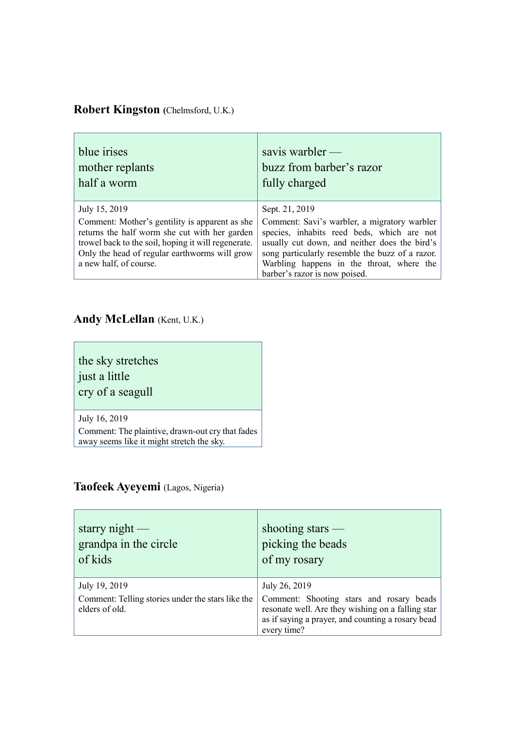**Robert Kingston** (Chelmsford, U.K.)

| blue irises<br>mother replants<br>half a worm | savis warbler —<br>buzz from barber's razor<br>fully charged |
|---|---|
| July 15, 2019<br>Comment: Mother's gentility is apparent as she returns the half worm she cut with her garden trowel back to the soil, hoping it will regenerate. Only the head of regular earthworms will grow a new half, of course. | Sept. 21, 2019<br>Comment: Savi's warbler, a migratory warbler species, inhabits reed beds, which are not usually cut down, and neither does the bird's song particularly resemble the buzz of a razor. Warbling happens in the throat, where the barber's razor is now poised. |

**Andy McLellan** (Kent, U.K.)

| the sky stretches<br>just a little<br>cry of a seagull |
|---|
| July 16, 2019<br>Comment: The plaintive, drawn-out cry that fades away seems like it might stretch the sky. |

**Taofeek Ayeyemi** (Lagos, Nigeria)

| starry night —<br>grandpa in the circle<br>of kids | shooting stars —<br>picking the beads<br>of my rosary |
|---|---|
| July 19, 2019<br>Comment: Telling stories under the stars like the elders of old. | July 26, 2019<br>Comment: Shooting stars and rosary beads resonate well. Are they wishing on a falling star as if saying a prayer, and counting a rosary bead every time? |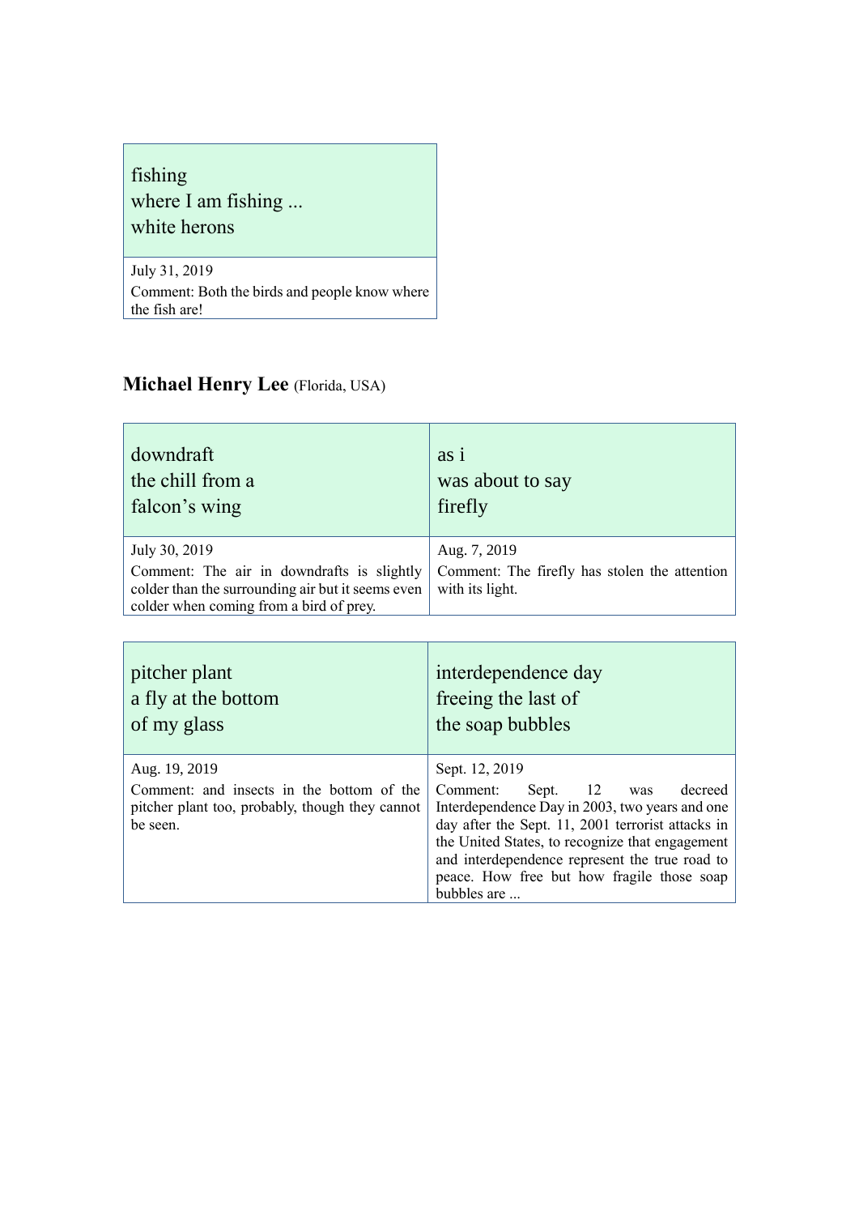fishing
where I am fishing ...
white herons

July 31, 2019
Comment: Both the birds and people know where the fish are!

**Michael Henry Lee** (Florida, USA)

downdraft
the chill from a
falcon's wing

July 30, 2019
Comment: The air in downdrafts is slightly colder than the surrounding air but it seems even colder when coming from a bird of prey.

as i
was about to say
firefly

Aug. 7, 2019
Comment: The firefly has stolen the attention with its light.

pitcher plant
a fly at the bottom
of my glass

Aug. 19, 2019
Comment: and insects in the bottom of the pitcher plant too, probably, though they cannot be seen.

interdependence day
freeing the last of
the soap bubbles

Sept. 12, 2019
Comment: Sept. 12 was decreed Interdependence Day in 2003, two years and one day after the Sept. 11, 2001 terrorist attacks in the United States, to recognize that engagement and interdependence represent the true road to peace. How free but how fragile those soap bubbles are ...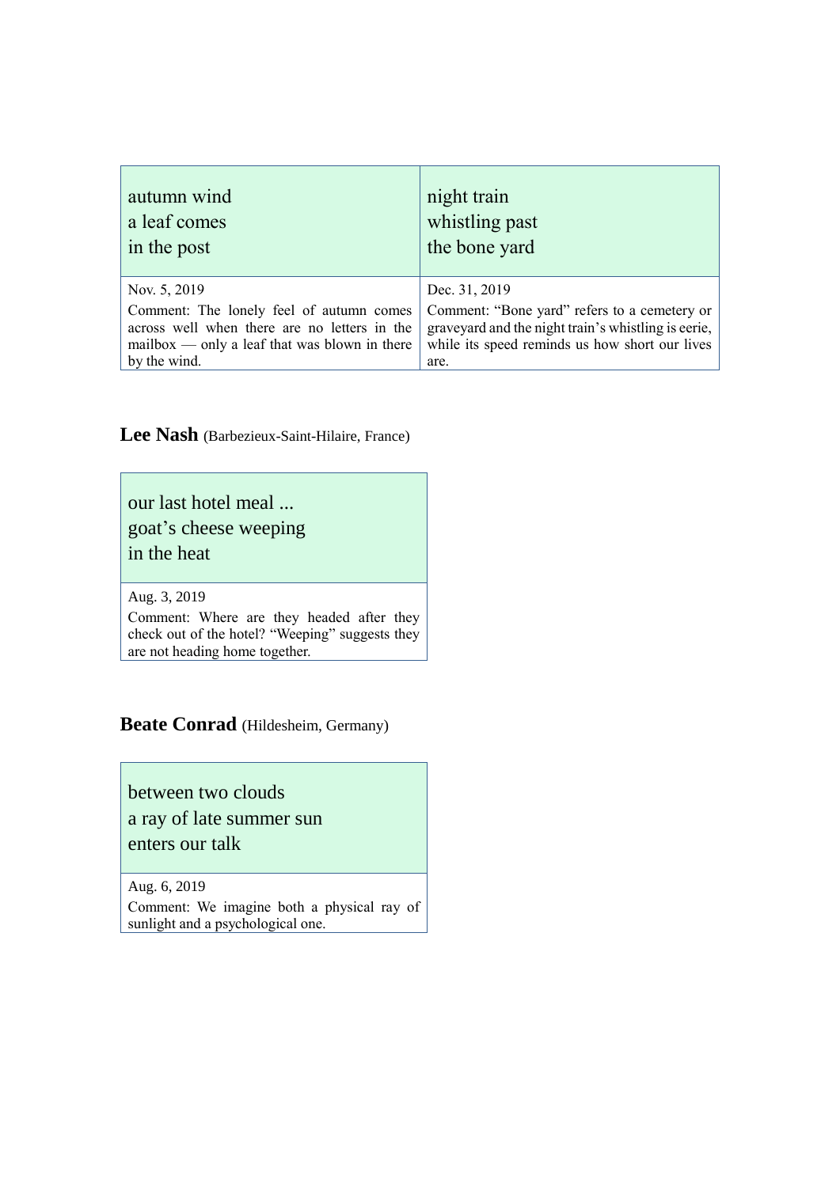| autumn wind<br>a leaf comes<br>in the post | night train<br>whistling past<br>the bone yard |
|---|---|
| Nov. 5, 2019<br>Comment: The lonely feel of autumn comes across well when there are no letters in the mailbox — only a leaf that was blown in there by the wind. | Dec. 31, 2019<br>Comment: “Bone yard” refers to a cemetery or graveyard and the night train’s whistling is eerie, while its speed reminds us how short our lives are. |

**Lee Nash** (Barbezieux-Saint-Hilaire, France)

| our last hotel meal ...<br>goat’s cheese weeping<br>in the heat |
|---|
| Aug. 3, 2019<br>Comment: Where are they headed after they check out of the hotel? “Weeping” suggests they are not heading home together. |

**Beate Conrad** (Hildesheim, Germany)

| between two clouds<br>a ray of late summer sun<br>enters our talk |
|---|
| Aug. 6, 2019<br>Comment: We imagine both a physical ray of sunlight and a psychological one. |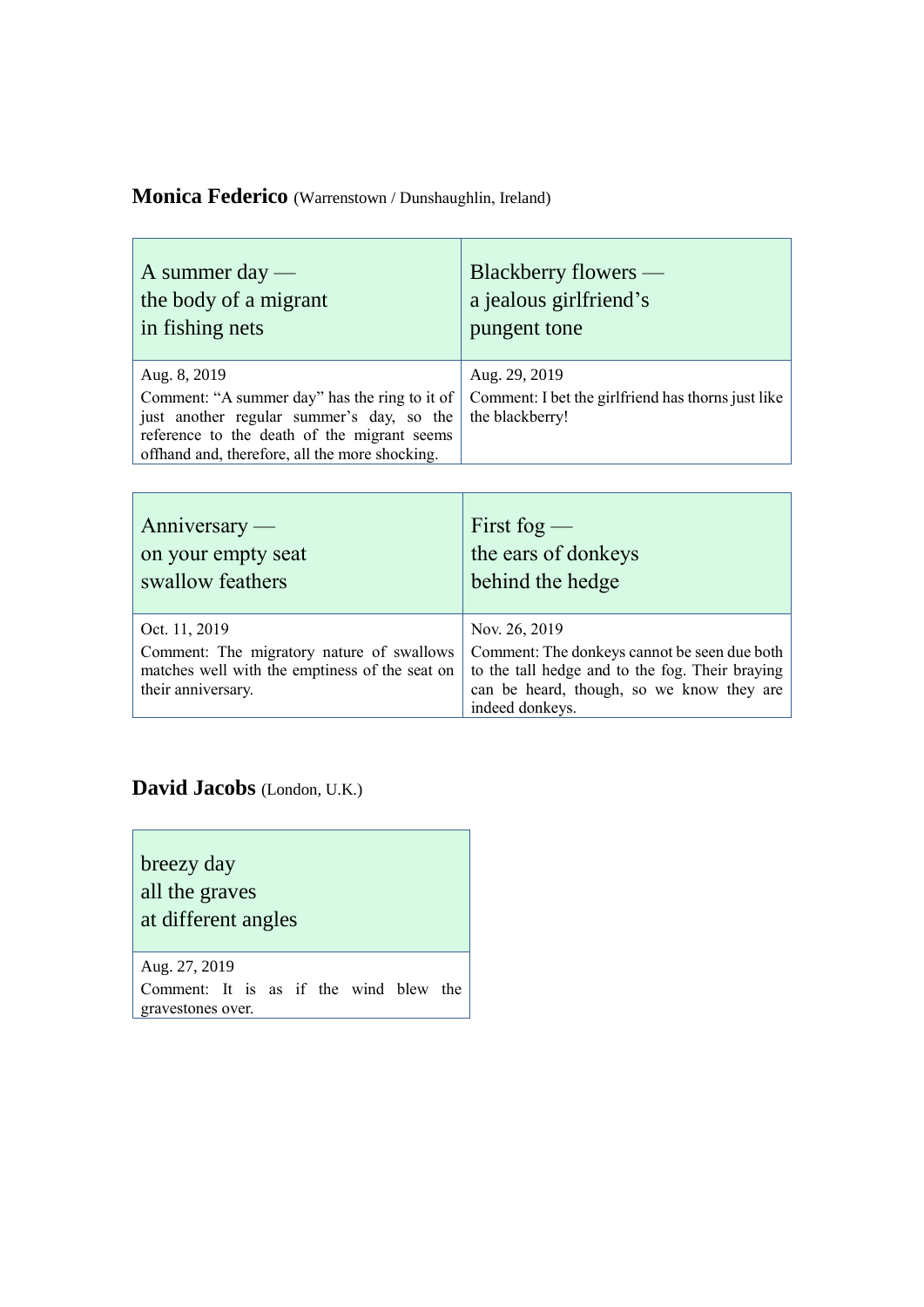**Monica Federico** (Warrenstown / Dunshaughlin, Ireland)

| A summer day —<br>the body of a migrant<br>in fishing nets | Blackberry flowers —<br>a jealous girlfriend's<br>pungent tone |
|---|---|
| Aug. 8, 2019<br>Comment: "A summer day" has the ring to it of just another regular summer's day, so the reference to the death of the migrant seems offhand and, therefore, all the more shocking. | Aug. 29, 2019<br>Comment: I bet the girlfriend has thorns just like the blackberry! |

| Anniversary —<br>on your empty seat<br>swallow feathers | First fog —<br>the ears of donkeys<br>behind the hedge |
|---|---|
| Oct. 11, 2019<br>Comment: The migratory nature of swallows matches well with the emptiness of the seat on their anniversary. | Nov. 26, 2019<br>Comment: The donkeys cannot be seen due both to the tall hedge and to the fog. Their braying can be heard, though, so we know they are indeed donkeys. |

**David Jacobs** (London, U.K.)

| breezy day<br>all the graves<br>at different angles |
|---|
| Aug. 27, 2019<br>Comment: It is as if the wind blew the gravestones over. |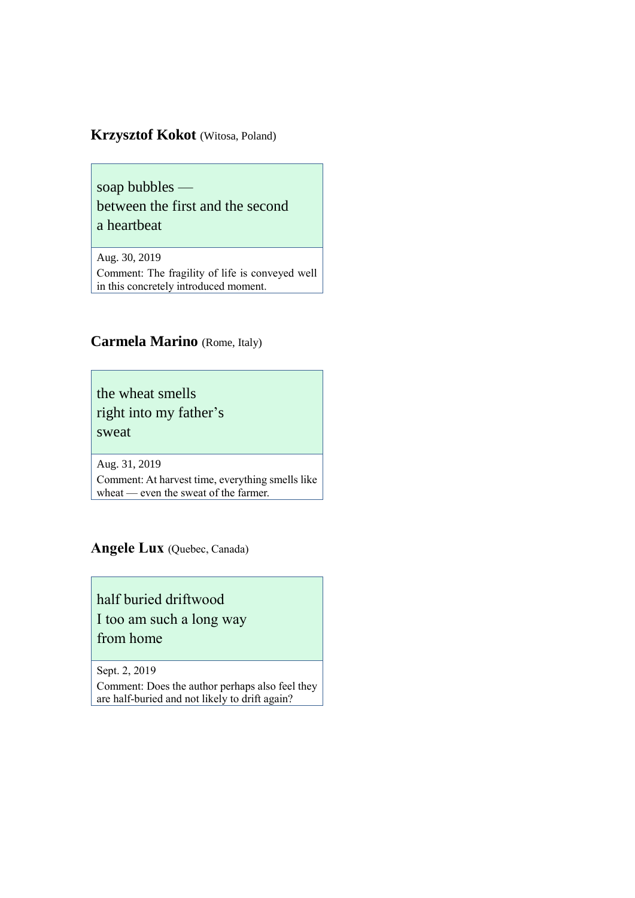**Krzysztof Kokot** (Witosa, Poland)

soap bubbles —
between the first and the second
a heartbeat

Aug. 30, 2019

Comment: The fragility of life is conveyed well in this concretely introduced moment.

**Carmela Marino** (Rome, Italy)

the wheat smells
right into my father's
sweat

Aug. 31, 2019

Comment: At harvest time, everything smells like wheat — even the sweat of the farmer.

**Angele Lux** (Quebec, Canada)

half buried driftwood
I too am such a long way
from home

Sept. 2, 2019

Comment: Does the author perhaps also feel they are half-buried and not likely to drift again?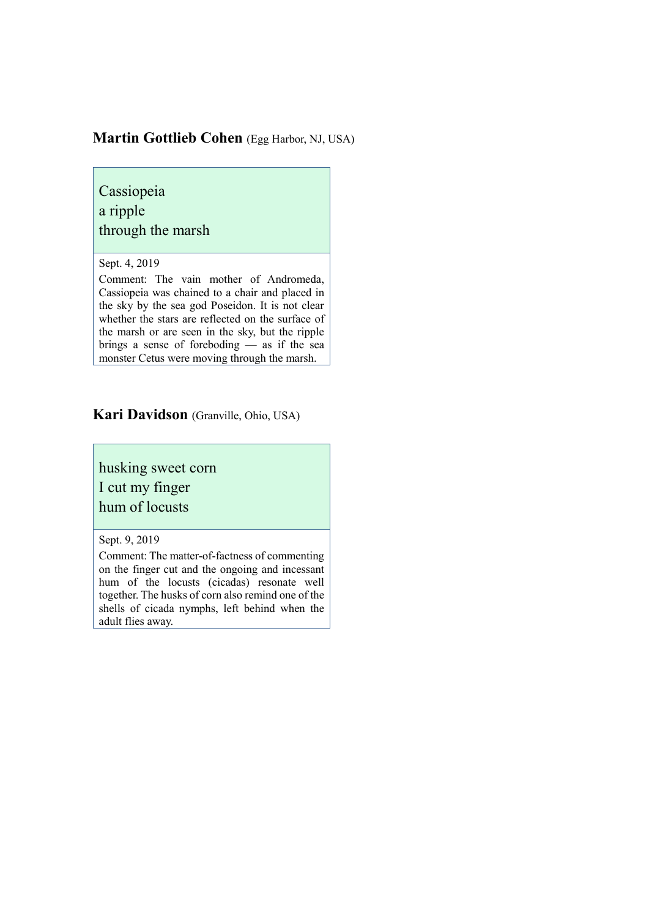**Martin Gottlieb Cohen** (Egg Harbor, NJ, USA)

Cassiopeia
a ripple
through the marsh

Sept. 4, 2019

Comment: The vain mother of Andromeda, Cassiopeia was chained to a chair and placed in the sky by the sea god Poseidon. It is not clear whether the stars are reflected on the surface of the marsh or are seen in the sky, but the ripple brings a sense of foreboding — as if the sea monster Cetus were moving through the marsh.

**Kari Davidson** (Granville, Ohio, USA)

husking sweet corn
I cut my finger
hum of locusts

Sept. 9, 2019

Comment: The matter-of-factness of commenting on the finger cut and the ongoing and incessant hum of the locusts (cicadas) resonate well together. The husks of corn also remind one of the shells of cicada nymphs, left behind when the adult flies away.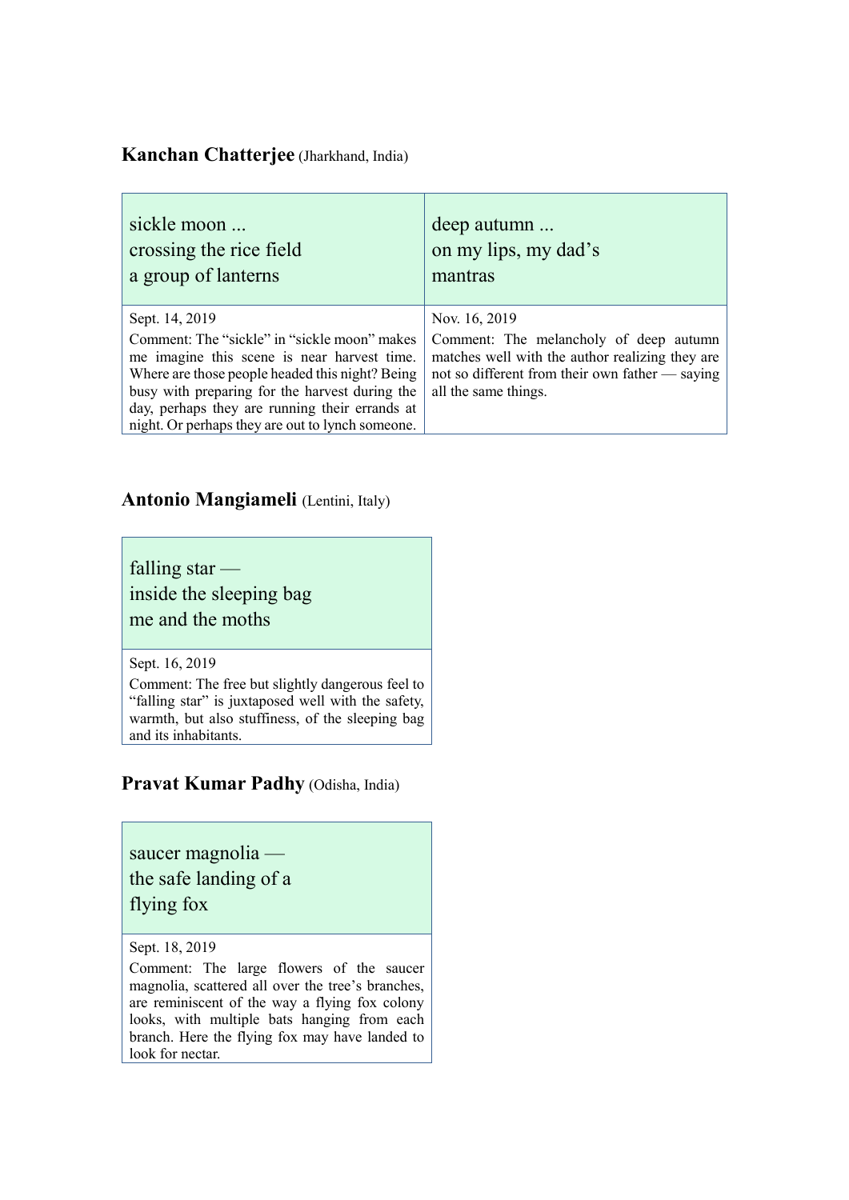**Kanchan Chatterjee** (Jharkhand, India)

sickle moon ...  
crossing the rice field  
a group of lanterns

Sept. 14, 2019

Comment: The "sickle" in "sickle moon" makes me imagine this scene is near harvest time. Where are those people headed this night? Being busy with preparing for the harvest during the day, perhaps they are running their errands at night. Or perhaps they are out to lynch someone.

deep autumn ...  
on my lips, my dad's  
mantras

Nov. 16, 2019

Comment: The melancholy of deep autumn matches well with the author realizing they are not so different from their own father — saying all the same things.

**Antonio Mangiameli** (Lentini, Italy)

falling star —  
inside the sleeping bag  
me and the moths

Sept. 16, 2019

Comment: The free but slightly dangerous feel to "falling star" is juxtaposed well with the safety, warmth, but also stuffiness, of the sleeping bag and its inhabitants.

**Pravat Kumar Padhy** (Odisha, India)

saucer magnolia —  
the safe landing of a  
flying fox

Sept. 18, 2019

Comment: The large flowers of the saucer magnolia, scattered all over the tree's branches, are reminiscent of the way a flying fox colony looks, with multiple bats hanging from each branch. Here the flying fox may have landed to look for nectar.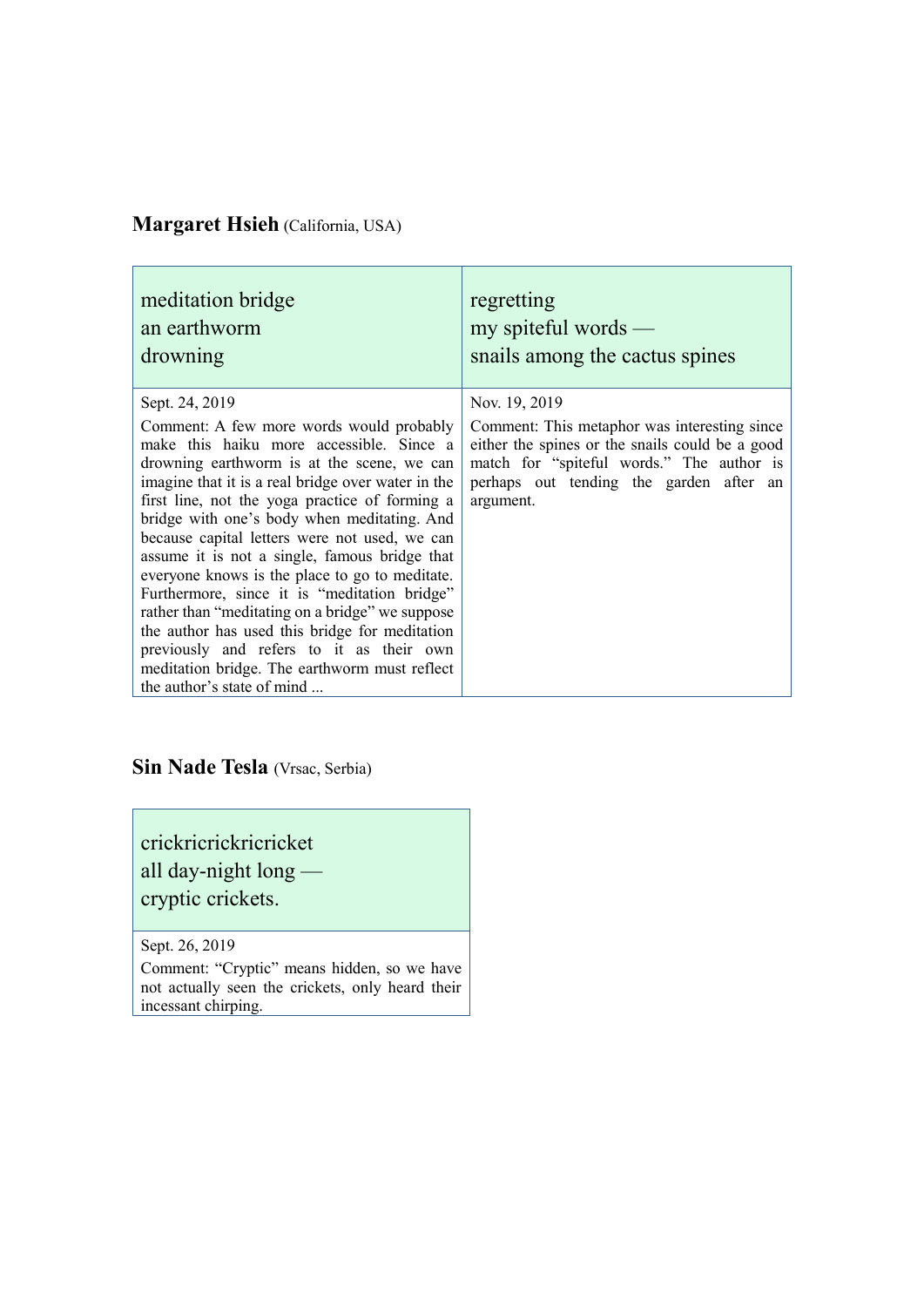**Margaret Hsieh** (California, USA)

| meditation bridge<br>an earthworm<br>drowning | regretting<br>my spiteful words —<br>snails among the cactus spines |
|---|---|
| Sept. 24, 2019<br>Comment: A few more words would probably make this haiku more accessible. Since a drowning earthworm is at the scene, we can imagine that it is a real bridge over water in the first line, not the yoga practice of forming a bridge with one's body when meditating. And because capital letters were not used, we can assume it is not a single, famous bridge that everyone knows is the place to go to meditate. Furthermore, since it is "meditation bridge" rather than "meditating on a bridge" we suppose the author has used this bridge for meditation previously and refers to it as their own meditation bridge. The earthworm must reflect the author's state of mind ... | Nov. 19, 2019<br>Comment: This metaphor was interesting since either the spines or the snails could be a good match for "spiteful words." The author is perhaps out tending the garden after an argument. |

**Sin Nade Tesla** (Vrsac, Serbia)

| crickricrickricricket<br>all day-night long —<br>cryptic crickets. |
|---|
| Sept. 26, 2019<br>Comment: "Cryptic" means hidden, so we have not actually seen the crickets, only heard their incessant chirping. |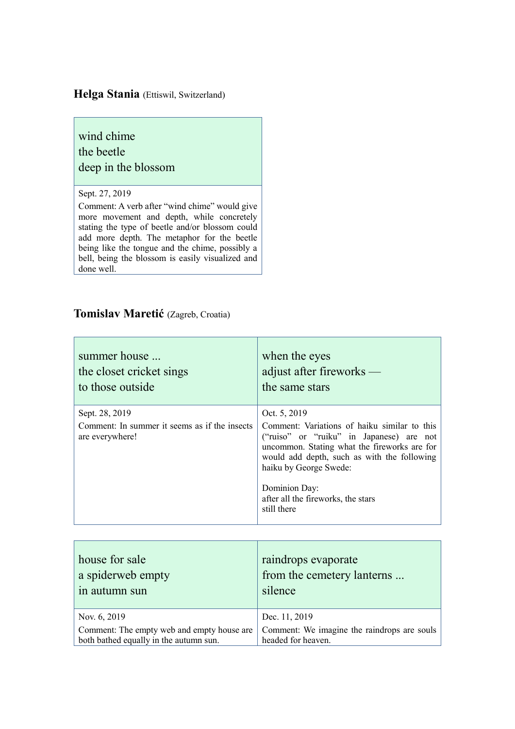**Helga Stania** (Ettiswil, Switzerland)

wind chime
the beetle
deep in the blossom

Sept. 27, 2019
Comment: A verb after "wind chime" would give more movement and depth, while concretely stating the type of beetle and/or blossom could add more depth. The metaphor for the beetle being like the tongue and the chime, possibly a bell, being the blossom is easily visualized and done well.

**Tomislav Maretić** (Zagreb, Croatia)

summer house ...
the closet cricket sings
to those outside

Sept. 28, 2019
Comment: In summer it seems as if the insects are everywhere!

when the eyes
adjust after fireworks —
the same stars

Oct. 5, 2019
Comment: Variations of haiku similar to this ("ruiso" or "ruiku" in Japanese) are not uncommon. Stating what the fireworks are for would add depth, such as with the following haiku by George Swede:

Dominion Day:
after all the fireworks, the stars
still there

house for sale
a spiderweb empty
in autumn sun

Nov. 6, 2019
Comment: The empty web and empty house are both bathed equally in the autumn sun.

raindrops evaporate
from the cemetery lanterns ...
silence

Dec. 11, 2019
Comment: We imagine the raindrops are souls headed for heaven.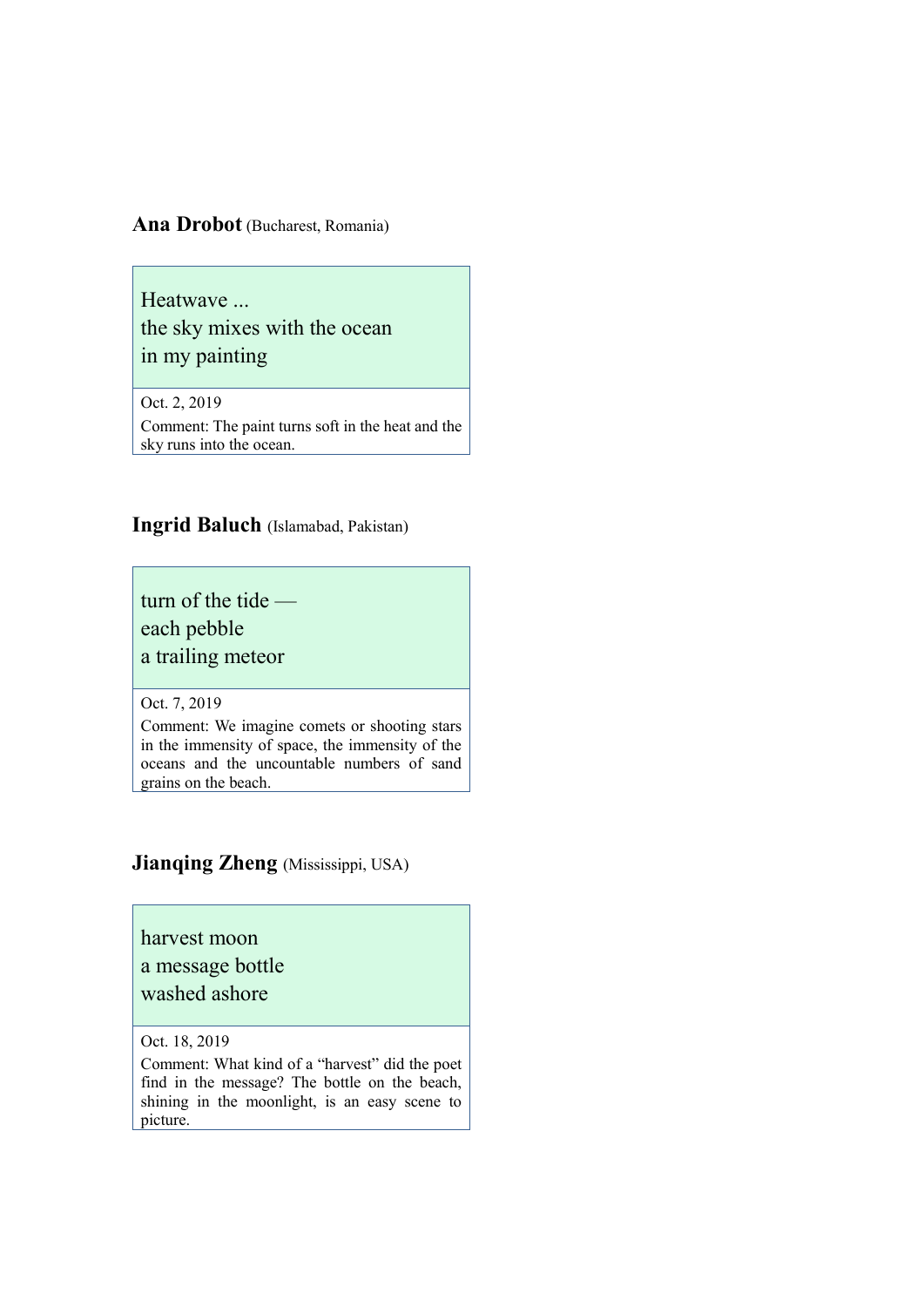**Ana Drobot** (Bucharest, Romania)

Heatwave ...
the sky mixes with the ocean
in my painting

Oct. 2, 2019

Comment: The paint turns soft in the heat and the sky runs into the ocean.

**Ingrid Baluch** (Islamabad, Pakistan)

turn of the tide —
each pebble
a trailing meteor

Oct. 7, 2019

Comment: We imagine comets or shooting stars in the immensity of space, the immensity of the oceans and the uncountable numbers of sand grains on the beach.

**Jianqing Zheng** (Mississippi, USA)

harvest moon
a message bottle
washed ashore

Oct. 18, 2019

Comment: What kind of a "harvest" did the poet find in the message? The bottle on the beach, shining in the moonlight, is an easy scene to picture.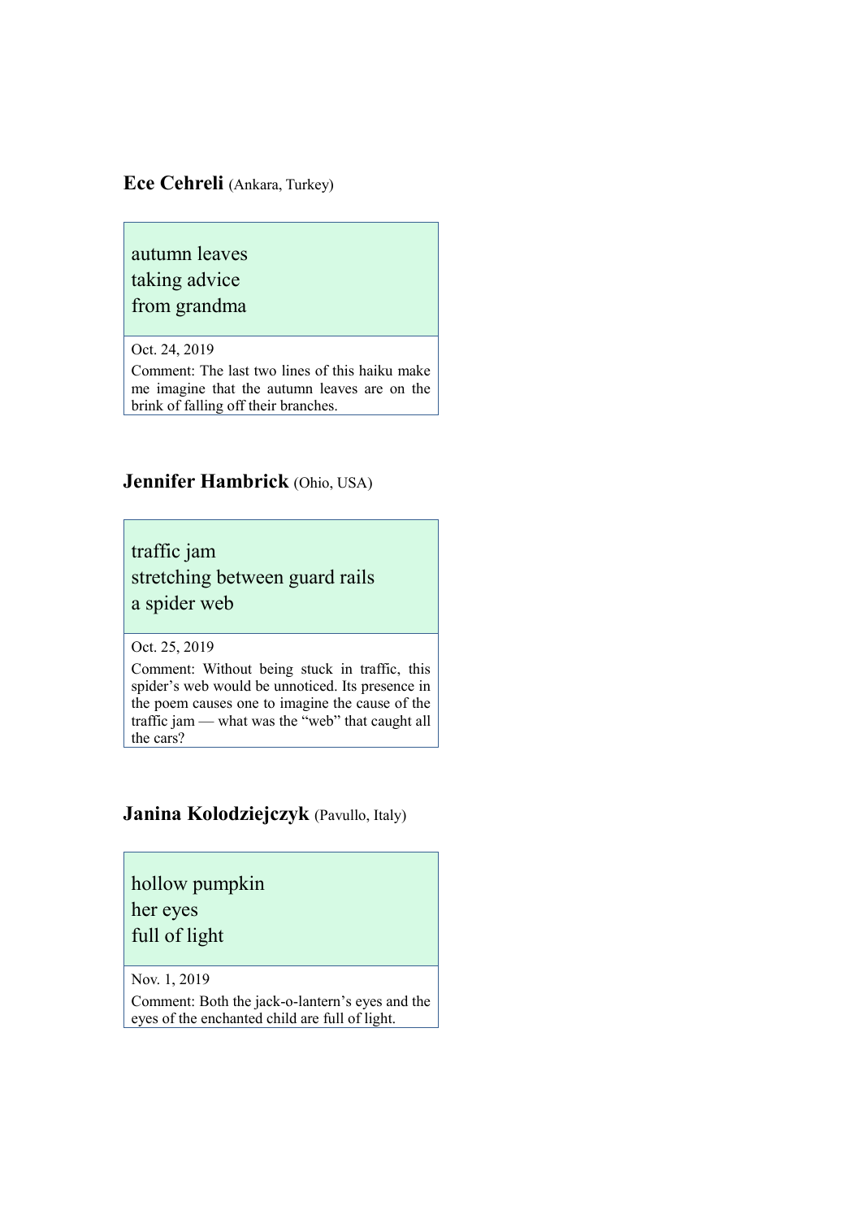**Ece Cehreli** (Ankara, Turkey)

autumn leaves  
taking advice  
from grandma

Oct. 24, 2019

Comment: The last two lines of this haiku make me imagine that the autumn leaves are on the brink of falling off their branches.

**Jennifer Hambrick** (Ohio, USA)

traffic jam  
stretching between guard rails  
a spider web

Oct. 25, 2019

Comment: Without being stuck in traffic, this spider's web would be unnoticed. Its presence in the poem causes one to imagine the cause of the traffic jam — what was the "web" that caught all the cars?

**Janina Kolodziejczyk** (Pavullo, Italy)

hollow pumpkin  
her eyes  
full of light

Nov. 1, 2019

Comment: Both the jack-o-lantern's eyes and the eyes of the enchanted child are full of light.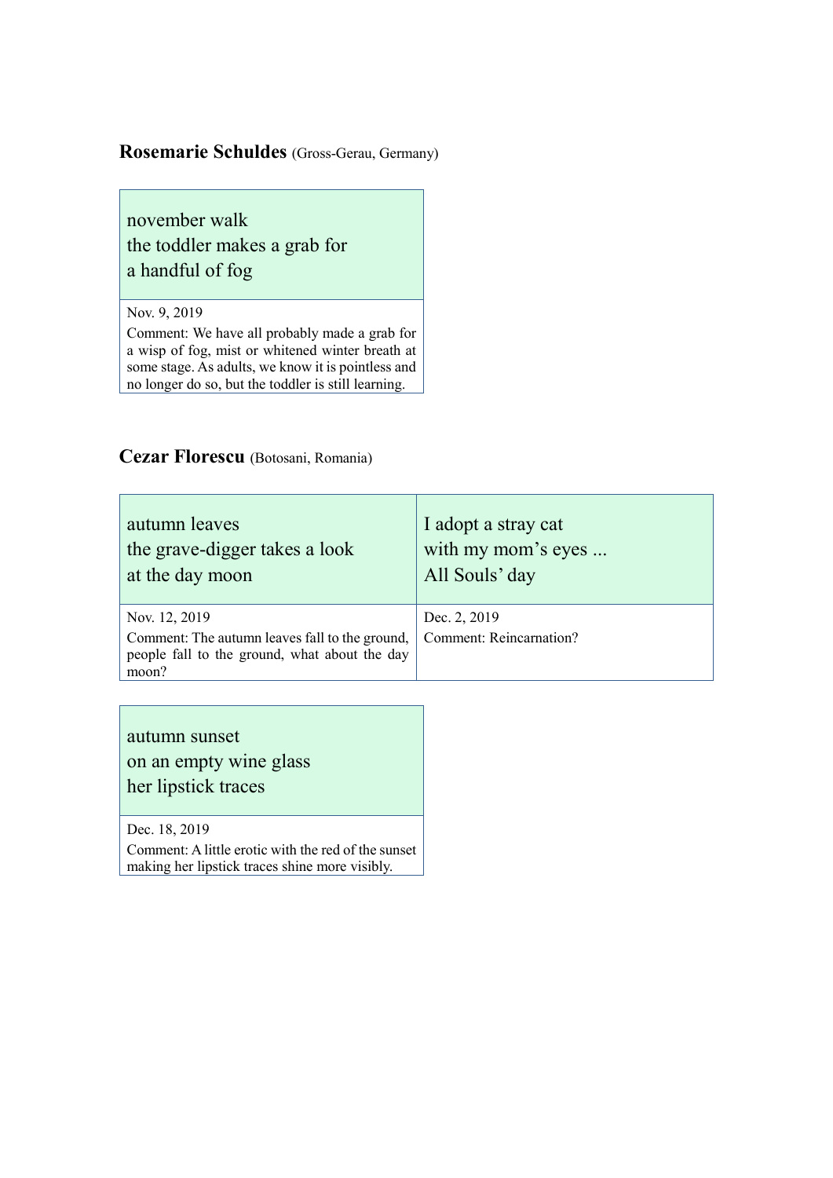**Rosemarie Schuldes** (Gross-Gerau, Germany)

november walk
the toddler makes a grab for
a handful of fog

Nov. 9, 2019
Comment: We have all probably made a grab for a wisp of fog, mist or whitened winter breath at some stage. As adults, we know it is pointless and no longer do so, but the toddler is still learning.

**Cezar Florescu** (Botosani, Romania)

autumn leaves
the grave-digger takes a look
at the day moon

Nov. 12, 2019
Comment: The autumn leaves fall to the ground, people fall to the ground, what about the day moon?

I adopt a stray cat
with my mom's eyes ...
All Souls' day

Dec. 2, 2019
Comment: Reincarnation?

autumn sunset
on an empty wine glass
her lipstick traces

Dec. 18, 2019
Comment: A little erotic with the red of the sunset making her lipstick traces shine more visibly.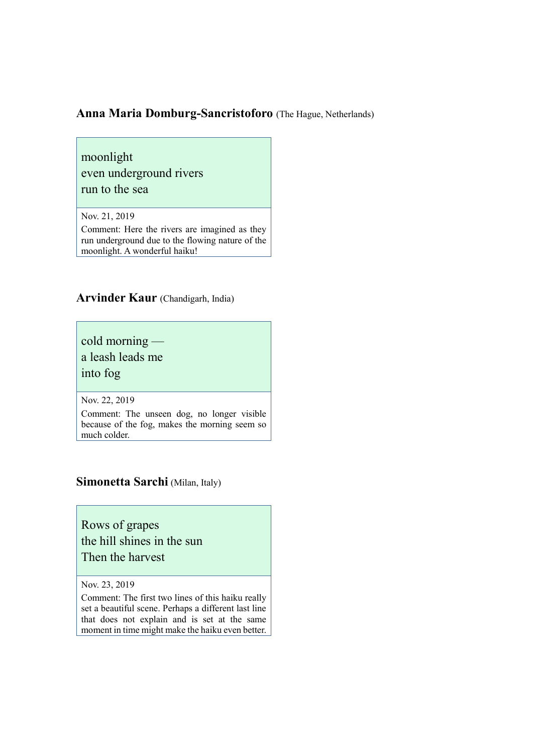**Anna Maria Domburg-Sancristoforo** (The Hague, Netherlands)

moonlight  
even underground rivers  
run to the sea

Nov. 21, 2019

Comment: Here the rivers are imagined as they run underground due to the flowing nature of the moonlight. A wonderful haiku!

**Arvinder Kaur** (Chandigarh, India)

cold morning —  
a leash leads me  
into fog

Nov. 22, 2019

Comment: The unseen dog, no longer visible because of the fog, makes the morning seem so much colder.

**Simonetta Sarchi** (Milan, Italy)

Rows of grapes  
the hill shines in the sun  
Then the harvest

Nov. 23, 2019

Comment: The first two lines of this haiku really set a beautiful scene. Perhaps a different last line that does not explain and is set at the same moment in time might make the haiku even better.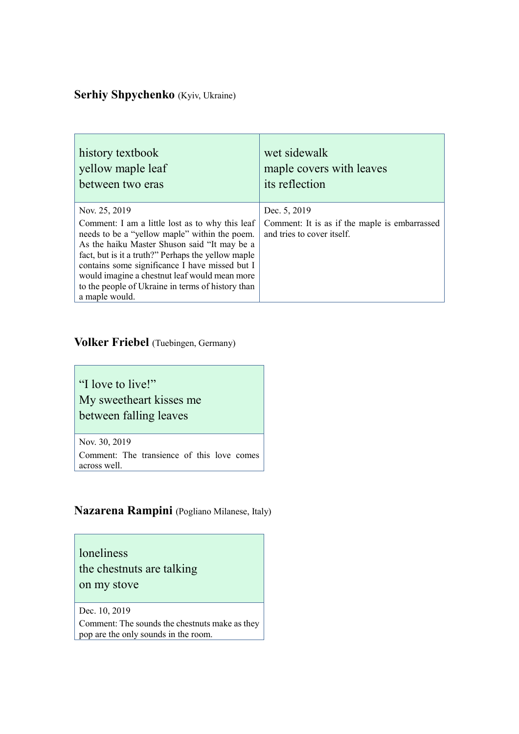**Serhiy Shpychenko** (Kyiv, Ukraine)

| history textbook<br>yellow maple leaf<br>between two eras | wet sidewalk<br>maple covers with leaves<br>its reflection |
|---|---|
| Nov. 25, 2019<br>Comment: I am a little lost as to why this leaf needs to be a "yellow maple" within the poem. As the haiku Master Shuson said "It may be a fact, but is it a truth?" Perhaps the yellow maple contains some significance I have missed but I would imagine a chestnut leaf would mean more to the people of Ukraine in terms of history than a maple would. | Dec. 5, 2019<br>Comment: It is as if the maple is embarrassed and tries to cover itself. |

**Volker Friebel** (Tuebingen, Germany)

| "I love to live!"<br>My sweetheart kisses me<br>between falling leaves |
|---|
| Nov. 30, 2019<br>Comment: The transience of this love comes across well. |

**Nazarena Rampini** (Pogliano Milanese, Italy)

| loneliness<br>the chestnuts are talking<br>on my stove |
|---|
| Dec. 10, 2019<br>Comment: The sounds the chestnuts make as they pop are the only sounds in the room. |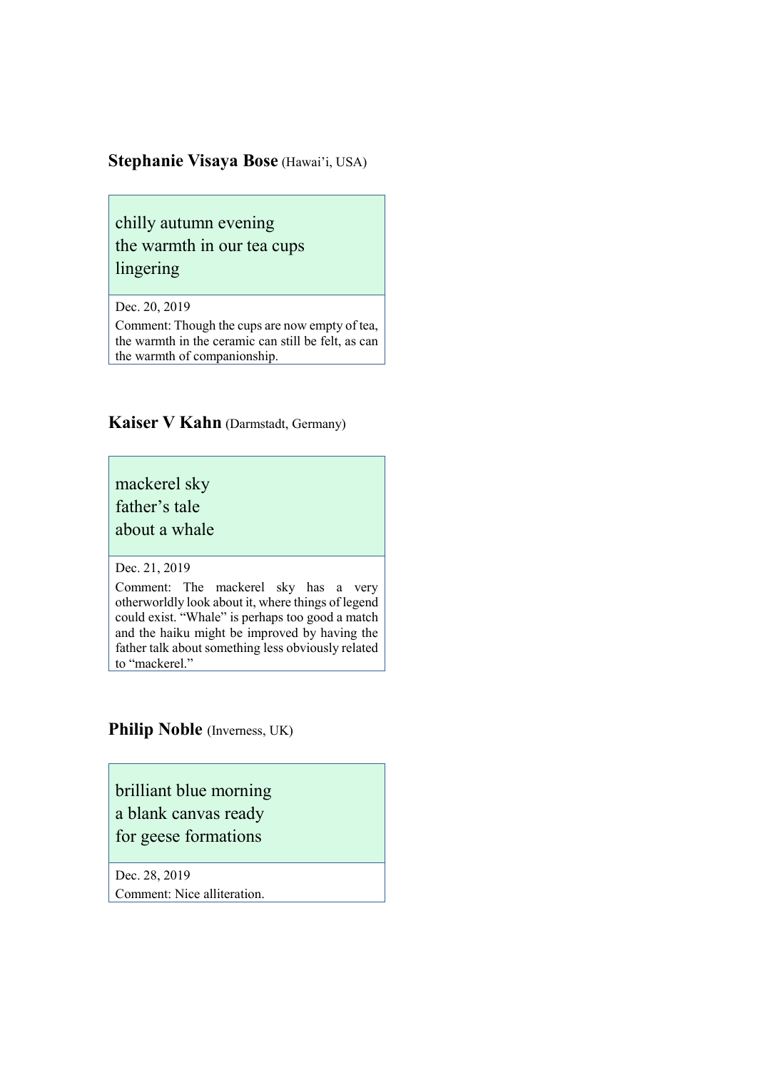**Stephanie Visaya Bose** (Hawai'i, USA)

chilly autumn evening
the warmth in our tea cups
lingering

Dec. 20, 2019

Comment: Though the cups are now empty of tea, the warmth in the ceramic can still be felt, as can the warmth of companionship.

**Kaiser V Kahn** (Darmstadt, Germany)

mackerel sky
father's tale
about a whale

Dec. 21, 2019

Comment: The mackerel sky has a very otherworldly look about it, where things of legend could exist. "Whale" is perhaps too good a match and the haiku might be improved by having the father talk about something less obviously related to "mackerel."

**Philip Noble** (Inverness, UK)

brilliant blue morning
a blank canvas ready
for geese formations

Dec. 28, 2019

Comment: Nice alliteration.